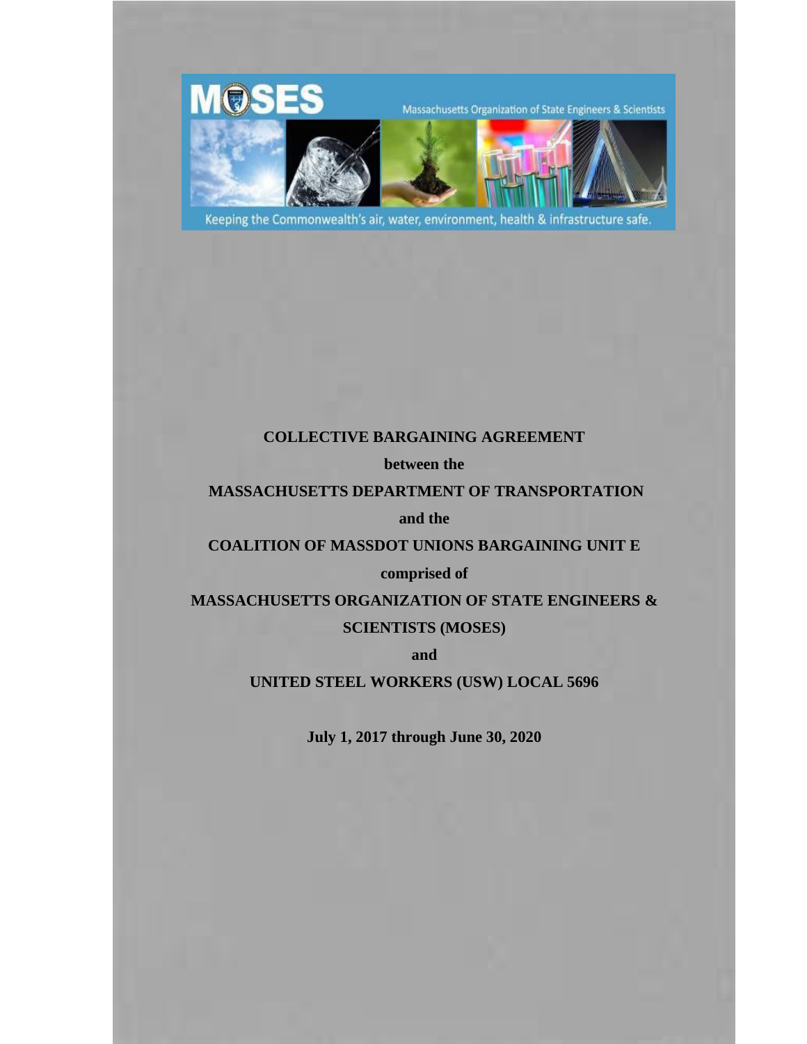MOSES

Massachusetts Organization of State Engineers & Scientists

Keeping the Commonwealth's air, water, environment, health & infrastructure safe.

**COLLECTIVE BARGAINING AGREEMENT**

**between the**

**MASSACHUSETTS DEPARTMENT OF TRANSPORTATION**

**and the**

**COALITION OF MASSDOT UNIONS BARGAINING UNIT E**

**comprised of**

**MASSACHUSETTS ORGANIZATION OF STATE ENGINEERS & SCIENTISTS (MOSES)**

**and**

**UNITED STEEL WORKERS (USW) LOCAL 5696**

**July 1, 2017 through June 30, 2020**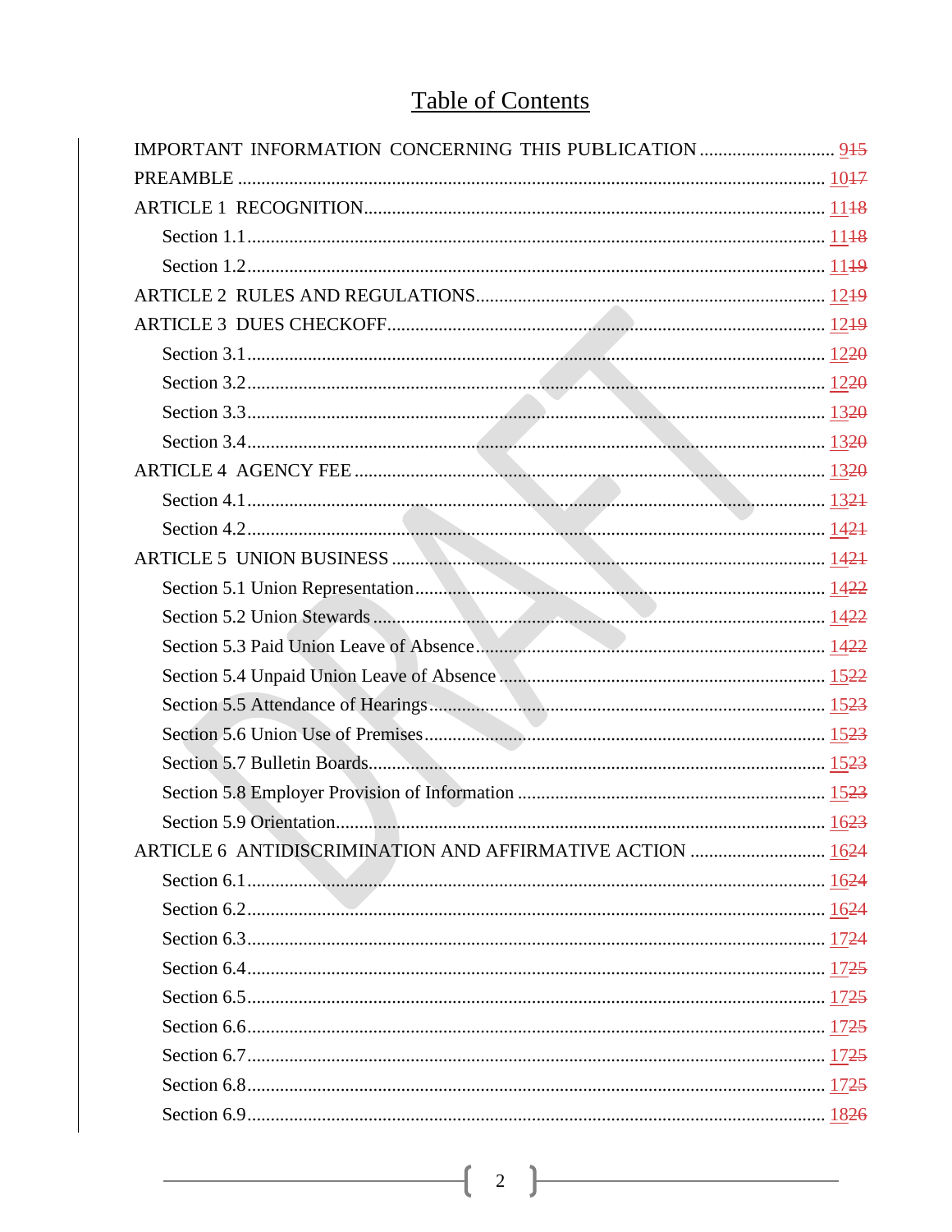# Table of Contents

IMPORTANT INFORMATION CONCERNING THIS PUBLICATION .......... 9~~15~~

PREAMBLE .......... 10~~17~~

ARTICLE 1 RECOGNITION .......... 11~~18~~

- Section 1.1 .......... 11~~18~~
- Section 1.2 .......... 11~~19~~

ARTICLE 2 RULES AND REGULATIONS .......... 12~~19~~

ARTICLE 3 DUES CHECKOFF .......... 12~~19~~

- Section 3.1 .......... 12~~20~~
- Section 3.2 .......... 12~~20~~
- Section 3.3 .......... 13~~20~~
- Section 3.4 .......... 13~~20~~

ARTICLE 4 AGENCY FEE .......... 13~~20~~

- Section 4.1 .......... 13~~21~~
- Section 4.2 .......... 14~~21~~

ARTICLE 5 UNION BUSINESS .......... 14~~21~~

- Section 5.1 Union Representation .......... 14~~22~~
- Section 5.2 Union Stewards .......... 14~~22~~
- Section 5.3 Paid Union Leave of Absence .......... 14~~22~~
- Section 5.4 Unpaid Union Leave of Absence .......... 15~~22~~
- Section 5.5 Attendance of Hearings .......... 15~~23~~
- Section 5.6 Union Use of Premises .......... 15~~23~~
- Section 5.7 Bulletin Boards .......... 15~~23~~
- Section 5.8 Employer Provision of Information .......... 15~~23~~
- Section 5.9 Orientation .......... 16~~23~~

ARTICLE 6 ANTIDISCRIMINATION AND AFFIRMATIVE ACTION .......... 16~~24~~

- Section 6.1 .......... 16~~24~~
- Section 6.2 .......... 16~~24~~
- Section 6.3 .......... 17~~24~~
- Section 6.4 .......... 17~~25~~
- Section 6.5 .......... 17~~25~~
- Section 6.6 .......... 17~~25~~
- Section 6.7 .......... 17~~25~~
- Section 6.8 .......... 17~~25~~
- Section 6.9 .......... 18~~26~~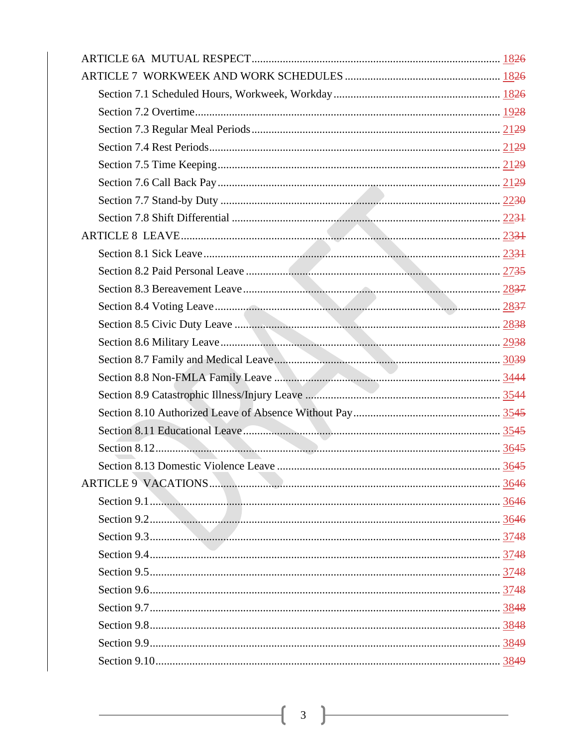ARTICLE 6A MUTUAL RESPECT ....................................................................................... 1826

ARTICLE 7 WORKWEEK AND WORK SCHEDULES ....................................................... 1826

Section 7.1 Scheduled Hours, Workweek, Workday ........................................................... 1826

Section 7.2 Overtime ............................................................................................................ 1928

Section 7.3 Regular Meal Periods ........................................................................................ 2129

Section 7.4 Rest Periods ....................................................................................................... 2129

Section 7.5 Time Keeping ..................................................................................................... 2129

Section 7.6 Call Back Pay ..................................................................................................... 2129

Section 7.7 Stand-by Duty .................................................................................................... 2230

Section 7.8 Shift Differential ................................................................................................ 2231

ARTICLE 8 LEAVE ................................................................................................................ 2331

Section 8.1 Sick Leave .......................................................................................................... 2331

Section 8.2 Paid Personal Leave ........................................................................................... 2735

Section 8.3 Bereavement Leave ............................................................................................ 2837

Section 8.4 Voting Leave ...................................................................................................... 2837

Section 8.5 Civic Duty Leave ............................................................................................... 2838

Section 8.6 Military Leave .................................................................................................... 2938

Section 8.7 Family and Medical Leave ................................................................................. 3039

Section 8.8 Non-FMLA Family Leave ................................................................................. 3444

Section 8.9 Catastrophic Illness/Injury Leave ...................................................................... 3544

Section 8.10 Authorized Leave of Absence Without Pay ..................................................... 3545

Section 8.11 Educational Leave ............................................................................................ 3545

Section 8.12 .......................................................................................................................... 3645

Section 8.13 Domestic Violence Leave ................................................................................ 3645

ARTICLE 9 VACATIONS ...................................................................................................... 3646

Section 9.1 ............................................................................................................................ 3646

Section 9.2 ............................................................................................................................ 3646

Section 9.3 ............................................................................................................................ 3748

Section 9.4 ............................................................................................................................ 3748

Section 9.5 ............................................................................................................................ 3748

Section 9.6 ............................................................................................................................ 3748

Section 9.7 ............................................................................................................................ 3848

Section 9.8 ............................................................................................................................ 3848

Section 9.9 ............................................................................................................................ 3849

Section 9.10 .......................................................................................................................... 3849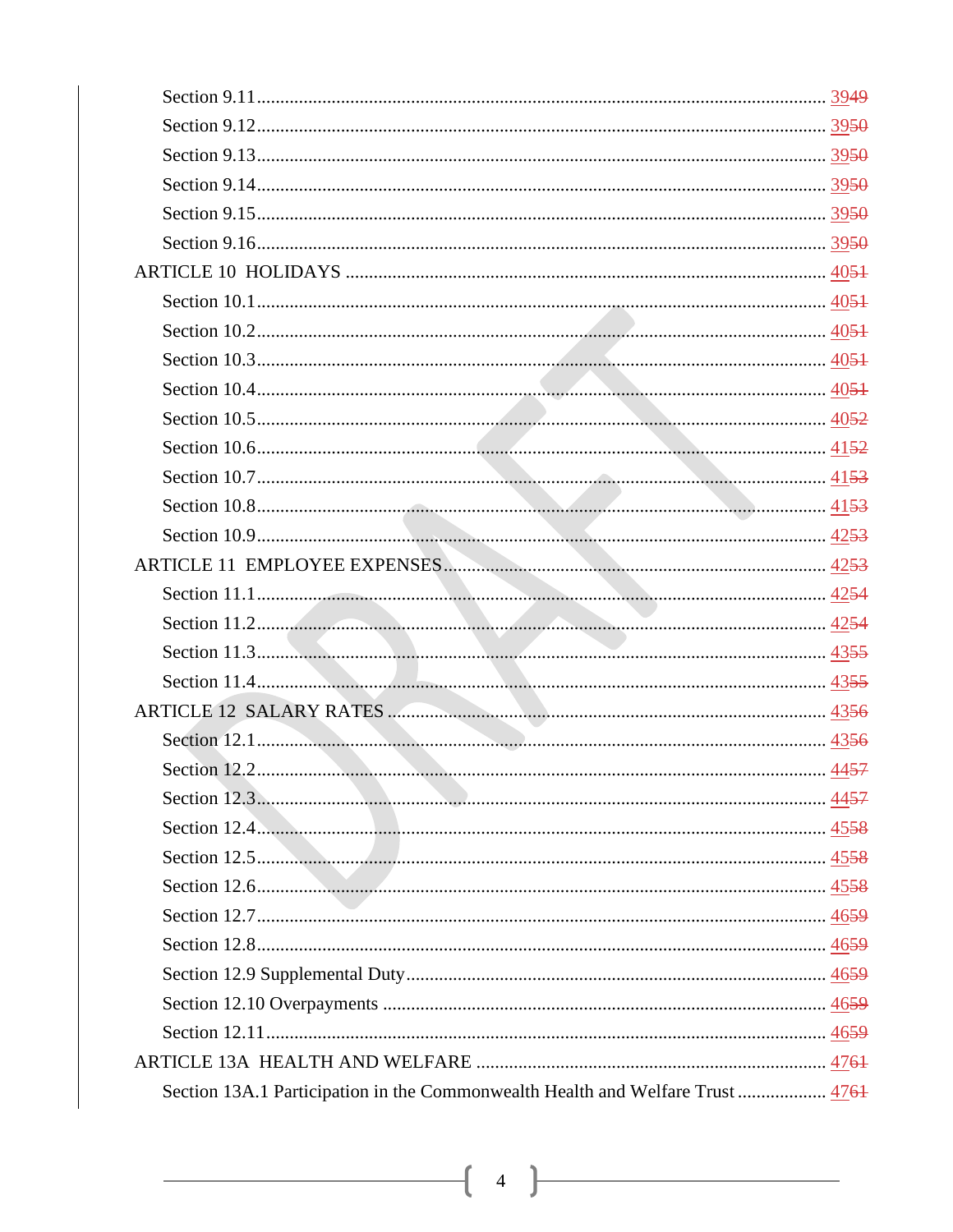Section 9.11 ........................................................................................................ 3949

Section 9.12 ........................................................................................................ 3950

Section 9.13 ........................................................................................................ 3950

Section 9.14 ........................................................................................................ 3950

Section 9.15 ........................................................................................................ 3950

Section 9.16 ........................................................................................................ 3950

ARTICLE 10 HOLIDAYS ........................................................................................ 4051

Section 10.1 ........................................................................................................ 4051

Section 10.2 ........................................................................................................ 4051

Section 10.3 ........................................................................................................ 4051

Section 10.4 ........................................................................................................ 4051

Section 10.5 ........................................................................................................ 4052

Section 10.6 ........................................................................................................ 4152

Section 10.7 ........................................................................................................ 4153

Section 10.8 ........................................................................................................ 4153

Section 10.9 ........................................................................................................ 4253

ARTICLE 11 EMPLOYEE EXPENSES ................................................................ 4253

Section 11.1 ........................................................................................................ 4254

Section 11.2 ........................................................................................................ 4254

Section 11.3 ........................................................................................................ 4355

Section 11.4 ........................................................................................................ 4355

ARTICLE 12 SALARY RATES ............................................................................ 4356

Section 12.1 ........................................................................................................ 4356

Section 12.2 ........................................................................................................ 4457

Section 12.3 ........................................................................................................ 4457

Section 12.4 ........................................................................................................ 4558

Section 12.5 ........................................................................................................ 4558

Section 12.6 ........................................................................................................ 4558

Section 12.7 ........................................................................................................ 4659

Section 12.8 ........................................................................................................ 4659

Section 12.9 Supplemental Duty ......................................................................... 4659

Section 12.10 Overpayments .............................................................................. 4659

Section 12.11 ...................................................................................................... 4659

ARTICLE 13A HEALTH AND WELFARE ........................................................... 4761

Section 13A.1 Participation in the Commonwealth Health and Welfare Trust ................... 4761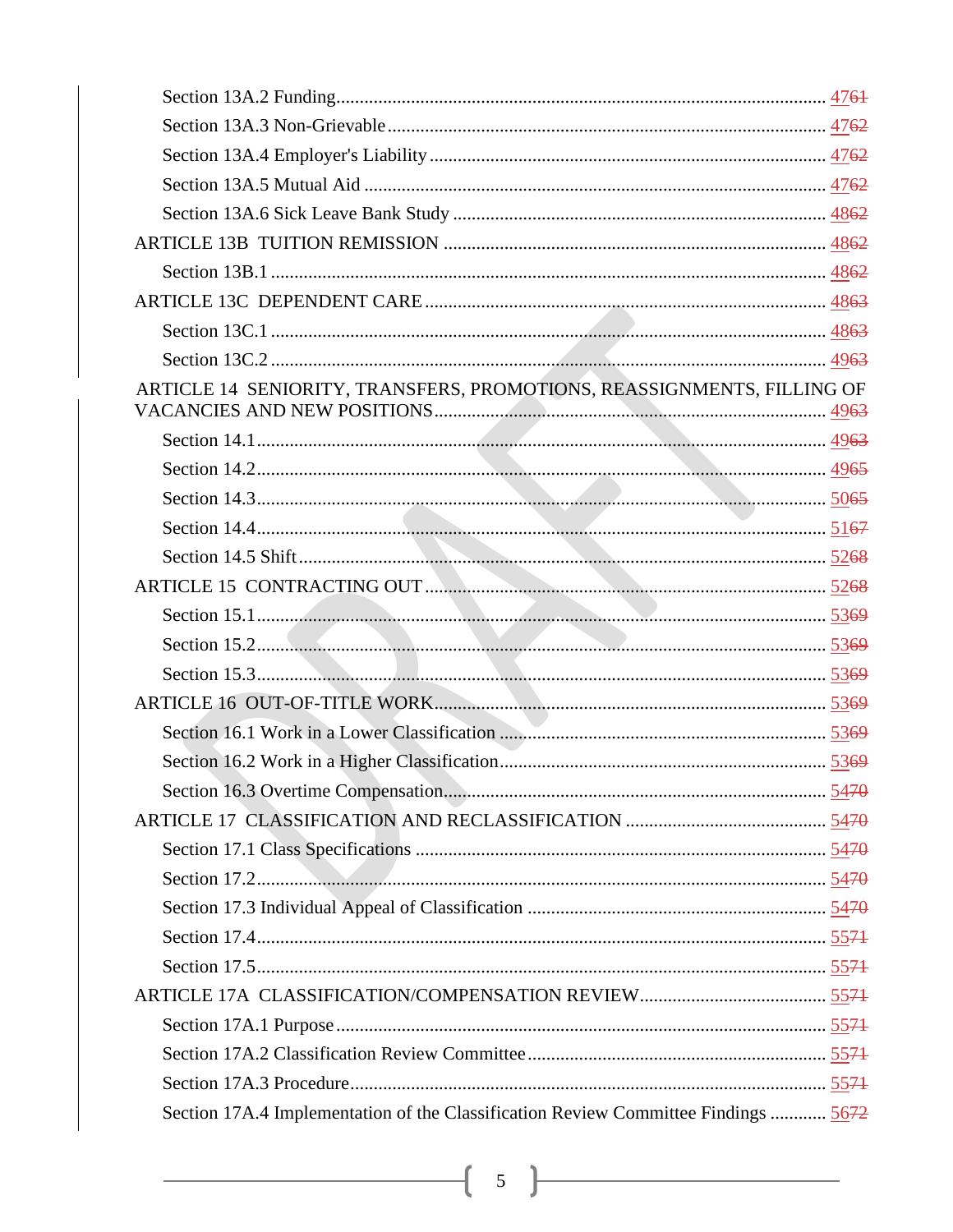Section 13A.2 Funding ........................................................................ 47~~61~~

Section 13A.3 Non-Grievable .............................................................. 47~~62~~

Section 13A.4 Employer's Liability ...................................................... 47~~62~~

Section 13A.5 Mutual Aid .................................................................... 47~~62~~

Section 13A.6 Sick Leave Bank Study ................................................ 48~~62~~

ARTICLE 13B TUITION REMISSION ................................................... 48~~62~~

Section 13B.1 ...................................................................................... 48~~62~~

ARTICLE 13C DEPENDENT CARE ....................................................... 48~~63~~

Section 13C.1 ...................................................................................... 48~~63~~

Section 13C.2 ...................................................................................... 49~~63~~

ARTICLE 14 SENIORITY, TRANSFERS, PROMOTIONS, REASSIGNMENTS, FILLING OF VACANCIES AND NEW POSITIONS ................................................................ 49~~63~~

Section 14.1 ........................................................................................ 49~~63~~

Section 14.2 ........................................................................................ 49~~65~~

Section 14.3 ........................................................................................ 50~~65~~

Section 14.4 ........................................................................................ 51~~67~~

Section 14.5 Shift ................................................................................ 52~~68~~

ARTICLE 15 CONTRACTING OUT ....................................................... 52~~68~~

Section 15.1 ........................................................................................ 53~~69~~

Section 15.2 ........................................................................................ 53~~69~~

Section 15.3 ........................................................................................ 53~~69~~

ARTICLE 16 OUT-OF-TITLE WORK ..................................................... 53~~69~~

Section 16.1 Work in a Lower Classification ...................................... 53~~69~~

Section 16.2 Work in a Higher Classification ...................................... 53~~69~~

Section 16.3 Overtime Compensation ................................................. 54~~70~~

ARTICLE 17 CLASSIFICATION AND RECLASSIFICATION ............................ 54~~70~~

Section 17.1 Class Specifications ........................................................ 54~~70~~

Section 17.2 ........................................................................................ 54~~70~~

Section 17.3 Individual Appeal of Classification ................................. 54~~70~~

Section 17.4 ........................................................................................ 55~~71~~

Section 17.5 ........................................................................................ 55~~71~~

ARTICLE 17A CLASSIFICATION/COMPENSATION REVIEW ......................... 55~~71~~

Section 17A.1 Purpose ........................................................................ 55~~71~~

Section 17A.2 Classification Review Committee ................................. 55~~71~~

Section 17A.3 Procedure ..................................................................... 55~~71~~

Section 17A.4 Implementation of the Classification Review Committee Findings ............ 56~~72~~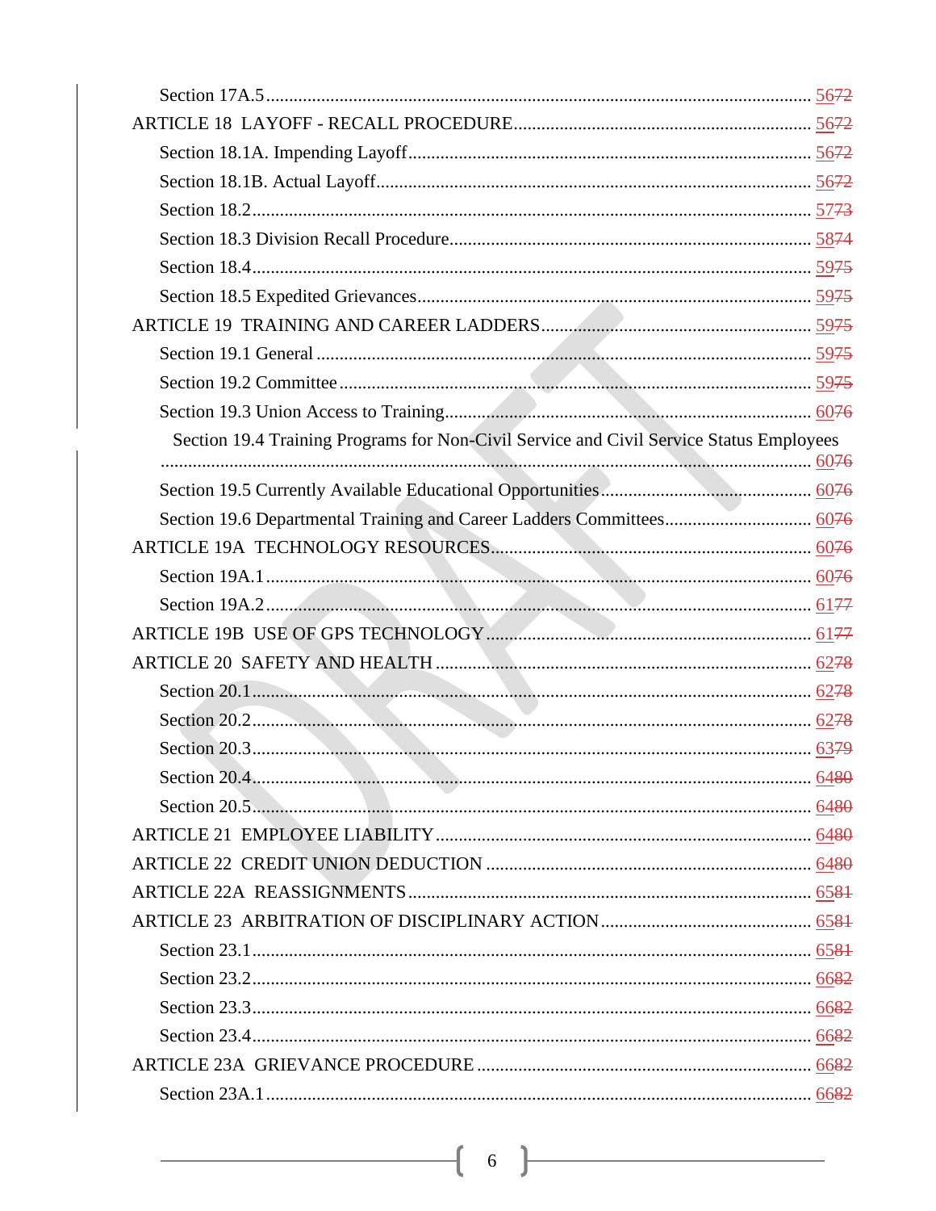Section 17A.5 .......... 5672
ARTICLE 18 LAYOFF - RECALL PROCEDURE .......... 5672
Section 18.1A. Impending Layoff .......... 5672
Section 18.1B. Actual Layoff .......... 5672
Section 18.2 .......... 5773
Section 18.3 Division Recall Procedure .......... 5874
Section 18.4 .......... 5975
Section 18.5 Expedited Grievances .......... 5975
ARTICLE 19 TRAINING AND CAREER LADDERS .......... 5975
Section 19.1 General .......... 5975
Section 19.2 Committee .......... 5975
Section 19.3 Union Access to Training .......... 6076
Section 19.4 Training Programs for Non-Civil Service and Civil Service Status Employees .......... 6076
Section 19.5 Currently Available Educational Opportunities .......... 6076
Section 19.6 Departmental Training and Career Ladders Committees .......... 6076
ARTICLE 19A TECHNOLOGY RESOURCES .......... 6076
Section 19A.1 .......... 6076
Section 19A.2 .......... 6177
ARTICLE 19B USE OF GPS TECHNOLOGY .......... 6177
ARTICLE 20 SAFETY AND HEALTH .......... 6278
Section 20.1 .......... 6278
Section 20.2 .......... 6278
Section 20.3 .......... 6379
Section 20.4 .......... 6480
Section 20.5 .......... 6480
ARTICLE 21 EMPLOYEE LIABILITY .......... 6480
ARTICLE 22 CREDIT UNION DEDUCTION .......... 6480
ARTICLE 22A REASSIGNMENTS .......... 6581
ARTICLE 23 ARBITRATION OF DISCIPLINARY ACTION .......... 6581
Section 23.1 .......... 6581
Section 23.2 .......... 6682
Section 23.3 .......... 6682
Section 23.4 .......... 6682
ARTICLE 23A GRIEVANCE PROCEDURE .......... 6682
Section 23A.1 .......... 6682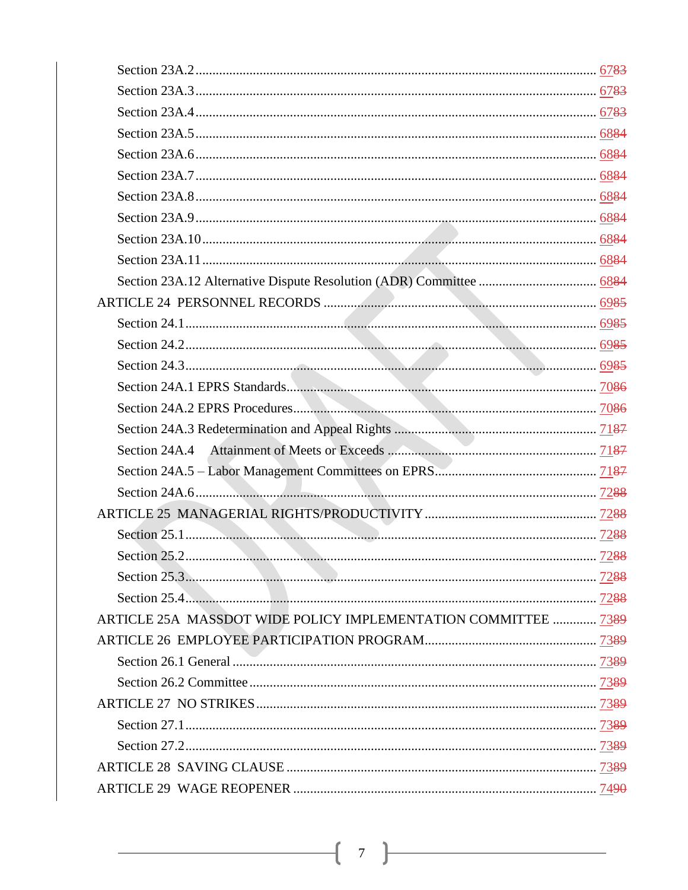Section 23A.2 ........ 67~~83~~

Section 23A.3 ........ 67~~83~~

Section 23A.4 ........ 67~~83~~

Section 23A.5 ........ 68~~84~~

Section 23A.6 ........ 68~~84~~

Section 23A.7 ........ 68~~84~~

Section 23A.8 ........ 68~~84~~

Section 23A.9 ........ 68~~84~~

Section 23A.10 ........ 68~~84~~

Section 23A.11 ........ 68~~84~~

Section 23A.12 Alternative Dispute Resolution (ADR) Committee ........ 68~~84~~

ARTICLE 24 PERSONNEL RECORDS ........ 69~~85~~

Section 24.1 ........ 69~~85~~

Section 24.2 ........ 69~~85~~

Section 24.3 ........ 69~~85~~

Section 24A.1 EPRS Standards ........ 70~~86~~

Section 24A.2 EPRS Procedures ........ 70~~86~~

Section 24A.3 Redetermination and Appeal Rights ........ 71~~87~~

Section 24A.4 Attainment of Meets or Exceeds ........ 71~~87~~

Section 24A.5 – Labor Management Committees on EPRS ........ 71~~87~~

Section 24A.6 ........ 72~~88~~

ARTICLE 25 MANAGERIAL RIGHTS/PRODUCTIVITY ........ 72~~88~~

Section 25.1 ........ 72~~88~~

Section 25.2 ........ 72~~88~~

Section 25.3 ........ 72~~88~~

Section 25.4 ........ 72~~88~~

ARTICLE 25A MASSDOT WIDE POLICY IMPLEMENTATION COMMITTEE ........ 73~~89~~

ARTICLE 26 EMPLOYEE PARTICIPATION PROGRAM ........ 73~~89~~

Section 26.1 General ........ 73~~89~~

Section 26.2 Committee ........ 73~~89~~

ARTICLE 27 NO STRIKES ........ 73~~89~~

Section 27.1 ........ 73~~89~~

Section 27.2 ........ 73~~89~~

ARTICLE 28 SAVING CLAUSE ........ 73~~89~~

ARTICLE 29 WAGE REOPENER ........ 74~~90~~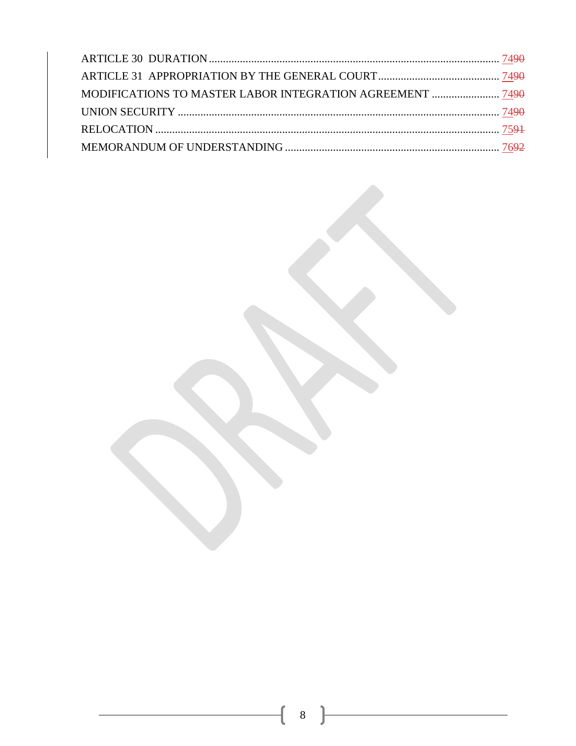ARTICLE 30 DURATION ........................................................................................................ 7490

ARTICLE 31 APPROPRIATION BY THE GENERAL COURT ........................................... 7490

MODIFICATIONS TO MASTER LABOR INTEGRATION AGREEMENT ........................ 7490

UNION SECURITY ................................................................................................................ 7490

RELOCATION ........................................................................................................................ 7591

MEMORANDUM OF UNDERSTANDING ........................................................................... 7692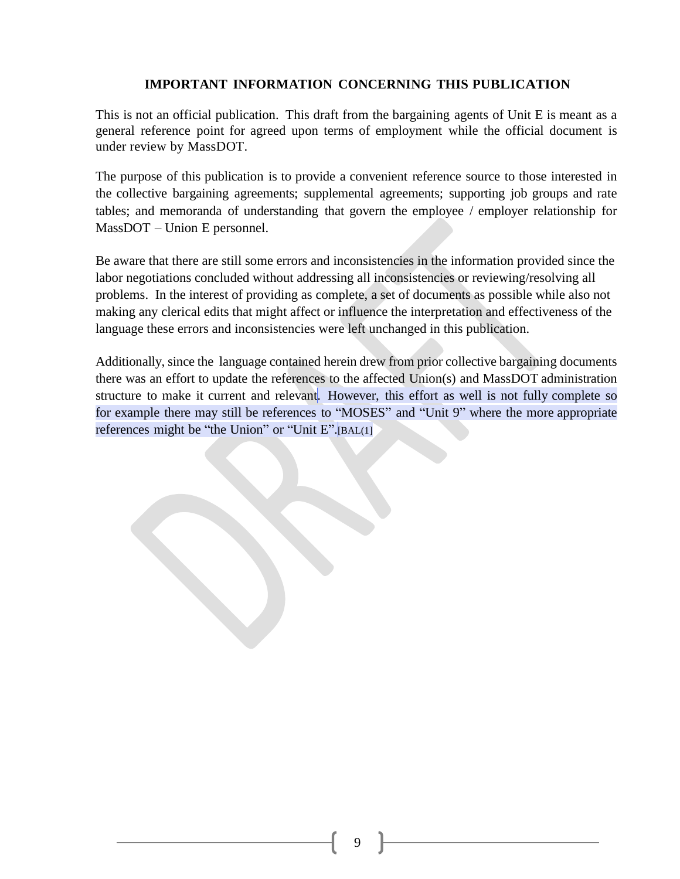## IMPORTANT INFORMATION CONCERNING THIS PUBLICATION

This is not an official publication. This draft from the bargaining agents of Unit E is meant as a general reference point for agreed upon terms of employment while the official document is under review by MassDOT.

The purpose of this publication is to provide a convenient reference source to those interested in the collective bargaining agreements; supplemental agreements; supporting job groups and rate tables; and memoranda of understanding that govern the employee / employer relationship for MassDOT – Union E personnel.

Be aware that there are still some errors and inconsistencies in the information provided since the labor negotiations concluded without addressing all inconsistencies or reviewing/resolving all problems. In the interest of providing as complete, a set of documents as possible while also not making any clerical edits that might affect or influence the interpretation and effectiveness of the language these errors and inconsistencies were left unchanged in this publication.

Additionally, since the language contained herein drew from prior collective bargaining documents there was an effort to update the references to the affected Union(s) and MassDOT administration structure to make it current and relevant. However, this effort as well is not fully complete so for example there may still be references to "MOSES" and "Unit 9" where the more appropriate references might be "the Union" or "Unit E".[BAL(1]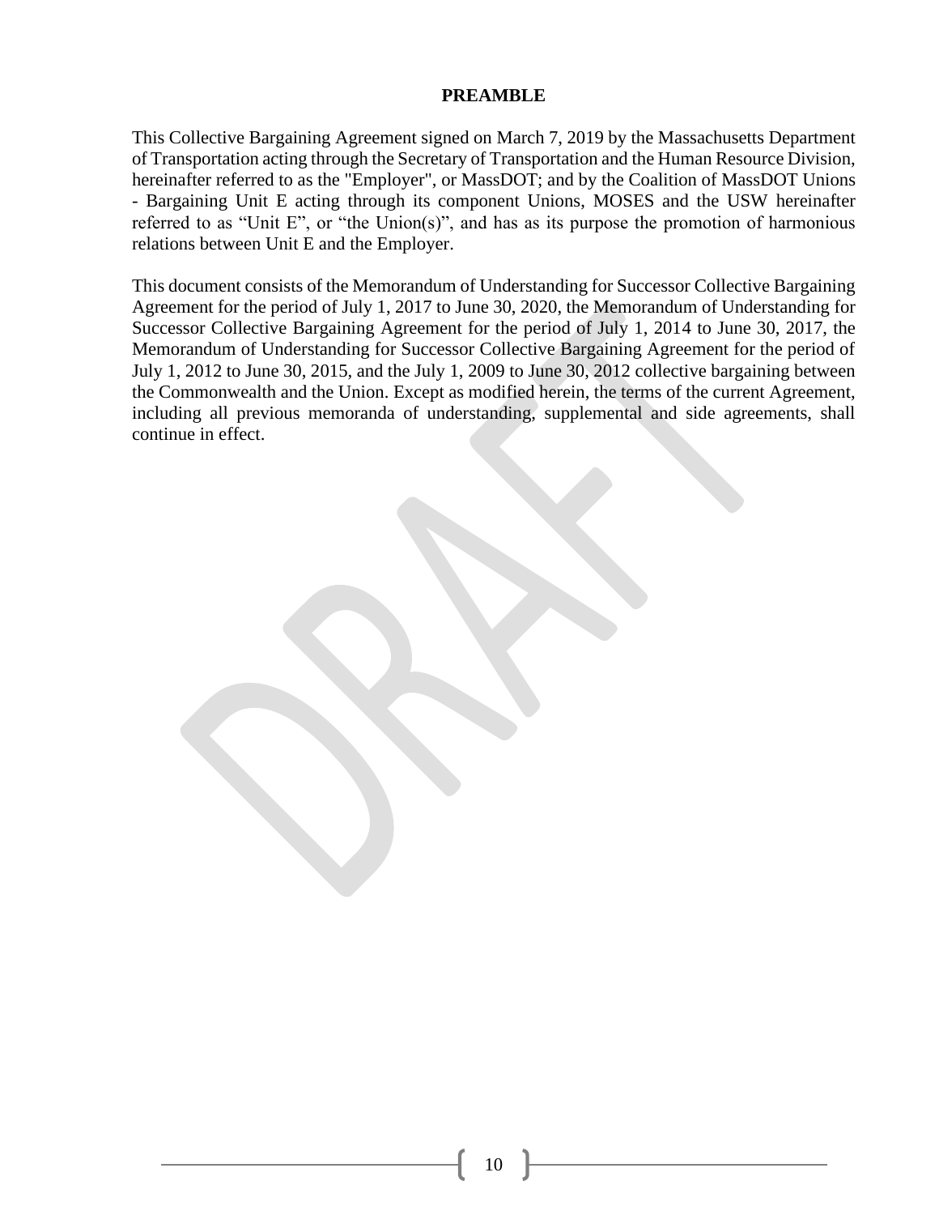# PREAMBLE

This Collective Bargaining Agreement signed on March 7, 2019 by the Massachusetts Department of Transportation acting through the Secretary of Transportation and the Human Resource Division, hereinafter referred to as the "Employer", or MassDOT; and by the Coalition of MassDOT Unions - Bargaining Unit E acting through its component Unions, MOSES and the USW hereinafter referred to as “Unit E”, or “the Union(s)”, and has as its purpose the promotion of harmonious relations between Unit E and the Employer.

This document consists of the Memorandum of Understanding for Successor Collective Bargaining Agreement for the period of July 1, 2017 to June 30, 2020, the Memorandum of Understanding for Successor Collective Bargaining Agreement for the period of July 1, 2014 to June 30, 2017, the Memorandum of Understanding for Successor Collective Bargaining Agreement for the period of July 1, 2012 to June 30, 2015, and the July 1, 2009 to June 30, 2012 collective bargaining between the Commonwealth and the Union. Except as modified herein, the terms of the current Agreement, including all previous memoranda of understanding, supplemental and side agreements, shall continue in effect.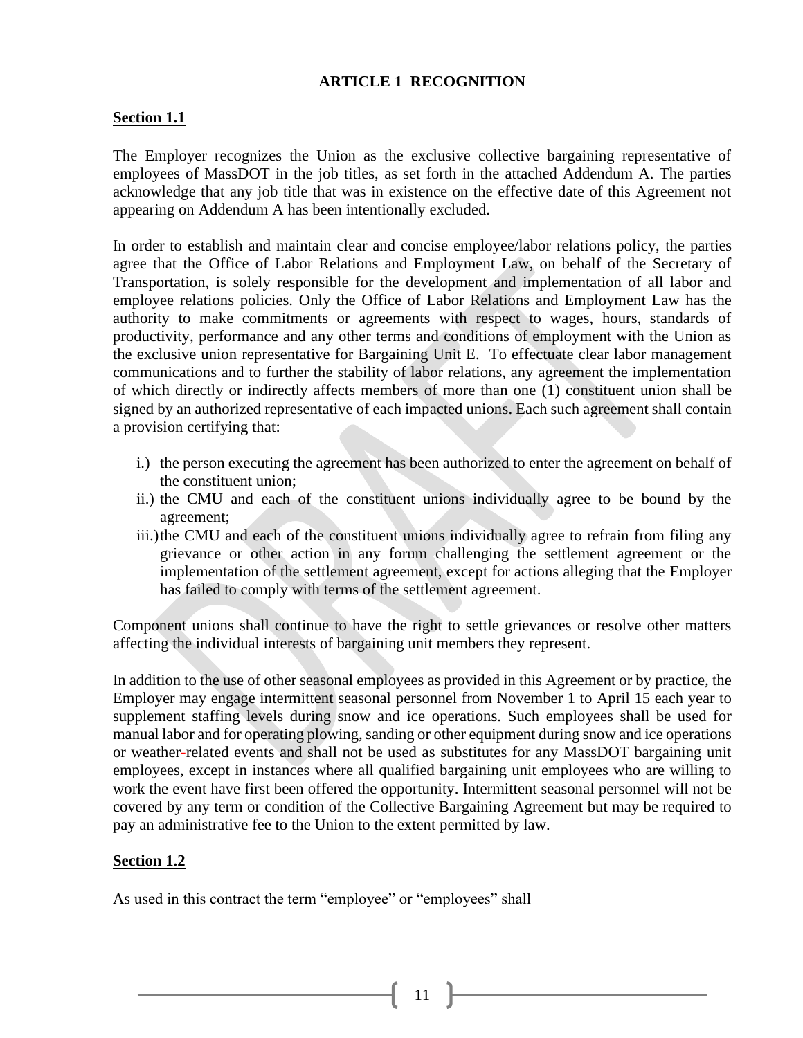## ARTICLE 1 RECOGNITION

**Section 1.1**

The Employer recognizes the Union as the exclusive collective bargaining representative of employees of MassDOT in the job titles, as set forth in the attached Addendum A. The parties acknowledge that any job title that was in existence on the effective date of this Agreement not appearing on Addendum A has been intentionally excluded.

In order to establish and maintain clear and concise employee/labor relations policy, the parties agree that the Office of Labor Relations and Employment Law, on behalf of the Secretary of Transportation, is solely responsible for the development and implementation of all labor and employee relations policies. Only the Office of Labor Relations and Employment Law has the authority to make commitments or agreements with respect to wages, hours, standards of productivity, performance and any other terms and conditions of employment with the Union as the exclusive union representative for Bargaining Unit E. To effectuate clear labor management communications and to further the stability of labor relations, any agreement the implementation of which directly or indirectly affects members of more than one (1) constituent union shall be signed by an authorized representative of each impacted unions. Each such agreement shall contain a provision certifying that:

i.) the person executing the agreement has been authorized to enter the agreement on behalf of the constituent union;
ii.) the CMU and each of the constituent unions individually agree to be bound by the agreement;
iii.) the CMU and each of the constituent unions individually agree to refrain from filing any grievance or other action in any forum challenging the settlement agreement or the implementation of the settlement agreement, except for actions alleging that the Employer has failed to comply with terms of the settlement agreement.

Component unions shall continue to have the right to settle grievances or resolve other matters affecting the individual interests of bargaining unit members they represent.

In addition to the use of other seasonal employees as provided in this Agreement or by practice, the Employer may engage intermittent seasonal personnel from November 1 to April 15 each year to supplement staffing levels during snow and ice operations. Such employees shall be used for manual labor and for operating plowing, sanding or other equipment during snow and ice operations or weather-related events and shall not be used as substitutes for any MassDOT bargaining unit employees, except in instances where all qualified bargaining unit employees who are willing to work the event have first been offered the opportunity. Intermittent seasonal personnel will not be covered by any term or condition of the Collective Bargaining Agreement but may be required to pay an administrative fee to the Union to the extent permitted by law.

**Section 1.2**

As used in this contract the term "employee" or "employees" shall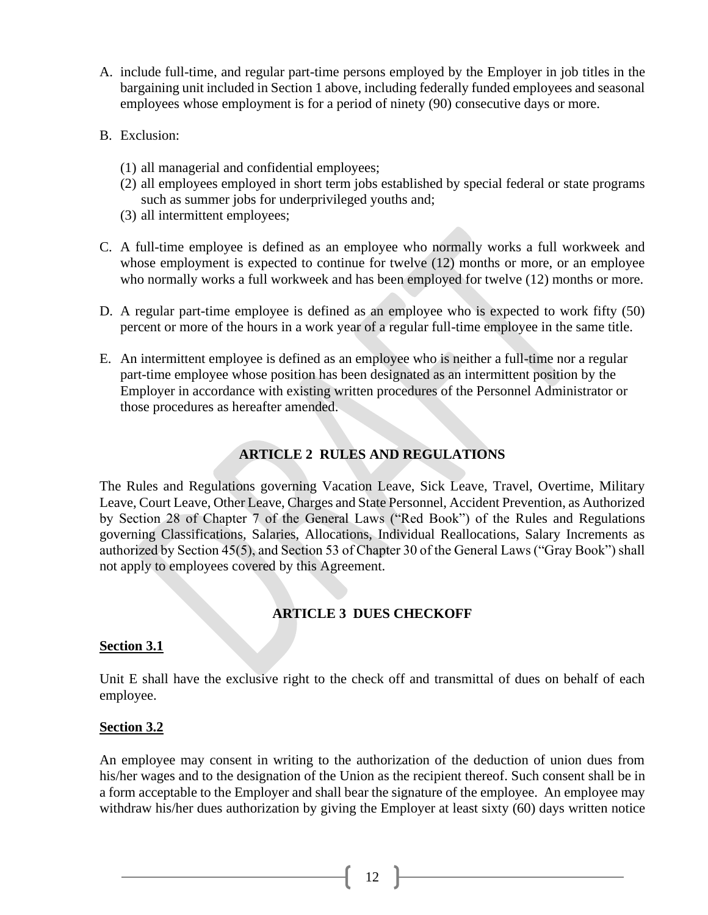A. include full-time, and regular part-time persons employed by the Employer in job titles in the bargaining unit included in Section 1 above, including federally funded employees and seasonal employees whose employment is for a period of ninety (90) consecutive days or more.

B. Exclusion:

   (1) all managerial and confidential employees;
   (2) all employees employed in short term jobs established by special federal or state programs such as summer jobs for underprivileged youths and;
   (3) all intermittent employees;

C. A full-time employee is defined as an employee who normally works a full workweek and whose employment is expected to continue for twelve (12) months or more, or an employee who normally works a full workweek and has been employed for twelve (12) months or more.

D. A regular part-time employee is defined as an employee who is expected to work fifty (50) percent or more of the hours in a work year of a regular full-time employee in the same title.

E. An intermittent employee is defined as an employee who is neither a full-time nor a regular part-time employee whose position has been designated as an intermittent position by the Employer in accordance with existing written procedures of the Personnel Administrator or those procedures as hereafter amended.

## ARTICLE 2 RULES AND REGULATIONS

The Rules and Regulations governing Vacation Leave, Sick Leave, Travel, Overtime, Military Leave, Court Leave, Other Leave, Charges and State Personnel, Accident Prevention, as Authorized by Section 28 of Chapter 7 of the General Laws ("Red Book") of the Rules and Regulations governing Classifications, Salaries, Allocations, Individual Reallocations, Salary Increments as authorized by Section 45(5), and Section 53 of Chapter 30 of the General Laws ("Gray Book") shall not apply to employees covered by this Agreement.

## ARTICLE 3 DUES CHECKOFF

**Section 3.1**

Unit E shall have the exclusive right to the check off and transmittal of dues on behalf of each employee.

**Section 3.2**

An employee may consent in writing to the authorization of the deduction of union dues from his/her wages and to the designation of the Union as the recipient thereof. Such consent shall be in a form acceptable to the Employer and shall bear the signature of the employee. An employee may withdraw his/her dues authorization by giving the Employer at least sixty (60) days written notice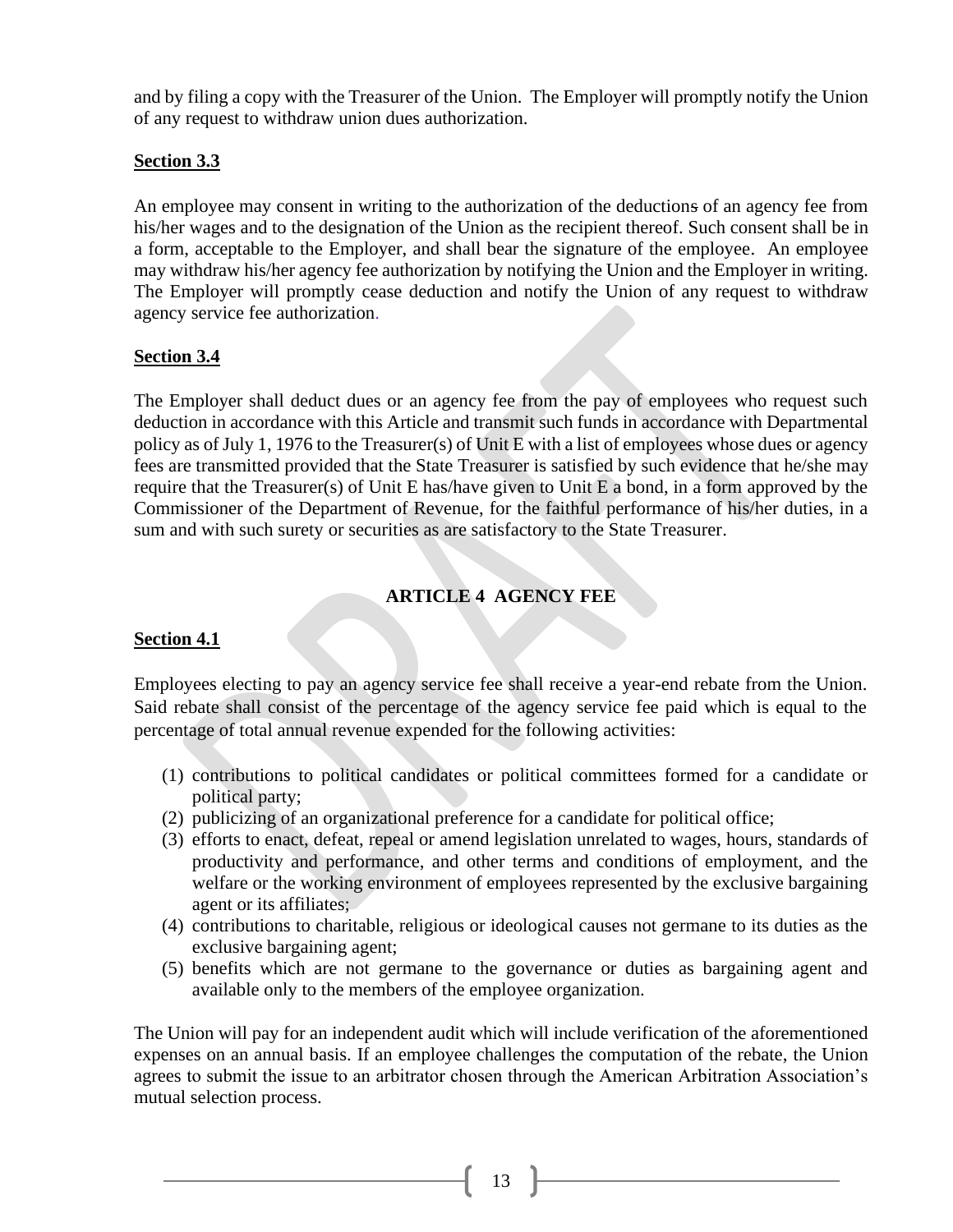and by filing a copy with the Treasurer of the Union. The Employer will promptly notify the Union of any request to withdraw union dues authorization.

**Section 3.3**

An employee may consent in writing to the authorization of the deductions of an agency fee from his/her wages and to the designation of the Union as the recipient thereof. Such consent shall be in a form, acceptable to the Employer, and shall bear the signature of the employee. An employee may withdraw his/her agency fee authorization by notifying the Union and the Employer in writing. The Employer will promptly cease deduction and notify the Union of any request to withdraw agency service fee authorization.

**Section 3.4**

The Employer shall deduct dues or an agency fee from the pay of employees who request such deduction in accordance with this Article and transmit such funds in accordance with Departmental policy as of July 1, 1976 to the Treasurer(s) of Unit E with a list of employees whose dues or agency fees are transmitted provided that the State Treasurer is satisfied by such evidence that he/she may require that the Treasurer(s) of Unit E has/have given to Unit E a bond, in a form approved by the Commissioner of the Department of Revenue, for the faithful performance of his/her duties, in a sum and with such surety or securities as are satisfactory to the State Treasurer.

## ARTICLE 4 AGENCY FEE

**Section 4.1**

Employees electing to pay an agency service fee shall receive a year-end rebate from the Union. Said rebate shall consist of the percentage of the agency service fee paid which is equal to the percentage of total annual revenue expended for the following activities:

(1) contributions to political candidates or political committees formed for a candidate or political party;
(2) publicizing of an organizational preference for a candidate for political office;
(3) efforts to enact, defeat, repeal or amend legislation unrelated to wages, hours, standards of productivity and performance, and other terms and conditions of employment, and the welfare or the working environment of employees represented by the exclusive bargaining agent or its affiliates;
(4) contributions to charitable, religious or ideological causes not germane to its duties as the exclusive bargaining agent;
(5) benefits which are not germane to the governance or duties as bargaining agent and available only to the members of the employee organization.

The Union will pay for an independent audit which will include verification of the aforementioned expenses on an annual basis. If an employee challenges the computation of the rebate, the Union agrees to submit the issue to an arbitrator chosen through the American Arbitration Association's mutual selection process.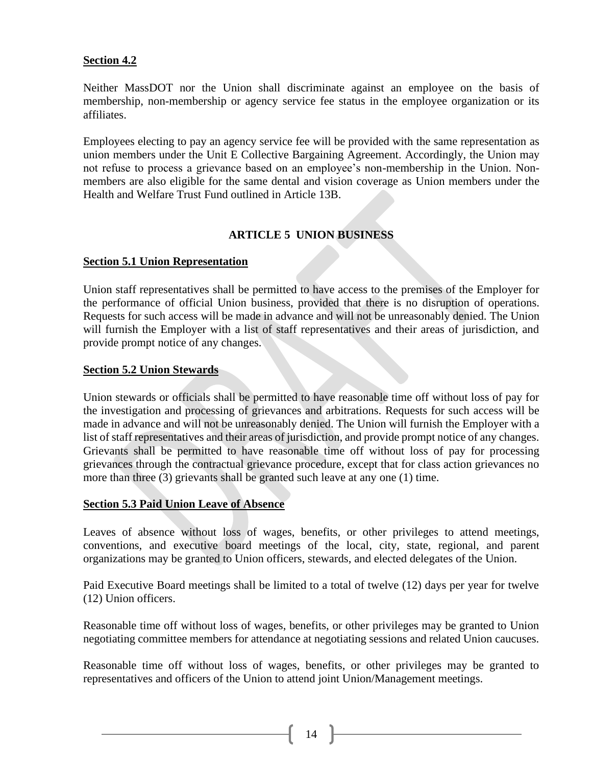**Section 4.2**

Neither MassDOT nor the Union shall discriminate against an employee on the basis of membership, non-membership or agency service fee status in the employee organization or its affiliates.

Employees electing to pay an agency service fee will be provided with the same representation as union members under the Unit E Collective Bargaining Agreement. Accordingly, the Union may not refuse to process a grievance based on an employee's non-membership in the Union. Non-members are also eligible for the same dental and vision coverage as Union members under the Health and Welfare Trust Fund outlined in Article 13B.

## ARTICLE 5 UNION BUSINESS

**Section 5.1 Union Representation**

Union staff representatives shall be permitted to have access to the premises of the Employer for the performance of official Union business, provided that there is no disruption of operations. Requests for such access will be made in advance and will not be unreasonably denied. The Union will furnish the Employer with a list of staff representatives and their areas of jurisdiction, and provide prompt notice of any changes.

**Section 5.2 Union Stewards**

Union stewards or officials shall be permitted to have reasonable time off without loss of pay for the investigation and processing of grievances and arbitrations. Requests for such access will be made in advance and will not be unreasonably denied. The Union will furnish the Employer with a list of staff representatives and their areas of jurisdiction, and provide prompt notice of any changes. Grievants shall be permitted to have reasonable time off without loss of pay for processing grievances through the contractual grievance procedure, except that for class action grievances no more than three (3) grievants shall be granted such leave at any one (1) time.

**Section 5.3 Paid Union Leave of Absence**

Leaves of absence without loss of wages, benefits, or other privileges to attend meetings, conventions, and executive board meetings of the local, city, state, regional, and parent organizations may be granted to Union officers, stewards, and elected delegates of the Union.

Paid Executive Board meetings shall be limited to a total of twelve (12) days per year for twelve (12) Union officers.

Reasonable time off without loss of wages, benefits, or other privileges may be granted to Union negotiating committee members for attendance at negotiating sessions and related Union caucuses.

Reasonable time off without loss of wages, benefits, or other privileges may be granted to representatives and officers of the Union to attend joint Union/Management meetings.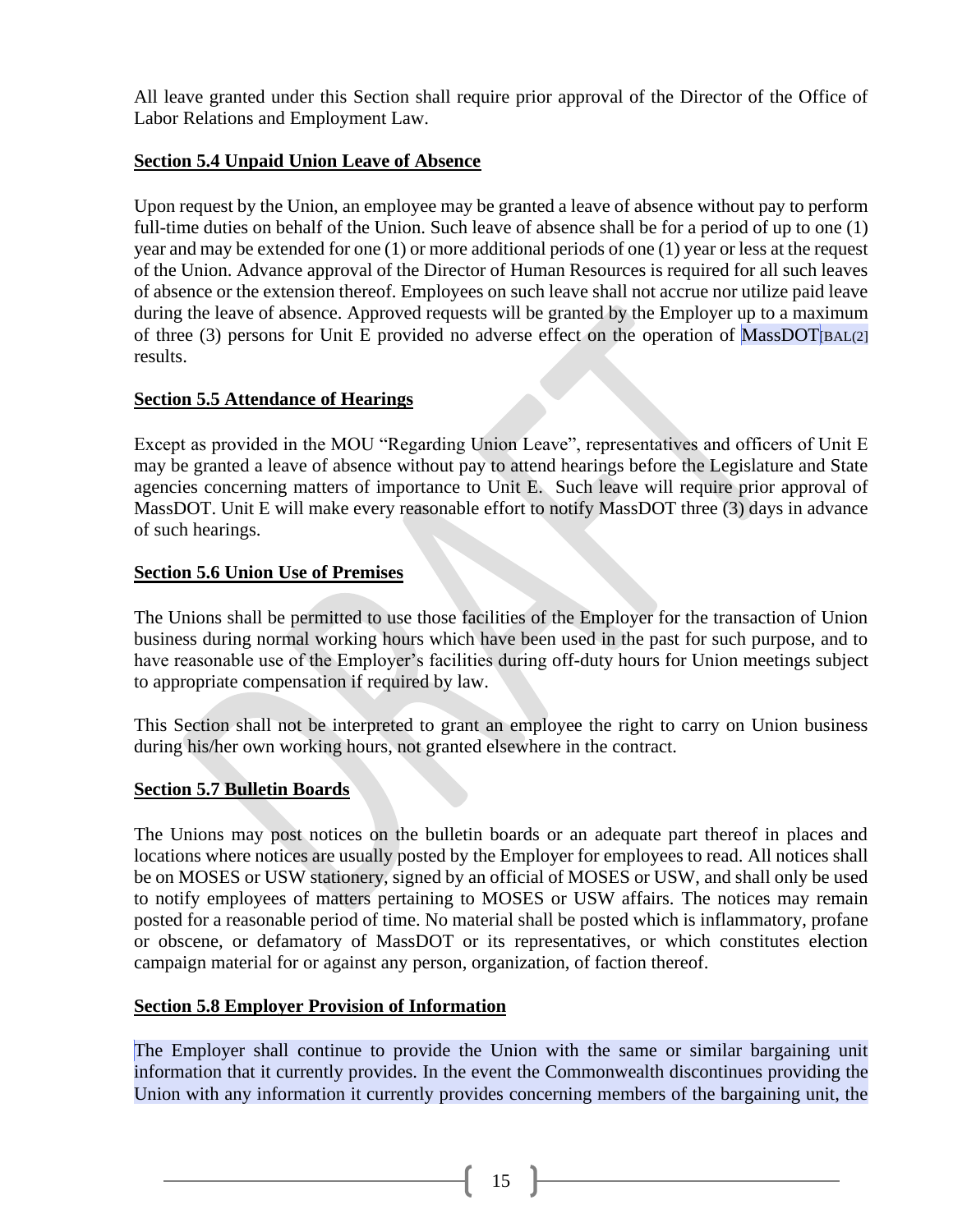All leave granted under this Section shall require prior approval of the Director of the Office of Labor Relations and Employment Law.

**Section 5.4 Unpaid Union Leave of Absence**

Upon request by the Union, an employee may be granted a leave of absence without pay to perform full-time duties on behalf of the Union. Such leave of absence shall be for a period of up to one (1) year and may be extended for one (1) or more additional periods of one (1) year or less at the request of the Union. Advance approval of the Director of Human Resources is required for all such leaves of absence or the extension thereof. Employees on such leave shall not accrue nor utilize paid leave during the leave of absence. Approved requests will be granted by the Employer up to a maximum of three (3) persons for Unit E provided no adverse effect on the operation of MassDOT[BAL(2] results.

**Section 5.5 Attendance of Hearings**

Except as provided in the MOU "Regarding Union Leave", representatives and officers of Unit E may be granted a leave of absence without pay to attend hearings before the Legislature and State agencies concerning matters of importance to Unit E. Such leave will require prior approval of MassDOT. Unit E will make every reasonable effort to notify MassDOT three (3) days in advance of such hearings.

**Section 5.6 Union Use of Premises**

The Unions shall be permitted to use those facilities of the Employer for the transaction of Union business during normal working hours which have been used in the past for such purpose, and to have reasonable use of the Employer's facilities during off-duty hours for Union meetings subject to appropriate compensation if required by law.

This Section shall not be interpreted to grant an employee the right to carry on Union business during his/her own working hours, not granted elsewhere in the contract.

**Section 5.7 Bulletin Boards**

The Unions may post notices on the bulletin boards or an adequate part thereof in places and locations where notices are usually posted by the Employer for employees to read. All notices shall be on MOSES or USW stationery, signed by an official of MOSES or USW, and shall only be used to notify employees of matters pertaining to MOSES or USW affairs. The notices may remain posted for a reasonable period of time. No material shall be posted which is inflammatory, profane or obscene, or defamatory of MassDOT or its representatives, or which constitutes election campaign material for or against any person, organization, of faction thereof.

**Section 5.8 Employer Provision of Information**

The Employer shall continue to provide the Union with the same or similar bargaining unit information that it currently provides. In the event the Commonwealth discontinues providing the Union with any information it currently provides concerning members of the bargaining unit, the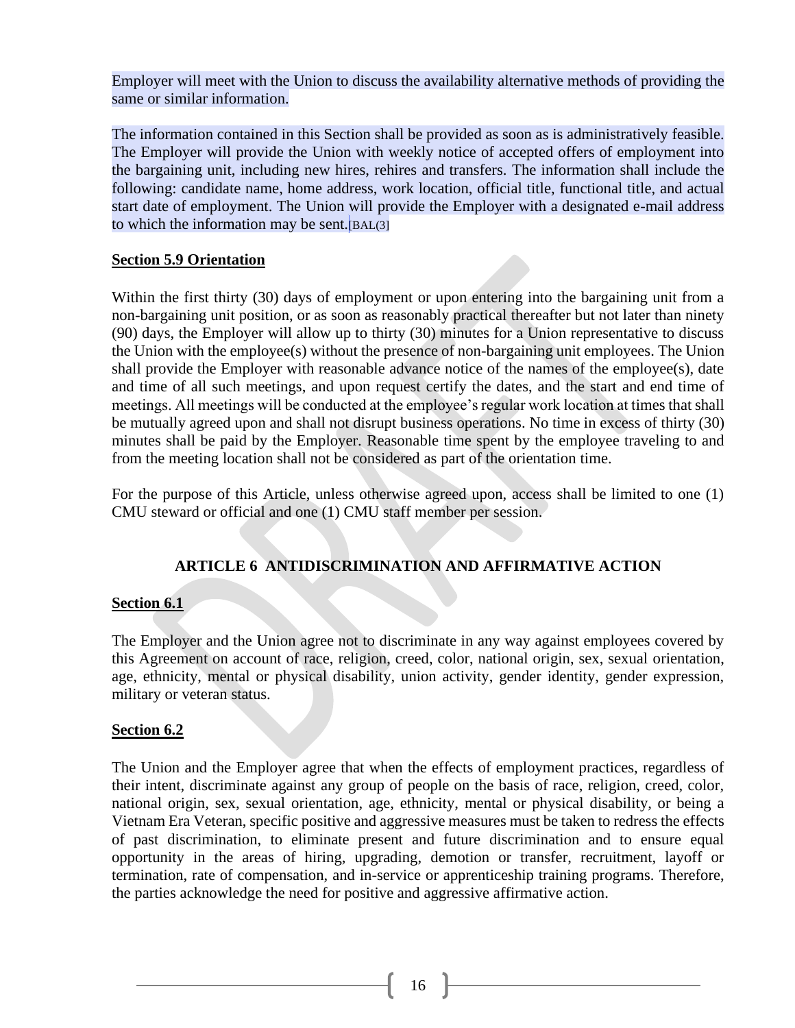Employer will meet with the Union to discuss the availability alternative methods of providing the same or similar information.

The information contained in this Section shall be provided as soon as is administratively feasible. The Employer will provide the Union with weekly notice of accepted offers of employment into the bargaining unit, including new hires, rehires and transfers. The information shall include the following: candidate name, home address, work location, official title, functional title, and actual start date of employment. The Union will provide the Employer with a designated e-mail address to which the information may be sent.[BAL(3]

**Section 5.9 Orientation**

Within the first thirty (30) days of employment or upon entering into the bargaining unit from a non-bargaining unit position, or as soon as reasonably practical thereafter but not later than ninety (90) days, the Employer will allow up to thirty (30) minutes for a Union representative to discuss the Union with the employee(s) without the presence of non-bargaining unit employees. The Union shall provide the Employer with reasonable advance notice of the names of the employee(s), date and time of all such meetings, and upon request certify the dates, and the start and end time of meetings. All meetings will be conducted at the employee's regular work location at times that shall be mutually agreed upon and shall not disrupt business operations. No time in excess of thirty (30) minutes shall be paid by the Employer. Reasonable time spent by the employee traveling to and from the meeting location shall not be considered as part of the orientation time.

For the purpose of this Article, unless otherwise agreed upon, access shall be limited to one (1) CMU steward or official and one (1) CMU staff member per session.

## ARTICLE 6 ANTIDISCRIMINATION AND AFFIRMATIVE ACTION

**Section 6.1**

The Employer and the Union agree not to discriminate in any way against employees covered by this Agreement on account of race, religion, creed, color, national origin, sex, sexual orientation, age, ethnicity, mental or physical disability, union activity, gender identity, gender expression, military or veteran status.

**Section 6.2**

The Union and the Employer agree that when the effects of employment practices, regardless of their intent, discriminate against any group of people on the basis of race, religion, creed, color, national origin, sex, sexual orientation, age, ethnicity, mental or physical disability, or being a Vietnam Era Veteran, specific positive and aggressive measures must be taken to redress the effects of past discrimination, to eliminate present and future discrimination and to ensure equal opportunity in the areas of hiring, upgrading, demotion or transfer, recruitment, layoff or termination, rate of compensation, and in-service or apprenticeship training programs. Therefore, the parties acknowledge the need for positive and aggressive affirmative action.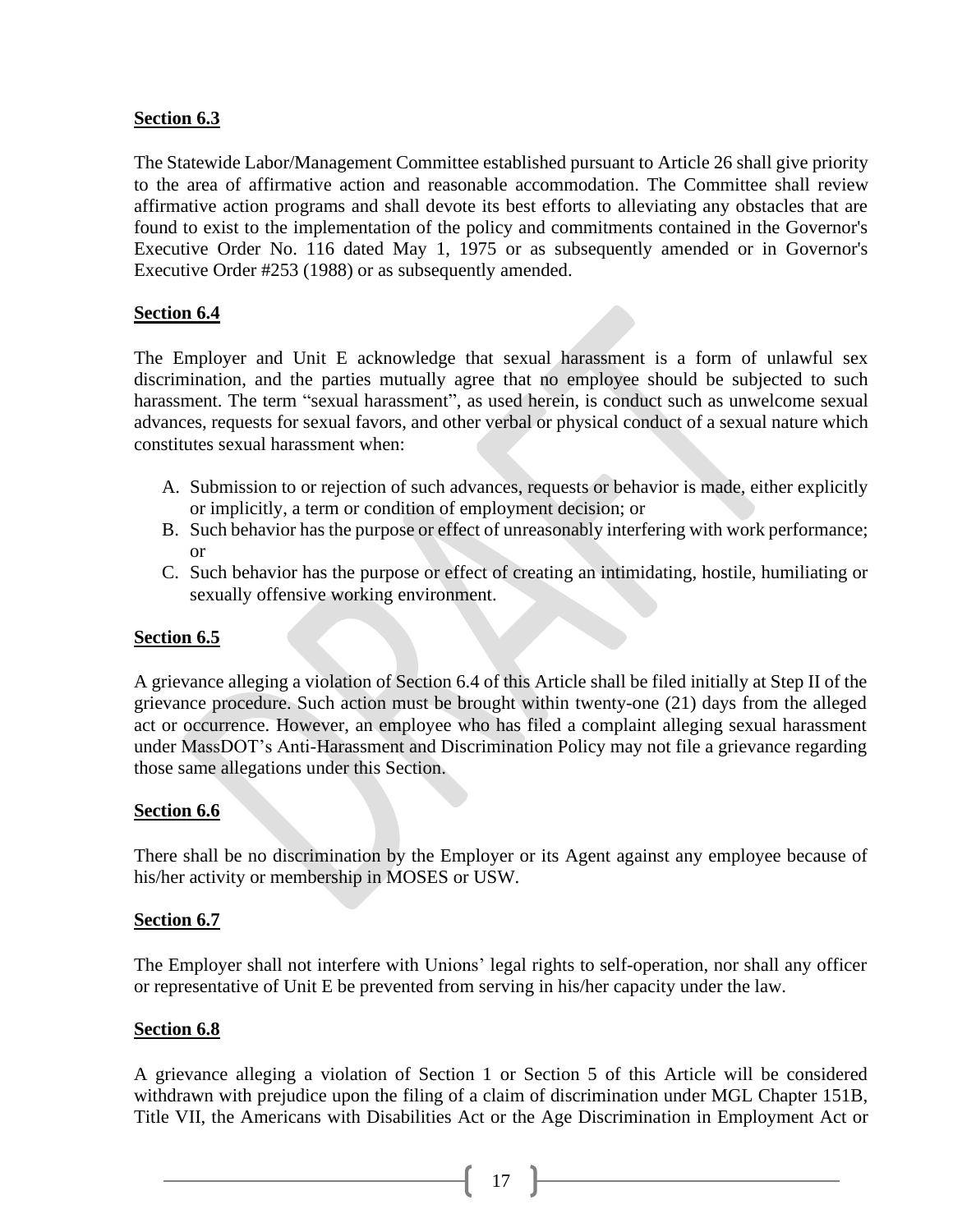**Section 6.3**

The Statewide Labor/Management Committee established pursuant to Article 26 shall give priority to the area of affirmative action and reasonable accommodation. The Committee shall review affirmative action programs and shall devote its best efforts to alleviating any obstacles that are found to exist to the implementation of the policy and commitments contained in the Governor's Executive Order No. 116 dated May 1, 1975 or as subsequently amended or in Governor's Executive Order #253 (1988) or as subsequently amended.

**Section 6.4**

The Employer and Unit E acknowledge that sexual harassment is a form of unlawful sex discrimination, and the parties mutually agree that no employee should be subjected to such harassment. The term "sexual harassment", as used herein, is conduct such as unwelcome sexual advances, requests for sexual favors, and other verbal or physical conduct of a sexual nature which constitutes sexual harassment when:

A. Submission to or rejection of such advances, requests or behavior is made, either explicitly or implicitly, a term or condition of employment decision; or
B. Such behavior has the purpose or effect of unreasonably interfering with work performance; or
C. Such behavior has the purpose or effect of creating an intimidating, hostile, humiliating or sexually offensive working environment.

**Section 6.5**

A grievance alleging a violation of Section 6.4 of this Article shall be filed initially at Step II of the grievance procedure. Such action must be brought within twenty-one (21) days from the alleged act or occurrence. However, an employee who has filed a complaint alleging sexual harassment under MassDOT's Anti-Harassment and Discrimination Policy may not file a grievance regarding those same allegations under this Section.

**Section 6.6**

There shall be no discrimination by the Employer or its Agent against any employee because of his/her activity or membership in MOSES or USW.

**Section 6.7**

The Employer shall not interfere with Unions' legal rights to self-operation, nor shall any officer or representative of Unit E be prevented from serving in his/her capacity under the law.

**Section 6.8**

A grievance alleging a violation of Section 1 or Section 5 of this Article will be considered withdrawn with prejudice upon the filing of a claim of discrimination under MGL Chapter 151B, Title VII, the Americans with Disabilities Act or the Age Discrimination in Employment Act or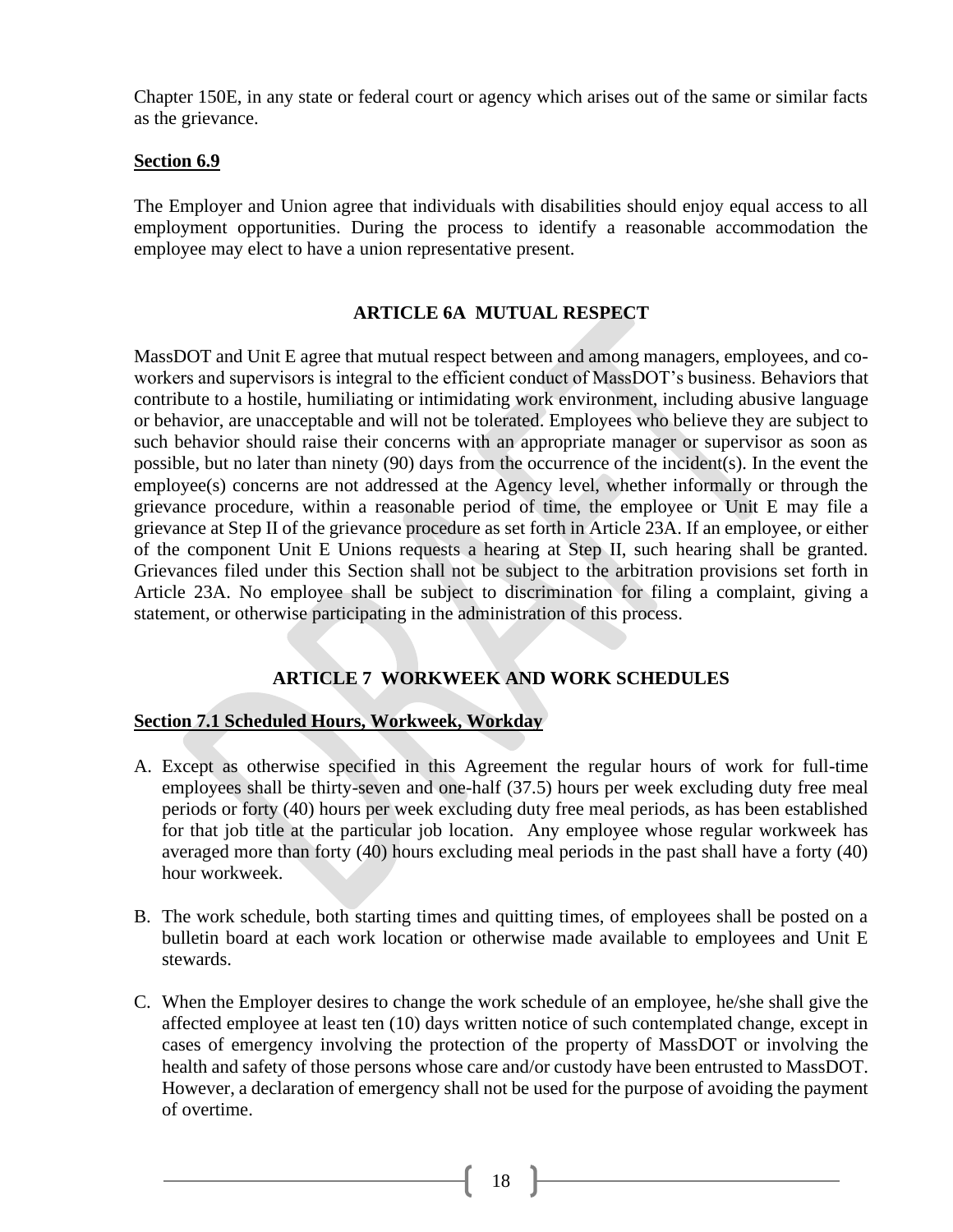Chapter 150E, in any state or federal court or agency which arises out of the same or similar facts as the grievance.

**Section 6.9**

The Employer and Union agree that individuals with disabilities should enjoy equal access to all employment opportunities. During the process to identify a reasonable accommodation the employee may elect to have a union representative present.

## ARTICLE 6A MUTUAL RESPECT

MassDOT and Unit E agree that mutual respect between and among managers, employees, and co-workers and supervisors is integral to the efficient conduct of MassDOT's business. Behaviors that contribute to a hostile, humiliating or intimidating work environment, including abusive language or behavior, are unacceptable and will not be tolerated. Employees who believe they are subject to such behavior should raise their concerns with an appropriate manager or supervisor as soon as possible, but no later than ninety (90) days from the occurrence of the incident(s). In the event the employee(s) concerns are not addressed at the Agency level, whether informally or through the grievance procedure, within a reasonable period of time, the employee or Unit E may file a grievance at Step II of the grievance procedure as set forth in Article 23A. If an employee, or either of the component Unit E Unions requests a hearing at Step II, such hearing shall be granted. Grievances filed under this Section shall not be subject to the arbitration provisions set forth in Article 23A. No employee shall be subject to discrimination for filing a complaint, giving a statement, or otherwise participating in the administration of this process.

## ARTICLE 7 WORKWEEK AND WORK SCHEDULES

**Section 7.1 Scheduled Hours, Workweek, Workday**

A. Except as otherwise specified in this Agreement the regular hours of work for full-time employees shall be thirty-seven and one-half (37.5) hours per week excluding duty free meal periods or forty (40) hours per week excluding duty free meal periods, as has been established for that job title at the particular job location. Any employee whose regular workweek has averaged more than forty (40) hours excluding meal periods in the past shall have a forty (40) hour workweek.

B. The work schedule, both starting times and quitting times, of employees shall be posted on a bulletin board at each work location or otherwise made available to employees and Unit E stewards.

C. When the Employer desires to change the work schedule of an employee, he/she shall give the affected employee at least ten (10) days written notice of such contemplated change, except in cases of emergency involving the protection of the property of MassDOT or involving the health and safety of those persons whose care and/or custody have been entrusted to MassDOT. However, a declaration of emergency shall not be used for the purpose of avoiding the payment of overtime.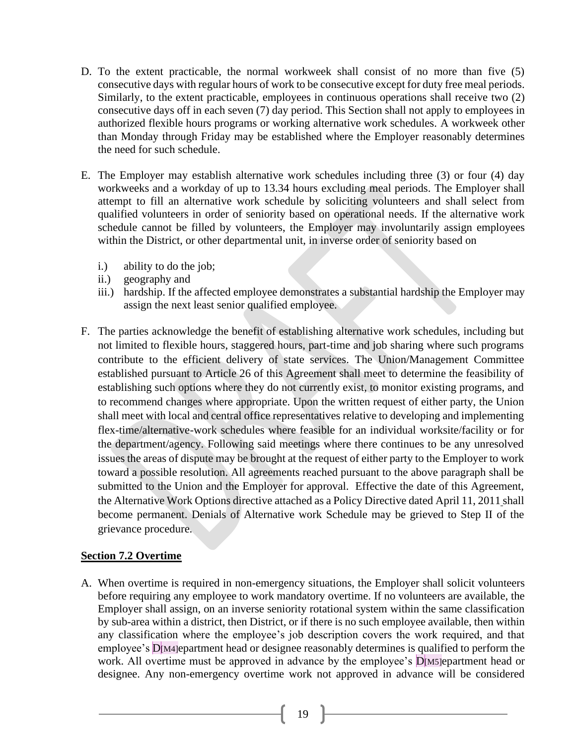D. To the extent practicable, the normal workweek shall consist of no more than five (5) consecutive days with regular hours of work to be consecutive except for duty free meal periods. Similarly, to the extent practicable, employees in continuous operations shall receive two (2) consecutive days off in each seven (7) day period. This Section shall not apply to employees in authorized flexible hours programs or working alternative work schedules. A workweek other than Monday through Friday may be established where the Employer reasonably determines the need for such schedule.

E. The Employer may establish alternative work schedules including three (3) or four (4) day workweeks and a workday of up to 13.34 hours excluding meal periods. The Employer shall attempt to fill an alternative work schedule by soliciting volunteers and shall select from qualified volunteers in order of seniority based on operational needs. If the alternative work schedule cannot be filled by volunteers, the Employer may involuntarily assign employees within the District, or other departmental unit, in inverse order of seniority based on

   i.) ability to do the job;
   ii.) geography and
   iii.) hardship. If the affected employee demonstrates a substantial hardship the Employer may assign the next least senior qualified employee.

F. The parties acknowledge the benefit of establishing alternative work schedules, including but not limited to flexible hours, staggered hours, part-time and job sharing where such programs contribute to the efficient delivery of state services. The Union/Management Committee established pursuant to Article 26 of this Agreement shall meet to determine the feasibility of establishing such options where they do not currently exist, to monitor existing programs, and to recommend changes where appropriate. Upon the written request of either party, the Union shall meet with local and central office representatives relative to developing and implementing flex-time/alternative-work schedules where feasible for an individual worksite/facility or for the department/agency. Following said meetings where there continues to be any unresolved issues the areas of dispute may be brought at the request of either party to the Employer to work toward a possible resolution. All agreements reached pursuant to the above paragraph shall be submitted to the Union and the Employer for approval. Effective the date of this Agreement, the Alternative Work Options directive attached as a Policy Directive dated April 11, 2011 shall become permanent. Denials of Alternative work Schedule may be grieved to Step II of the grievance procedure.

**Section 7.2 Overtime**

A. When overtime is required in non-emergency situations, the Employer shall solicit volunteers before requiring any employee to work mandatory overtime. If no volunteers are available, the Employer shall assign, on an inverse seniority rotational system within the same classification by sub-area within a district, then District, or if there is no such employee available, then within any classification where the employee's job description covers the work required, and that employee's D[M4]epartment head or designee reasonably determines is qualified to perform the work. All overtime must be approved in advance by the employee's D[M5]epartment head or designee. Any non-emergency overtime work not approved in advance will be considered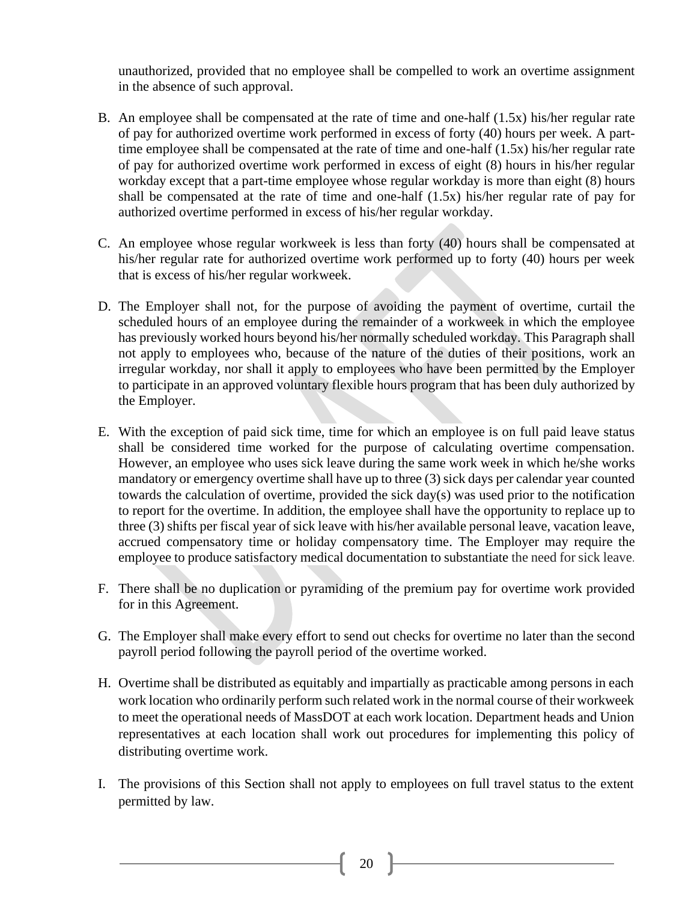unauthorized, provided that no employee shall be compelled to work an overtime assignment in the absence of such approval.

B. An employee shall be compensated at the rate of time and one-half (1.5x) his/her regular rate of pay for authorized overtime work performed in excess of forty (40) hours per week. A part-time employee shall be compensated at the rate of time and one-half (1.5x) his/her regular rate of pay for authorized overtime work performed in excess of eight (8) hours in his/her regular workday except that a part-time employee whose regular workday is more than eight (8) hours shall be compensated at the rate of time and one-half (1.5x) his/her regular rate of pay for authorized overtime performed in excess of his/her regular workday.

C. An employee whose regular workweek is less than forty (40) hours shall be compensated at his/her regular rate for authorized overtime work performed up to forty (40) hours per week that is excess of his/her regular workweek.

D. The Employer shall not, for the purpose of avoiding the payment of overtime, curtail the scheduled hours of an employee during the remainder of a workweek in which the employee has previously worked hours beyond his/her normally scheduled workday. This Paragraph shall not apply to employees who, because of the nature of the duties of their positions, work an irregular workday, nor shall it apply to employees who have been permitted by the Employer to participate in an approved voluntary flexible hours program that has been duly authorized by the Employer.

E. With the exception of paid sick time, time for which an employee is on full paid leave status shall be considered time worked for the purpose of calculating overtime compensation. However, an employee who uses sick leave during the same work week in which he/she works mandatory or emergency overtime shall have up to three (3) sick days per calendar year counted towards the calculation of overtime, provided the sick day(s) was used prior to the notification to report for the overtime. In addition, the employee shall have the opportunity to replace up to three (3) shifts per fiscal year of sick leave with his/her available personal leave, vacation leave, accrued compensatory time or holiday compensatory time. The Employer may require the employee to produce satisfactory medical documentation to substantiate the need for sick leave.

F. There shall be no duplication or pyramiding of the premium pay for overtime work provided for in this Agreement.

G. The Employer shall make every effort to send out checks for overtime no later than the second payroll period following the payroll period of the overtime worked.

H. Overtime shall be distributed as equitably and impartially as practicable among persons in each work location who ordinarily perform such related work in the normal course of their workweek to meet the operational needs of MassDOT at each work location. Department heads and Union representatives at each location shall work out procedures for implementing this policy of distributing overtime work.

I. The provisions of this Section shall not apply to employees on full travel status to the extent permitted by law.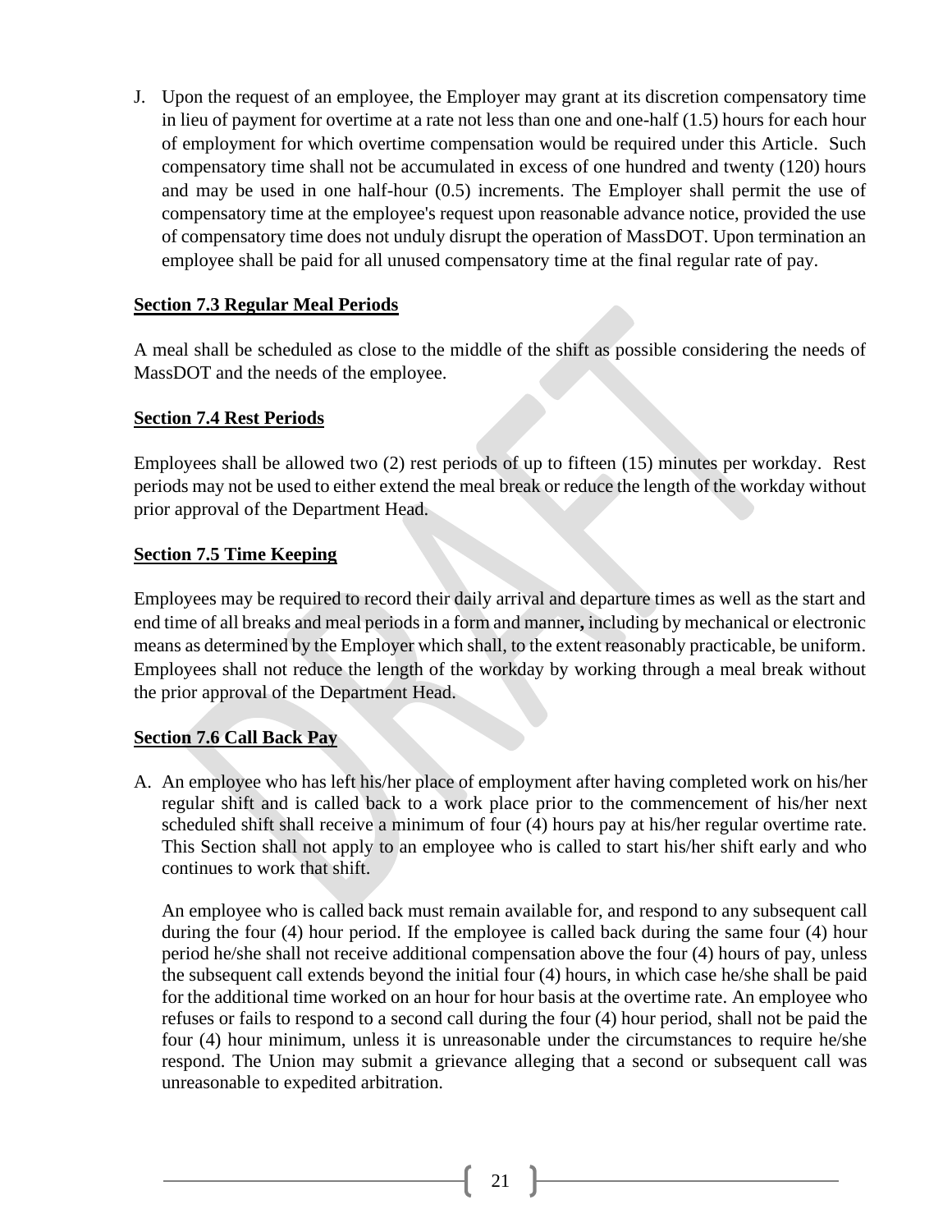J. Upon the request of an employee, the Employer may grant at its discretion compensatory time in lieu of payment for overtime at a rate not less than one and one-half (1.5) hours for each hour of employment for which overtime compensation would be required under this Article. Such compensatory time shall not be accumulated in excess of one hundred and twenty (120) hours and may be used in one half-hour (0.5) increments. The Employer shall permit the use of compensatory time at the employee's request upon reasonable advance notice, provided the use of compensatory time does not unduly disrupt the operation of MassDOT. Upon termination an employee shall be paid for all unused compensatory time at the final regular rate of pay.

### Section 7.3 Regular Meal Periods

A meal shall be scheduled as close to the middle of the shift as possible considering the needs of MassDOT and the needs of the employee.

### Section 7.4 Rest Periods

Employees shall be allowed two (2) rest periods of up to fifteen (15) minutes per workday. Rest periods may not be used to either extend the meal break or reduce the length of the workday without prior approval of the Department Head.

### Section 7.5 Time Keeping

Employees may be required to record their daily arrival and departure times as well as the start and end time of all breaks and meal periods in a form and manner**,** including by mechanical or electronic means as determined by the Employer which shall, to the extent reasonably practicable, be uniform. Employees shall not reduce the length of the workday by working through a meal break without the prior approval of the Department Head.

### Section 7.6 Call Back Pay

A. An employee who has left his/her place of employment after having completed work on his/her regular shift and is called back to a work place prior to the commencement of his/her next scheduled shift shall receive a minimum of four (4) hours pay at his/her regular overtime rate. This Section shall not apply to an employee who is called to start his/her shift early and who continues to work that shift.

   An employee who is called back must remain available for, and respond to any subsequent call during the four (4) hour period. If the employee is called back during the same four (4) hour period he/she shall not receive additional compensation above the four (4) hours of pay, unless the subsequent call extends beyond the initial four (4) hours, in which case he/she shall be paid for the additional time worked on an hour for hour basis at the overtime rate. An employee who refuses or fails to respond to a second call during the four (4) hour period, shall not be paid the four (4) hour minimum, unless it is unreasonable under the circumstances to require he/she respond. The Union may submit a grievance alleging that a second or subsequent call was unreasonable to expedited arbitration.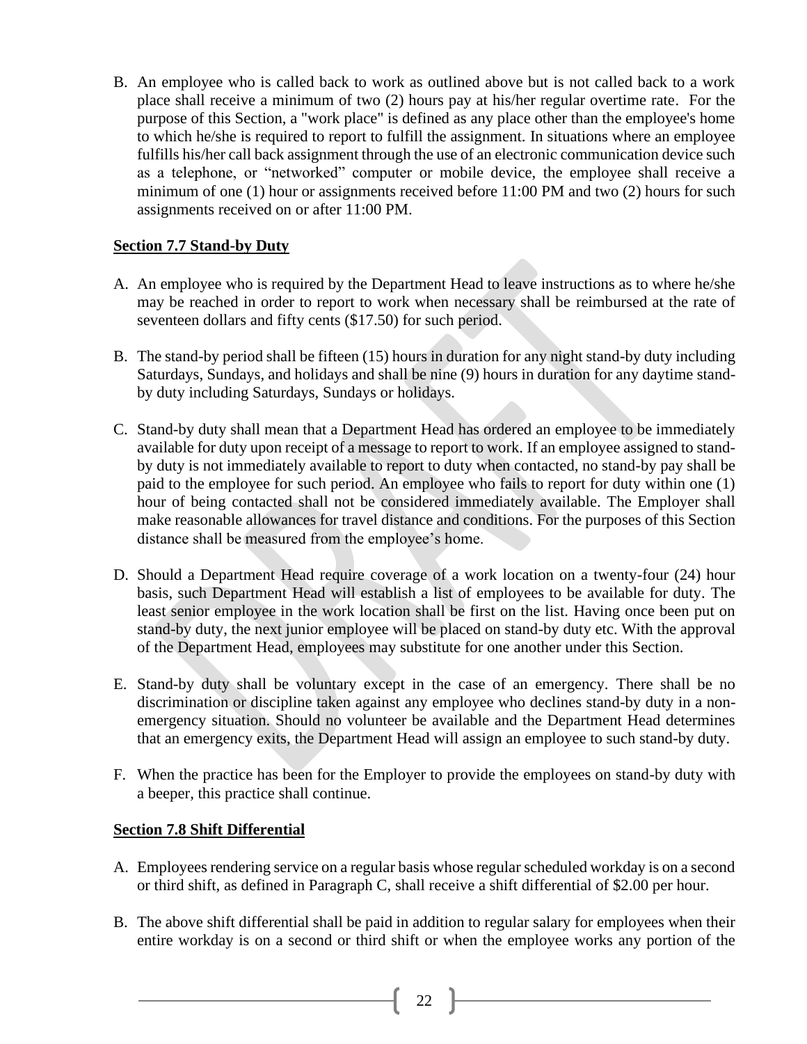B. An employee who is called back to work as outlined above but is not called back to a work place shall receive a minimum of two (2) hours pay at his/her regular overtime rate. For the purpose of this Section, a "work place" is defined as any place other than the employee's home to which he/she is required to report to fulfill the assignment. In situations where an employee fulfills his/her call back assignment through the use of an electronic communication device such as a telephone, or "networked" computer or mobile device, the employee shall receive a minimum of one (1) hour or assignments received before 11:00 PM and two (2) hours for such assignments received on or after 11:00 PM.

**Section 7.7 Stand-by Duty**

A. An employee who is required by the Department Head to leave instructions as to where he/she may be reached in order to report to work when necessary shall be reimbursed at the rate of seventeen dollars and fifty cents ($17.50) for such period.

B. The stand-by period shall be fifteen (15) hours in duration for any night stand-by duty including Saturdays, Sundays, and holidays and shall be nine (9) hours in duration for any daytime stand-by duty including Saturdays, Sundays or holidays.

C. Stand-by duty shall mean that a Department Head has ordered an employee to be immediately available for duty upon receipt of a message to report to work. If an employee assigned to stand-by duty is not immediately available to report to duty when contacted, no stand-by pay shall be paid to the employee for such period. An employee who fails to report for duty within one (1) hour of being contacted shall not be considered immediately available. The Employer shall make reasonable allowances for travel distance and conditions. For the purposes of this Section distance shall be measured from the employee's home.

D. Should a Department Head require coverage of a work location on a twenty-four (24) hour basis, such Department Head will establish a list of employees to be available for duty. The least senior employee in the work location shall be first on the list. Having once been put on stand-by duty, the next junior employee will be placed on stand-by duty etc. With the approval of the Department Head, employees may substitute for one another under this Section.

E. Stand-by duty shall be voluntary except in the case of an emergency. There shall be no discrimination or discipline taken against any employee who declines stand-by duty in a non-emergency situation. Should no volunteer be available and the Department Head determines that an emergency exits, the Department Head will assign an employee to such stand-by duty.

F. When the practice has been for the Employer to provide the employees on stand-by duty with a beeper, this practice shall continue.

**Section 7.8 Shift Differential**

A. Employees rendering service on a regular basis whose regular scheduled workday is on a second or third shift, as defined in Paragraph C, shall receive a shift differential of $2.00 per hour.

B. The above shift differential shall be paid in addition to regular salary for employees when their entire workday is on a second or third shift or when the employee works any portion of the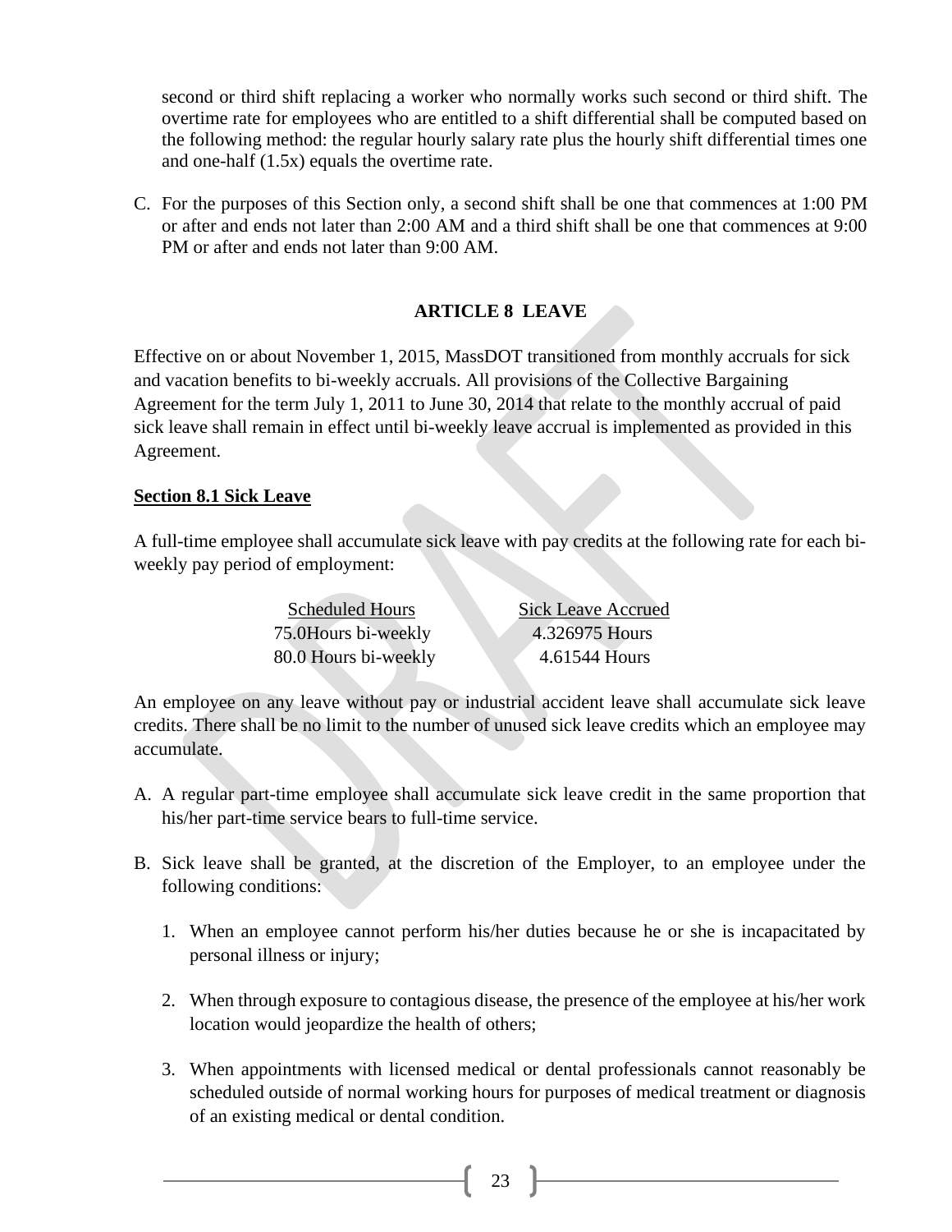second or third shift replacing a worker who normally works such second or third shift. The overtime rate for employees who are entitled to a shift differential shall be computed based on the following method: the regular hourly salary rate plus the hourly shift differential times one and one-half (1.5x) equals the overtime rate.

C. For the purposes of this Section only, a second shift shall be one that commences at 1:00 PM or after and ends not later than 2:00 AM and a third shift shall be one that commences at 9:00 PM or after and ends not later than 9:00 AM.

## ARTICLE 8 LEAVE

Effective on or about November 1, 2015, MassDOT transitioned from monthly accruals for sick and vacation benefits to bi-weekly accruals. All provisions of the Collective Bargaining Agreement for the term July 1, 2011 to June 30, 2014 that relate to the monthly accrual of paid sick leave shall remain in effect until bi-weekly leave accrual is implemented as provided in this Agreement.

### Section 8.1 Sick Leave

A full-time employee shall accumulate sick leave with pay credits at the following rate for each bi-weekly pay period of employment:

| Scheduled Hours | Sick Leave Accrued |
|---|---|
| 75.0Hours bi-weekly | 4.326975 Hours |
| 80.0 Hours bi-weekly | 4.61544 Hours |

An employee on any leave without pay or industrial accident leave shall accumulate sick leave credits. There shall be no limit to the number of unused sick leave credits which an employee may accumulate.

A. A regular part-time employee shall accumulate sick leave credit in the same proportion that his/her part-time service bears to full-time service.

B. Sick leave shall be granted, at the discretion of the Employer, to an employee under the following conditions:

   1. When an employee cannot perform his/her duties because he or she is incapacitated by personal illness or injury;

   2. When through exposure to contagious disease, the presence of the employee at his/her work location would jeopardize the health of others;

   3. When appointments with licensed medical or dental professionals cannot reasonably be scheduled outside of normal working hours for purposes of medical treatment or diagnosis of an existing medical or dental condition.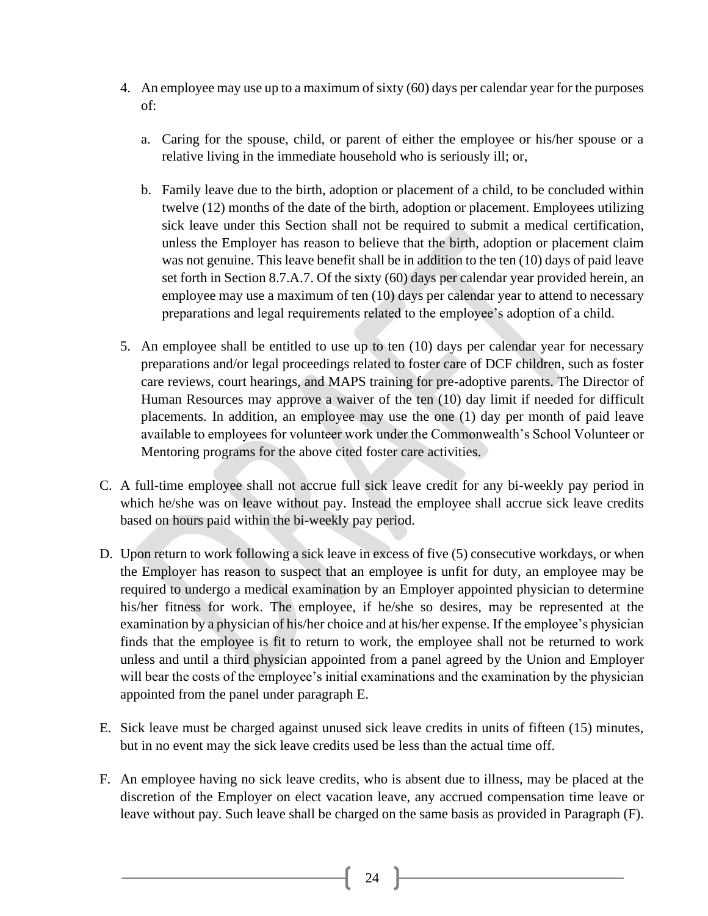4. An employee may use up to a maximum of sixty (60) days per calendar year for the purposes of:

   a. Caring for the spouse, child, or parent of either the employee or his/her spouse or a relative living in the immediate household who is seriously ill; or,

   b. Family leave due to the birth, adoption or placement of a child, to be concluded within twelve (12) months of the date of the birth, adoption or placement. Employees utilizing sick leave under this Section shall not be required to submit a medical certification, unless the Employer has reason to believe that the birth, adoption or placement claim was not genuine. This leave benefit shall be in addition to the ten (10) days of paid leave set forth in Section 8.7.A.7. Of the sixty (60) days per calendar year provided herein, an employee may use a maximum of ten (10) days per calendar year to attend to necessary preparations and legal requirements related to the employee's adoption of a child.

5. An employee shall be entitled to use up to ten (10) days per calendar year for necessary preparations and/or legal proceedings related to foster care of DCF children, such as foster care reviews, court hearings, and MAPS training for pre-adoptive parents. The Director of Human Resources may approve a waiver of the ten (10) day limit if needed for difficult placements. In addition, an employee may use the one (1) day per month of paid leave available to employees for volunteer work under the Commonwealth's School Volunteer or Mentoring programs for the above cited foster care activities.

C. A full-time employee shall not accrue full sick leave credit for any bi-weekly pay period in which he/she was on leave without pay. Instead the employee shall accrue sick leave credits based on hours paid within the bi-weekly pay period.

D. Upon return to work following a sick leave in excess of five (5) consecutive workdays, or when the Employer has reason to suspect that an employee is unfit for duty, an employee may be required to undergo a medical examination by an Employer appointed physician to determine his/her fitness for work. The employee, if he/she so desires, may be represented at the examination by a physician of his/her choice and at his/her expense. If the employee's physician finds that the employee is fit to return to work, the employee shall not be returned to work unless and until a third physician appointed from a panel agreed by the Union and Employer will bear the costs of the employee's initial examinations and the examination by the physician appointed from the panel under paragraph E.

E. Sick leave must be charged against unused sick leave credits in units of fifteen (15) minutes, but in no event may the sick leave credits used be less than the actual time off.

F. An employee having no sick leave credits, who is absent due to illness, may be placed at the discretion of the Employer on elect vacation leave, any accrued compensation time leave or leave without pay. Such leave shall be charged on the same basis as provided in Paragraph (F).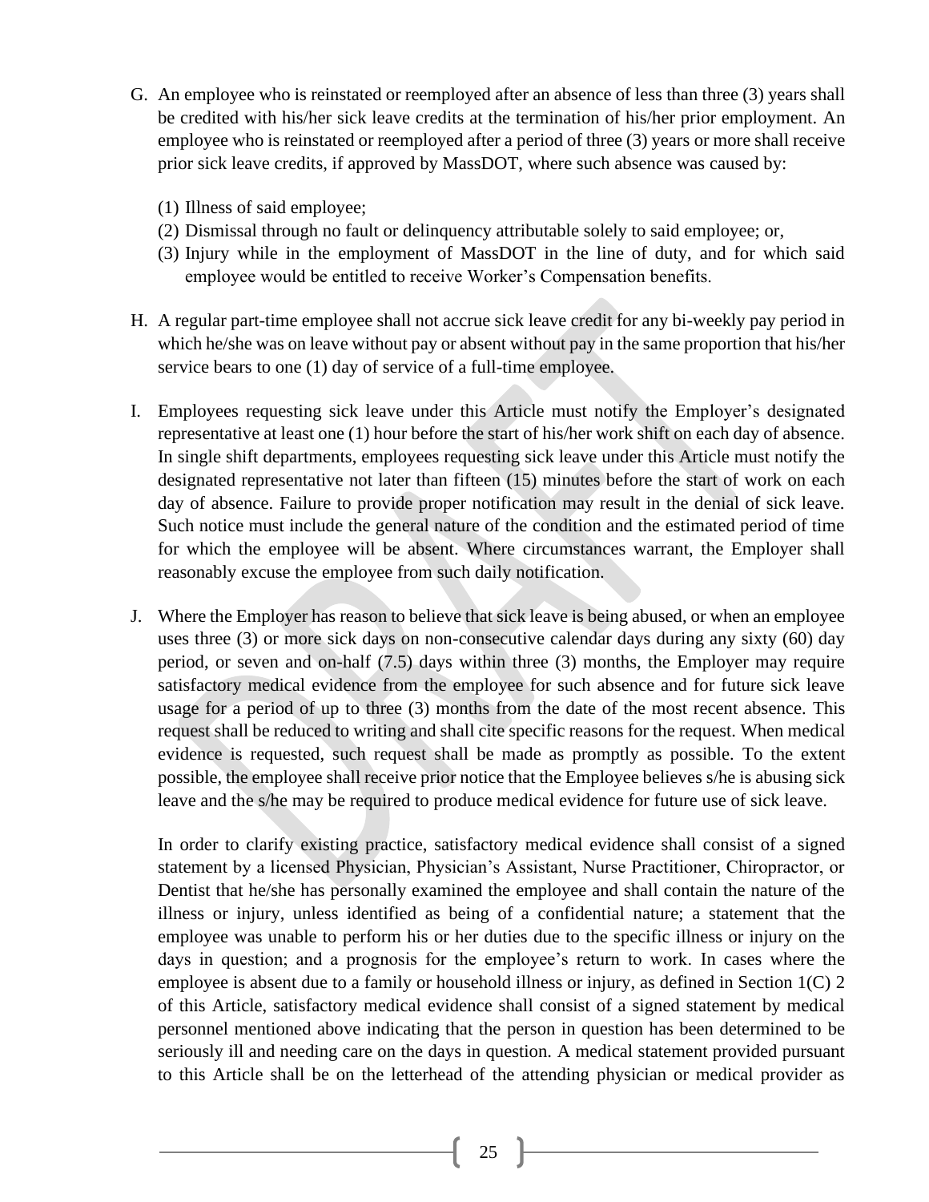G. An employee who is reinstated or reemployed after an absence of less than three (3) years shall be credited with his/her sick leave credits at the termination of his/her prior employment. An employee who is reinstated or reemployed after a period of three (3) years or more shall receive prior sick leave credits, if approved by MassDOT, where such absence was caused by:

   (1) Illness of said employee;
   (2) Dismissal through no fault or delinquency attributable solely to said employee; or,
   (3) Injury while in the employment of MassDOT in the line of duty, and for which said employee would be entitled to receive Worker's Compensation benefits.

H. A regular part-time employee shall not accrue sick leave credit for any bi-weekly pay period in which he/she was on leave without pay or absent without pay in the same proportion that his/her service bears to one (1) day of service of a full-time employee.

I. Employees requesting sick leave under this Article must notify the Employer's designated representative at least one (1) hour before the start of his/her work shift on each day of absence. In single shift departments, employees requesting sick leave under this Article must notify the designated representative not later than fifteen (15) minutes before the start of work on each day of absence. Failure to provide proper notification may result in the denial of sick leave. Such notice must include the general nature of the condition and the estimated period of time for which the employee will be absent. Where circumstances warrant, the Employer shall reasonably excuse the employee from such daily notification.

J. Where the Employer has reason to believe that sick leave is being abused, or when an employee uses three (3) or more sick days on non-consecutive calendar days during any sixty (60) day period, or seven and on-half (7.5) days within three (3) months, the Employer may require satisfactory medical evidence from the employee for such absence and for future sick leave usage for a period of up to three (3) months from the date of the most recent absence. This request shall be reduced to writing and shall cite specific reasons for the request. When medical evidence is requested, such request shall be made as promptly as possible. To the extent possible, the employee shall receive prior notice that the Employee believes s/he is abusing sick leave and the s/he may be required to produce medical evidence for future use of sick leave.

   In order to clarify existing practice, satisfactory medical evidence shall consist of a signed statement by a licensed Physician, Physician's Assistant, Nurse Practitioner, Chiropractor, or Dentist that he/she has personally examined the employee and shall contain the nature of the illness or injury, unless identified as being of a confidential nature; a statement that the employee was unable to perform his or her duties due to the specific illness or injury on the days in question; and a prognosis for the employee's return to work. In cases where the employee is absent due to a family or household illness or injury, as defined in Section 1(C) 2 of this Article, satisfactory medical evidence shall consist of a signed statement by medical personnel mentioned above indicating that the person in question has been determined to be seriously ill and needing care on the days in question. A medical statement provided pursuant to this Article shall be on the letterhead of the attending physician or medical provider as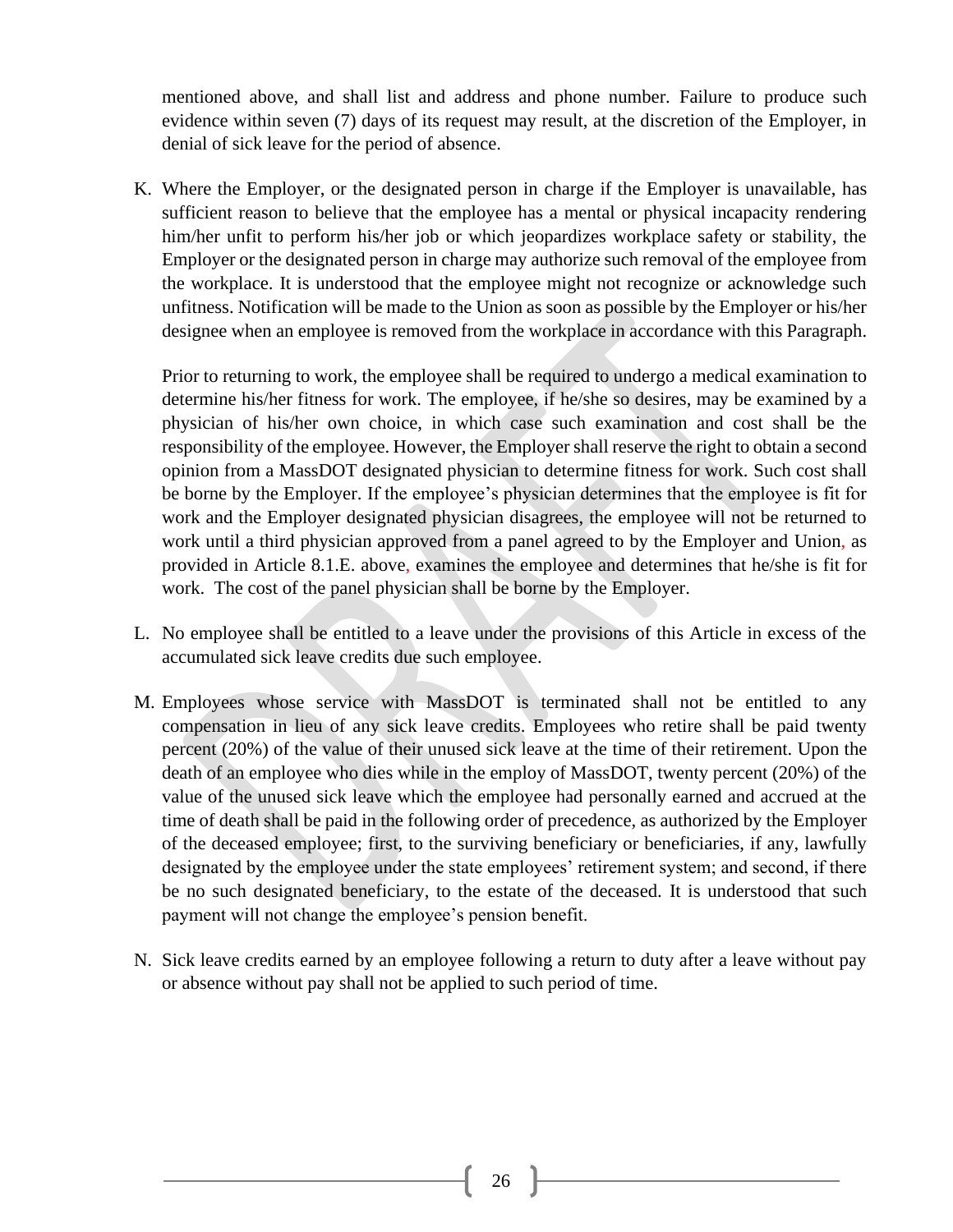mentioned above, and shall list and address and phone number. Failure to produce such evidence within seven (7) days of its request may result, at the discretion of the Employer, in denial of sick leave for the period of absence.

K. Where the Employer, or the designated person in charge if the Employer is unavailable, has sufficient reason to believe that the employee has a mental or physical incapacity rendering him/her unfit to perform his/her job or which jeopardizes workplace safety or stability, the Employer or the designated person in charge may authorize such removal of the employee from the workplace. It is understood that the employee might not recognize or acknowledge such unfitness. Notification will be made to the Union as soon as possible by the Employer or his/her designee when an employee is removed from the workplace in accordance with this Paragraph.

   Prior to returning to work, the employee shall be required to undergo a medical examination to determine his/her fitness for work. The employee, if he/she so desires, may be examined by a physician of his/her own choice, in which case such examination and cost shall be the responsibility of the employee. However, the Employer shall reserve the right to obtain a second opinion from a MassDOT designated physician to determine fitness for work. Such cost shall be borne by the Employer. If the employee's physician determines that the employee is fit for work and the Employer designated physician disagrees, the employee will not be returned to work until a third physician approved from a panel agreed to by the Employer and Union, as provided in Article 8.1.E. above, examines the employee and determines that he/she is fit for work. The cost of the panel physician shall be borne by the Employer.

L. No employee shall be entitled to a leave under the provisions of this Article in excess of the accumulated sick leave credits due such employee.

M. Employees whose service with MassDOT is terminated shall not be entitled to any compensation in lieu of any sick leave credits. Employees who retire shall be paid twenty percent (20%) of the value of their unused sick leave at the time of their retirement. Upon the death of an employee who dies while in the employ of MassDOT, twenty percent (20%) of the value of the unused sick leave which the employee had personally earned and accrued at the time of death shall be paid in the following order of precedence, as authorized by the Employer of the deceased employee; first, to the surviving beneficiary or beneficiaries, if any, lawfully designated by the employee under the state employees' retirement system; and second, if there be no such designated beneficiary, to the estate of the deceased. It is understood that such payment will not change the employee's pension benefit.

N. Sick leave credits earned by an employee following a return to duty after a leave without pay or absence without pay shall not be applied to such period of time.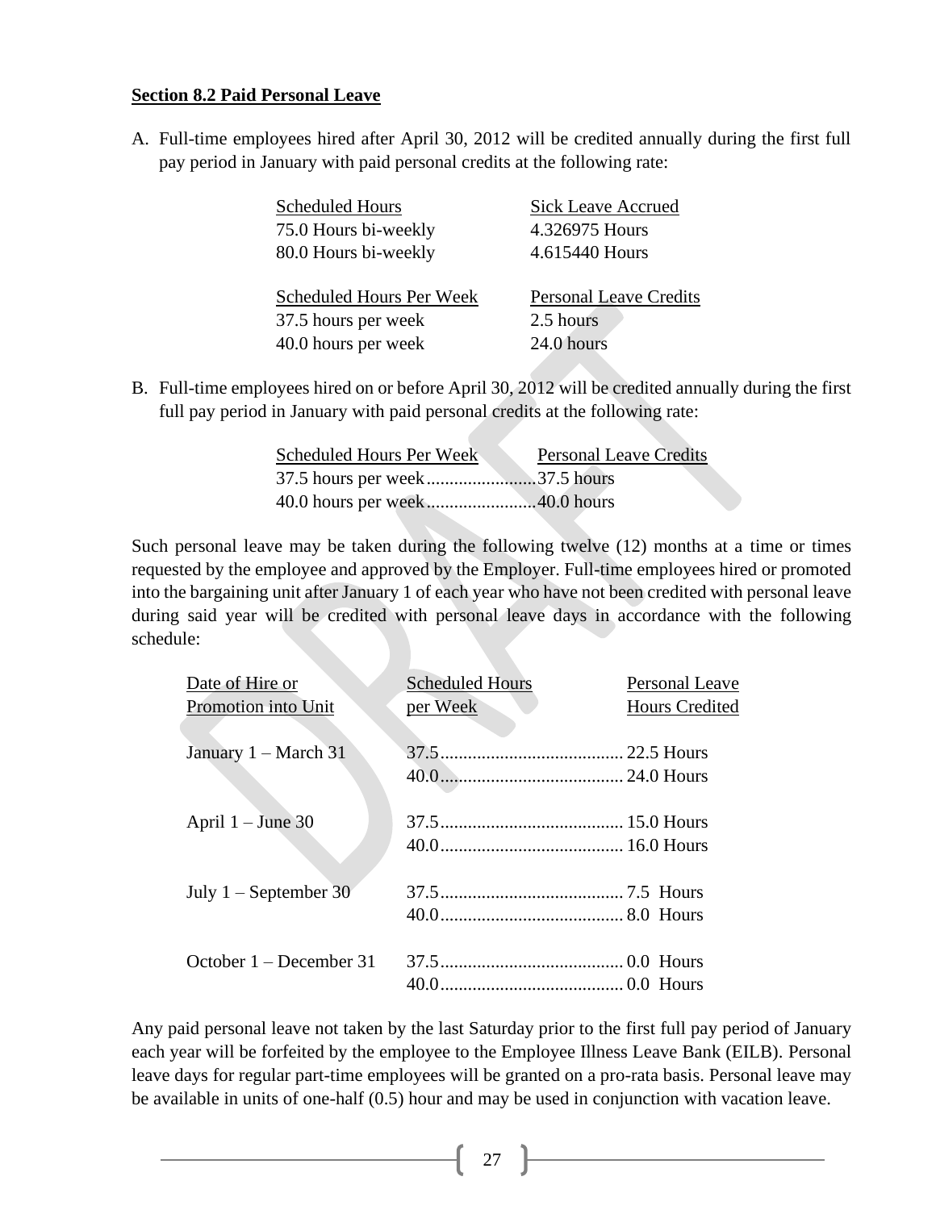**Section 8.2 Paid Personal Leave**

A. Full-time employees hired after April 30, 2012 will be credited annually during the first full pay period in January with paid personal credits at the following rate:

| Scheduled Hours | Sick Leave Accrued |
|---|---|
| 75.0 Hours bi-weekly | 4.326975 Hours |
| 80.0 Hours bi-weekly | 4.615440 Hours |

| Scheduled Hours Per Week | Personal Leave Credits |
|---|---|
| 37.5 hours per week | 2.5 hours |
| 40.0 hours per week | 24.0 hours |

B. Full-time employees hired on or before April 30, 2012 will be credited annually during the first full pay period in January with paid personal credits at the following rate:

| Scheduled Hours Per Week | Personal Leave Credits |
|---|---|
| 37.5 hours per week | 37.5 hours |
| 40.0 hours per week | 40.0 hours |

Such personal leave may be taken during the following twelve (12) months at a time or times requested by the employee and approved by the Employer. Full-time employees hired or promoted into the bargaining unit after January 1 of each year who have not been credited with personal leave during said year will be credited with personal leave days in accordance with the following schedule:

| Date of Hire or Promotion into Unit | Scheduled Hours per Week | Personal Leave Hours Credited |
|---|---|---|
| January 1 – March 31 | 37.5 | 22.5 Hours |
| | 40.0 | 24.0 Hours |
| April 1 – June 30 | 37.5 | 15.0 Hours |
| | 40.0 | 16.0 Hours |
| July 1 – September 30 | 37.5 | 7.5 Hours |
| | 40.0 | 8.0 Hours |
| October 1 – December 31 | 37.5 | 0.0 Hours |
| | 40.0 | 0.0 Hours |

Any paid personal leave not taken by the last Saturday prior to the first full pay period of January each year will be forfeited by the employee to the Employee Illness Leave Bank (EILB). Personal leave days for regular part-time employees will be granted on a pro-rata basis. Personal leave may be available in units of one-half (0.5) hour and may be used in conjunction with vacation leave.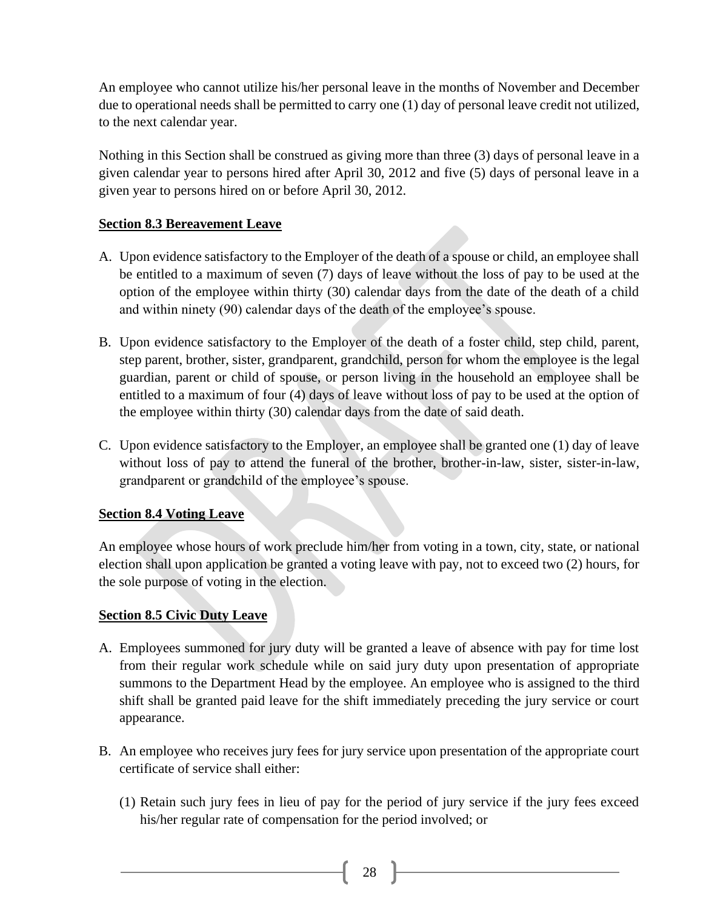An employee who cannot utilize his/her personal leave in the months of November and December due to operational needs shall be permitted to carry one (1) day of personal leave credit not utilized, to the next calendar year.

Nothing in this Section shall be construed as giving more than three (3) days of personal leave in a given calendar year to persons hired after April 30, 2012 and five (5) days of personal leave in a given year to persons hired on or before April 30, 2012.

**Section 8.3 Bereavement Leave**

A. Upon evidence satisfactory to the Employer of the death of a spouse or child, an employee shall be entitled to a maximum of seven (7) days of leave without the loss of pay to be used at the option of the employee within thirty (30) calendar days from the date of the death of a child and within ninety (90) calendar days of the death of the employee's spouse.

B. Upon evidence satisfactory to the Employer of the death of a foster child, step child, parent, step parent, brother, sister, grandparent, grandchild, person for whom the employee is the legal guardian, parent or child of spouse, or person living in the household an employee shall be entitled to a maximum of four (4) days of leave without loss of pay to be used at the option of the employee within thirty (30) calendar days from the date of said death.

C. Upon evidence satisfactory to the Employer, an employee shall be granted one (1) day of leave without loss of pay to attend the funeral of the brother, brother-in-law, sister, sister-in-law, grandparent or grandchild of the employee's spouse.

**Section 8.4 Voting Leave**

An employee whose hours of work preclude him/her from voting in a town, city, state, or national election shall upon application be granted a voting leave with pay, not to exceed two (2) hours, for the sole purpose of voting in the election.

**Section 8.5 Civic Duty Leave**

A. Employees summoned for jury duty will be granted a leave of absence with pay for time lost from their regular work schedule while on said jury duty upon presentation of appropriate summons to the Department Head by the employee. An employee who is assigned to the third shift shall be granted paid leave for the shift immediately preceding the jury service or court appearance.

B. An employee who receives jury fees for jury service upon presentation of the appropriate court certificate of service shall either:

   (1) Retain such jury fees in lieu of pay for the period of jury service if the jury fees exceed his/her regular rate of compensation for the period involved; or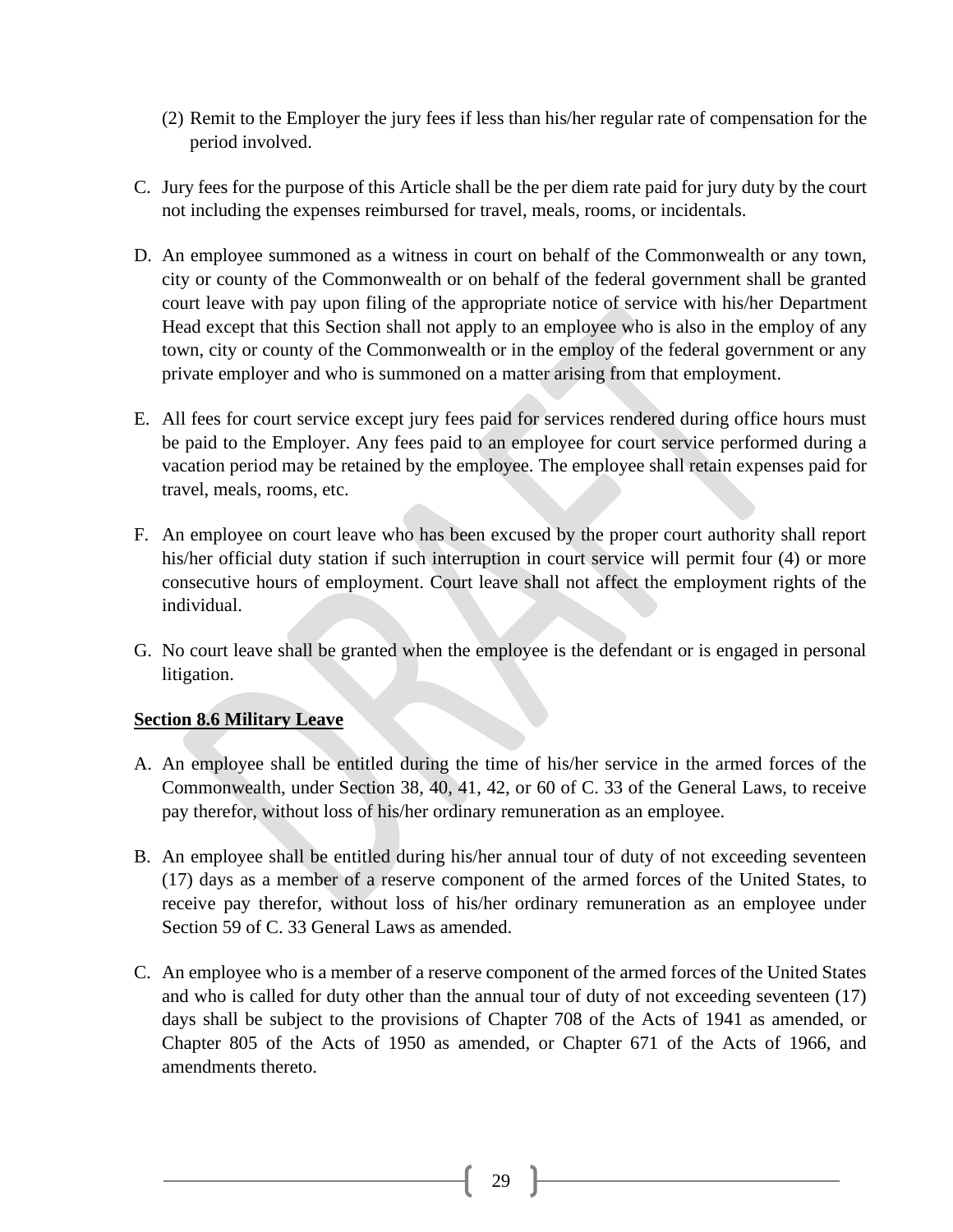(2) Remit to the Employer the jury fees if less than his/her regular rate of compensation for the period involved.

C. Jury fees for the purpose of this Article shall be the per diem rate paid for jury duty by the court not including the expenses reimbursed for travel, meals, rooms, or incidentals.

D. An employee summoned as a witness in court on behalf of the Commonwealth or any town, city or county of the Commonwealth or on behalf of the federal government shall be granted court leave with pay upon filing of the appropriate notice of service with his/her Department Head except that this Section shall not apply to an employee who is also in the employ of any town, city or county of the Commonwealth or in the employ of the federal government or any private employer and who is summoned on a matter arising from that employment.

E. All fees for court service except jury fees paid for services rendered during office hours must be paid to the Employer. Any fees paid to an employee for court service performed during a vacation period may be retained by the employee. The employee shall retain expenses paid for travel, meals, rooms, etc.

F. An employee on court leave who has been excused by the proper court authority shall report his/her official duty station if such interruption in court service will permit four (4) or more consecutive hours of employment. Court leave shall not affect the employment rights of the individual.

G. No court leave shall be granted when the employee is the defendant or is engaged in personal litigation.

**Section 8.6 Military Leave**

A. An employee shall be entitled during the time of his/her service in the armed forces of the Commonwealth, under Section 38, 40, 41, 42, or 60 of C. 33 of the General Laws, to receive pay therefor, without loss of his/her ordinary remuneration as an employee.

B. An employee shall be entitled during his/her annual tour of duty of not exceeding seventeen (17) days as a member of a reserve component of the armed forces of the United States, to receive pay therefor, without loss of his/her ordinary remuneration as an employee under Section 59 of C. 33 General Laws as amended.

C. An employee who is a member of a reserve component of the armed forces of the United States and who is called for duty other than the annual tour of duty of not exceeding seventeen (17) days shall be subject to the provisions of Chapter 708 of the Acts of 1941 as amended, or Chapter 805 of the Acts of 1950 as amended, or Chapter 671 of the Acts of 1966, and amendments thereto.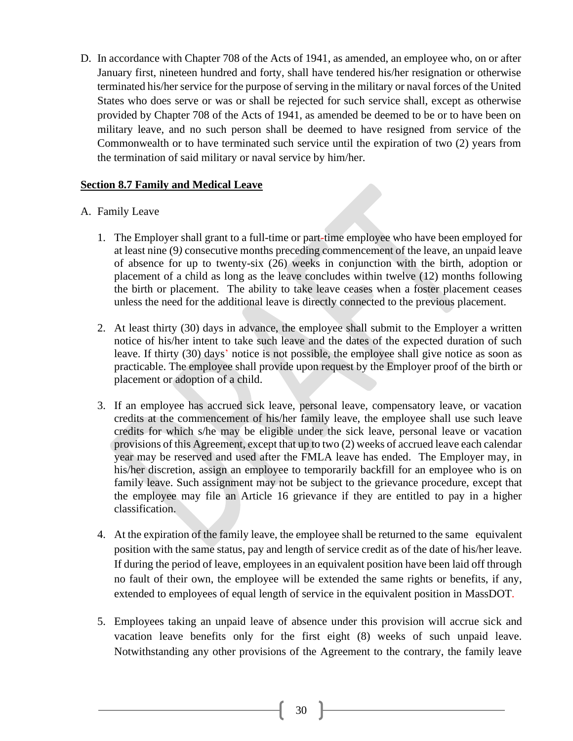D. In accordance with Chapter 708 of the Acts of 1941, as amended, an employee who, on or after January first, nineteen hundred and forty, shall have tendered his/her resignation or otherwise terminated his/her service for the purpose of serving in the military or naval forces of the United States who does serve or was or shall be rejected for such service shall, except as otherwise provided by Chapter 708 of the Acts of 1941, as amended be deemed to be or to have been on military leave, and no such person shall be deemed to have resigned from service of the Commonwealth or to have terminated such service until the expiration of two (2) years from the termination of said military or naval service by him/her.

**Section 8.7 Family and Medical Leave**

A. Family Leave

1. The Employer shall grant to a full-time or part-time employee who have been employed for at least nine (9) consecutive months preceding commencement of the leave, an unpaid leave of absence for up to twenty-six (26) weeks in conjunction with the birth, adoption or placement of a child as long as the leave concludes within twelve (12) months following the birth or placement. The ability to take leave ceases when a foster placement ceases unless the need for the additional leave is directly connected to the previous placement.

2. At least thirty (30) days in advance, the employee shall submit to the Employer a written notice of his/her intent to take such leave and the dates of the expected duration of such leave. If thirty (30) days' notice is not possible, the employee shall give notice as soon as practicable. The employee shall provide upon request by the Employer proof of the birth or placement or adoption of a child.

3. If an employee has accrued sick leave, personal leave, compensatory leave, or vacation credits at the commencement of his/her family leave, the employee shall use such leave credits for which s/he may be eligible under the sick leave, personal leave or vacation provisions of this Agreement, except that up to two (2) weeks of accrued leave each calendar year may be reserved and used after the FMLA leave has ended. The Employer may, in his/her discretion, assign an employee to temporarily backfill for an employee who is on family leave. Such assignment may not be subject to the grievance procedure, except that the employee may file an Article 16 grievance if they are entitled to pay in a higher classification.

4. At the expiration of the family leave, the employee shall be returned to the same equivalent position with the same status, pay and length of service credit as of the date of his/her leave. If during the period of leave, employees in an equivalent position have been laid off through no fault of their own, the employee will be extended the same rights or benefits, if any, extended to employees of equal length of service in the equivalent position in MassDOT.

5. Employees taking an unpaid leave of absence under this provision will accrue sick and vacation leave benefits only for the first eight (8) weeks of such unpaid leave. Notwithstanding any other provisions of the Agreement to the contrary, the family leave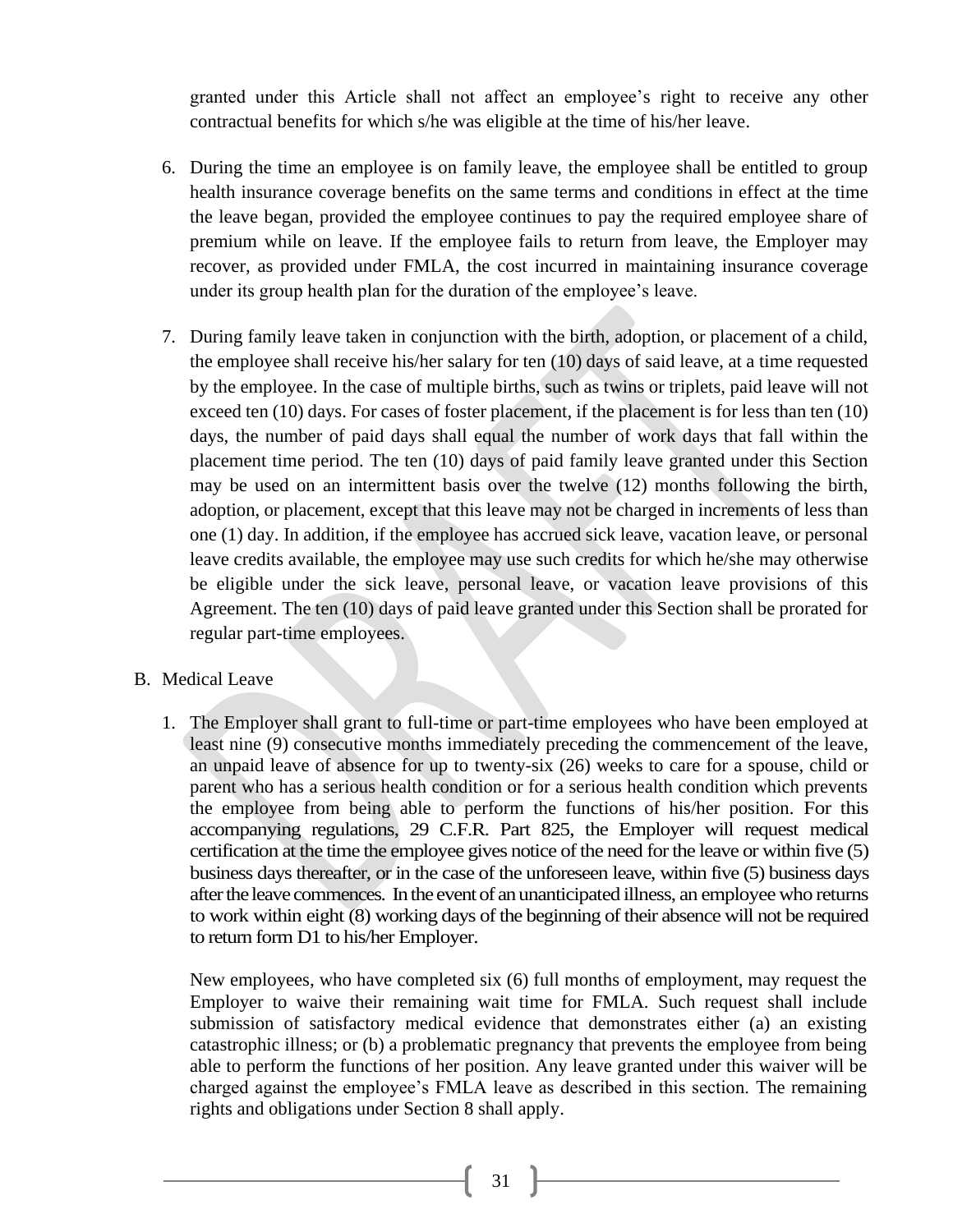granted under this Article shall not affect an employee's right to receive any other contractual benefits for which s/he was eligible at the time of his/her leave.

6. During the time an employee is on family leave, the employee shall be entitled to group health insurance coverage benefits on the same terms and conditions in effect at the time the leave began, provided the employee continues to pay the required employee share of premium while on leave. If the employee fails to return from leave, the Employer may recover, as provided under FMLA, the cost incurred in maintaining insurance coverage under its group health plan for the duration of the employee's leave.

7. During family leave taken in conjunction with the birth, adoption, or placement of a child, the employee shall receive his/her salary for ten (10) days of said leave, at a time requested by the employee. In the case of multiple births, such as twins or triplets, paid leave will not exceed ten (10) days. For cases of foster placement, if the placement is for less than ten (10) days, the number of paid days shall equal the number of work days that fall within the placement time period. The ten (10) days of paid family leave granted under this Section may be used on an intermittent basis over the twelve (12) months following the birth, adoption, or placement, except that this leave may not be charged in increments of less than one (1) day. In addition, if the employee has accrued sick leave, vacation leave, or personal leave credits available, the employee may use such credits for which he/she may otherwise be eligible under the sick leave, personal leave, or vacation leave provisions of this Agreement. The ten (10) days of paid leave granted under this Section shall be prorated for regular part-time employees.

B. Medical Leave

1. The Employer shall grant to full-time or part-time employees who have been employed at least nine (9) consecutive months immediately preceding the commencement of the leave, an unpaid leave of absence for up to twenty-six (26) weeks to care for a spouse, child or parent who has a serious health condition or for a serious health condition which prevents the employee from being able to perform the functions of his/her position. For this accompanying regulations, 29 C.F.R. Part 825, the Employer will request medical certification at the time the employee gives notice of the need for the leave or within five (5) business days thereafter, or in the case of the unforeseen leave, within five (5) business days after the leave commences. In the event of an unanticipated illness, an employee who returns to work within eight (8) working days of the beginning of their absence will not be required to return form D1 to his/her Employer.

   New employees, who have completed six (6) full months of employment, may request the Employer to waive their remaining wait time for FMLA. Such request shall include submission of satisfactory medical evidence that demonstrates either (a) an existing catastrophic illness; or (b) a problematic pregnancy that prevents the employee from being able to perform the functions of her position. Any leave granted under this waiver will be charged against the employee's FMLA leave as described in this section. The remaining rights and obligations under Section 8 shall apply.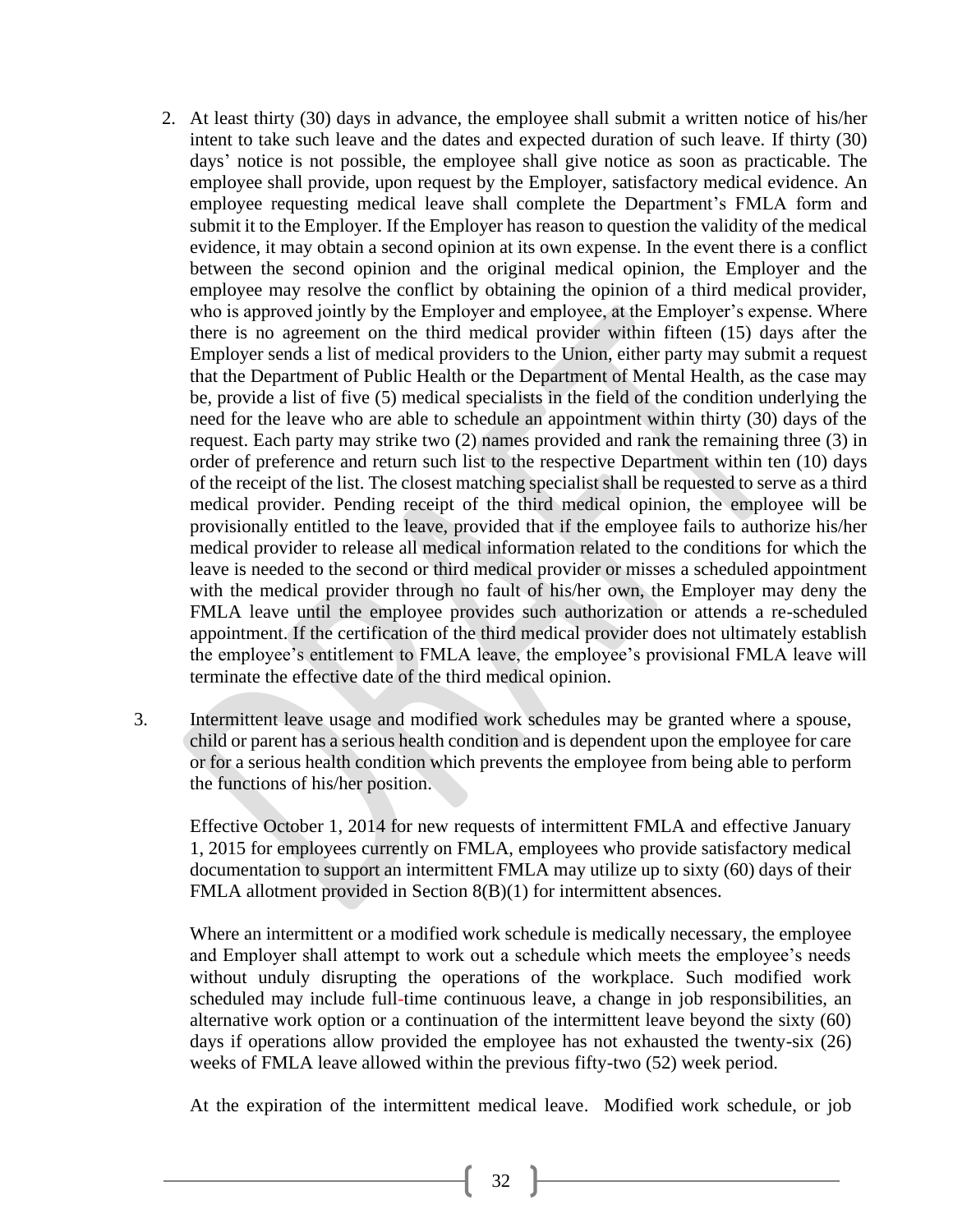2. At least thirty (30) days in advance, the employee shall submit a written notice of his/her intent to take such leave and the dates and expected duration of such leave. If thirty (30) days' notice is not possible, the employee shall give notice as soon as practicable. The employee shall provide, upon request by the Employer, satisfactory medical evidence. An employee requesting medical leave shall complete the Department's FMLA form and submit it to the Employer. If the Employer has reason to question the validity of the medical evidence, it may obtain a second opinion at its own expense. In the event there is a conflict between the second opinion and the original medical opinion, the Employer and the employee may resolve the conflict by obtaining the opinion of a third medical provider, who is approved jointly by the Employer and employee, at the Employer's expense. Where there is no agreement on the third medical provider within fifteen (15) days after the Employer sends a list of medical providers to the Union, either party may submit a request that the Department of Public Health or the Department of Mental Health, as the case may be, provide a list of five (5) medical specialists in the field of the condition underlying the need for the leave who are able to schedule an appointment within thirty (30) days of the request. Each party may strike two (2) names provided and rank the remaining three (3) in order of preference and return such list to the respective Department within ten (10) days of the receipt of the list. The closest matching specialist shall be requested to serve as a third medical provider. Pending receipt of the third medical opinion, the employee will be provisionally entitled to the leave, provided that if the employee fails to authorize his/her medical provider to release all medical information related to the conditions for which the leave is needed to the second or third medical provider or misses a scheduled appointment with the medical provider through no fault of his/her own, the Employer may deny the FMLA leave until the employee provides such authorization or attends a re-scheduled appointment. If the certification of the third medical provider does not ultimately establish the employee's entitlement to FMLA leave, the employee's provisional FMLA leave will terminate the effective date of the third medical opinion.

3. Intermittent leave usage and modified work schedules may be granted where a spouse, child or parent has a serious health condition and is dependent upon the employee for care or for a serious health condition which prevents the employee from being able to perform the functions of his/her position.

   Effective October 1, 2014 for new requests of intermittent FMLA and effective January 1, 2015 for employees currently on FMLA, employees who provide satisfactory medical documentation to support an intermittent FMLA may utilize up to sixty (60) days of their FMLA allotment provided in Section 8(B)(1) for intermittent absences.

   Where an intermittent or a modified work schedule is medically necessary, the employee and Employer shall attempt to work out a schedule which meets the employee's needs without unduly disrupting the operations of the workplace. Such modified work scheduled may include full-time continuous leave, a change in job responsibilities, an alternative work option or a continuation of the intermittent leave beyond the sixty (60) days if operations allow provided the employee has not exhausted the twenty-six (26) weeks of FMLA leave allowed within the previous fifty-two (52) week period.

   At the expiration of the intermittent medical leave. Modified work schedule, or job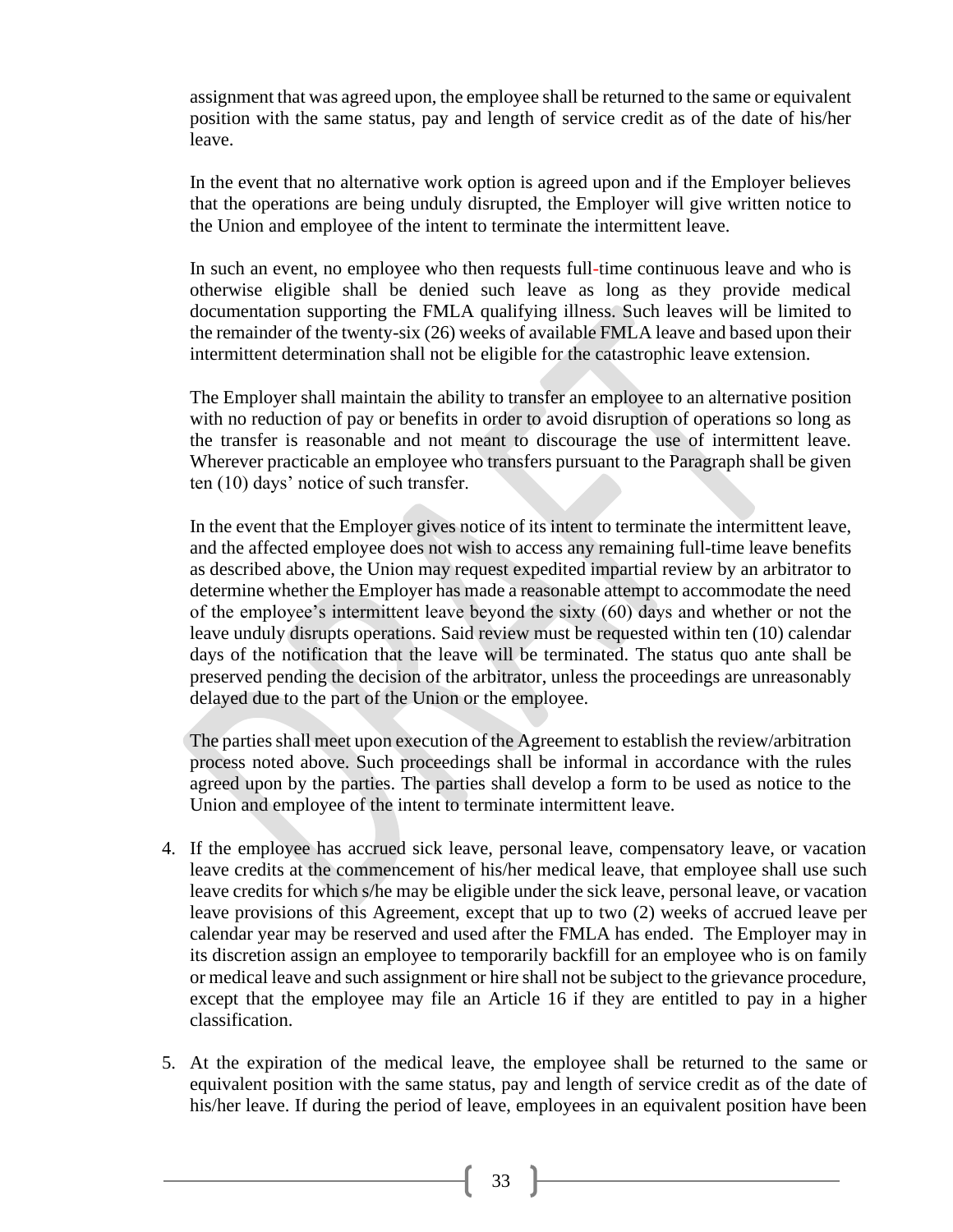assignment that was agreed upon, the employee shall be returned to the same or equivalent position with the same status, pay and length of service credit as of the date of his/her leave.

In the event that no alternative work option is agreed upon and if the Employer believes that the operations are being unduly disrupted, the Employer will give written notice to the Union and employee of the intent to terminate the intermittent leave.

In such an event, no employee who then requests full-time continuous leave and who is otherwise eligible shall be denied such leave as long as they provide medical documentation supporting the FMLA qualifying illness. Such leaves will be limited to the remainder of the twenty-six (26) weeks of available FMLA leave and based upon their intermittent determination shall not be eligible for the catastrophic leave extension.

The Employer shall maintain the ability to transfer an employee to an alternative position with no reduction of pay or benefits in order to avoid disruption of operations so long as the transfer is reasonable and not meant to discourage the use of intermittent leave. Wherever practicable an employee who transfers pursuant to the Paragraph shall be given ten (10) days' notice of such transfer.

In the event that the Employer gives notice of its intent to terminate the intermittent leave, and the affected employee does not wish to access any remaining full-time leave benefits as described above, the Union may request expedited impartial review by an arbitrator to determine whether the Employer has made a reasonable attempt to accommodate the need of the employee's intermittent leave beyond the sixty (60) days and whether or not the leave unduly disrupts operations. Said review must be requested within ten (10) calendar days of the notification that the leave will be terminated. The status quo ante shall be preserved pending the decision of the arbitrator, unless the proceedings are unreasonably delayed due to the part of the Union or the employee.

The parties shall meet upon execution of the Agreement to establish the review/arbitration process noted above. Such proceedings shall be informal in accordance with the rules agreed upon by the parties. The parties shall develop a form to be used as notice to the Union and employee of the intent to terminate intermittent leave.

4. If the employee has accrued sick leave, personal leave, compensatory leave, or vacation leave credits at the commencement of his/her medical leave, that employee shall use such leave credits for which s/he may be eligible under the sick leave, personal leave, or vacation leave provisions of this Agreement, except that up to two (2) weeks of accrued leave per calendar year may be reserved and used after the FMLA has ended. The Employer may in its discretion assign an employee to temporarily backfill for an employee who is on family or medical leave and such assignment or hire shall not be subject to the grievance procedure, except that the employee may file an Article 16 if they are entitled to pay in a higher classification.

5. At the expiration of the medical leave, the employee shall be returned to the same or equivalent position with the same status, pay and length of service credit as of the date of his/her leave. If during the period of leave, employees in an equivalent position have been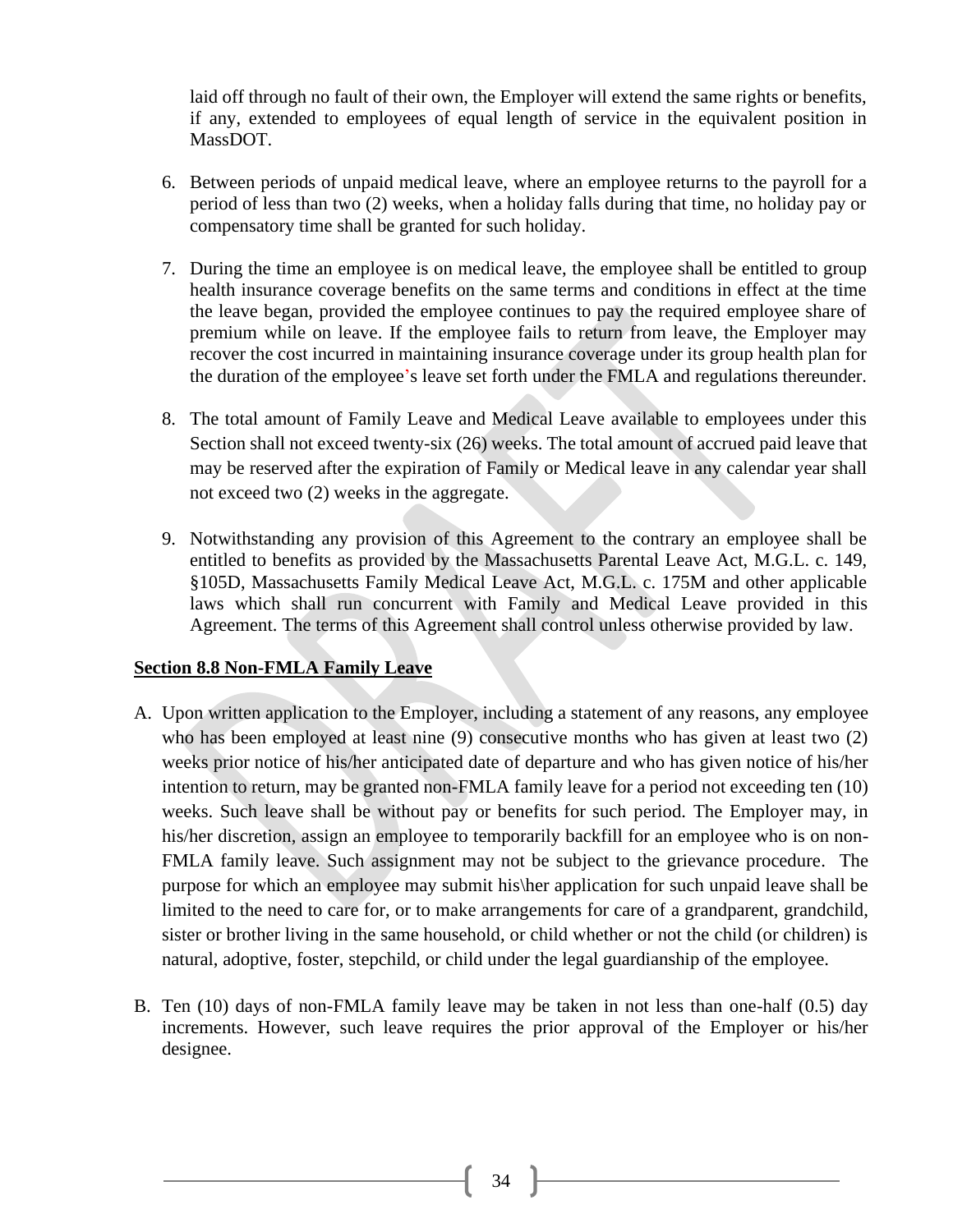laid off through no fault of their own, the Employer will extend the same rights or benefits, if any, extended to employees of equal length of service in the equivalent position in MassDOT.

6. Between periods of unpaid medical leave, where an employee returns to the payroll for a period of less than two (2) weeks, when a holiday falls during that time, no holiday pay or compensatory time shall be granted for such holiday.

7. During the time an employee is on medical leave, the employee shall be entitled to group health insurance coverage benefits on the same terms and conditions in effect at the time the leave began, provided the employee continues to pay the required employee share of premium while on leave. If the employee fails to return from leave, the Employer may recover the cost incurred in maintaining insurance coverage under its group health plan for the duration of the employee's leave set forth under the FMLA and regulations thereunder.

8. The total amount of Family Leave and Medical Leave available to employees under this Section shall not exceed twenty-six (26) weeks. The total amount of accrued paid leave that may be reserved after the expiration of Family or Medical leave in any calendar year shall not exceed two (2) weeks in the aggregate.

9. Notwithstanding any provision of this Agreement to the contrary an employee shall be entitled to benefits as provided by the Massachusetts Parental Leave Act, M.G.L. c. 149, §105D, Massachusetts Family Medical Leave Act, M.G.L. c. 175M and other applicable laws which shall run concurrent with Family and Medical Leave provided in this Agreement. The terms of this Agreement shall control unless otherwise provided by law.

**Section 8.8 Non-FMLA Family Leave**

A. Upon written application to the Employer, including a statement of any reasons, any employee who has been employed at least nine (9) consecutive months who has given at least two (2) weeks prior notice of his/her anticipated date of departure and who has given notice of his/her intention to return, may be granted non-FMLA family leave for a period not exceeding ten (10) weeks. Such leave shall be without pay or benefits for such period. The Employer may, in his/her discretion, assign an employee to temporarily backfill for an employee who is on non-FMLA family leave. Such assignment may not be subject to the grievance procedure. The purpose for which an employee may submit his\her application for such unpaid leave shall be limited to the need to care for, or to make arrangements for care of a grandparent, grandchild, sister or brother living in the same household, or child whether or not the child (or children) is natural, adoptive, foster, stepchild, or child under the legal guardianship of the employee.

B. Ten (10) days of non-FMLA family leave may be taken in not less than one-half (0.5) day increments. However, such leave requires the prior approval of the Employer or his/her designee.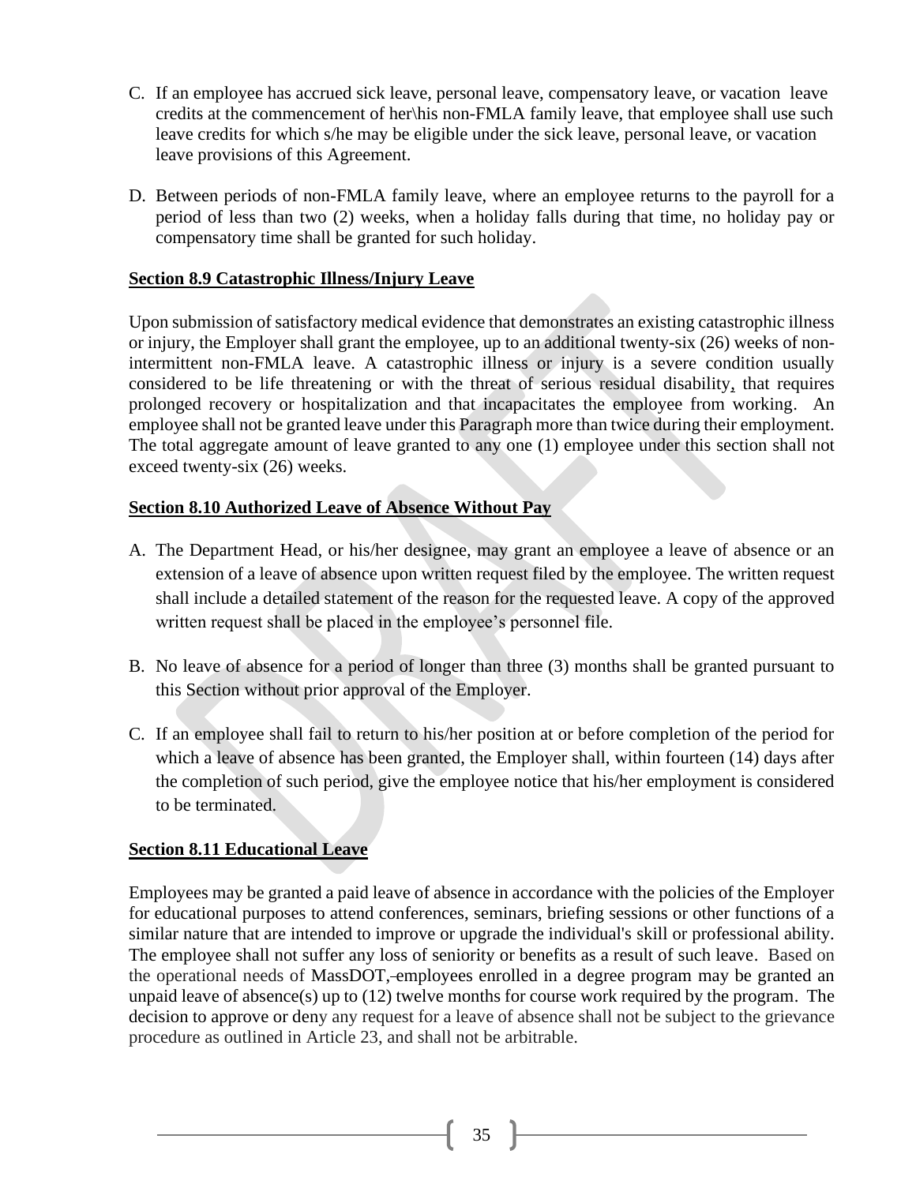C. If an employee has accrued sick leave, personal leave, compensatory leave, or vacation leave credits at the commencement of her\his non-FMLA family leave, that employee shall use such leave credits for which s/he may be eligible under the sick leave, personal leave, or vacation leave provisions of this Agreement.

D. Between periods of non-FMLA family leave, where an employee returns to the payroll for a period of less than two (2) weeks, when a holiday falls during that time, no holiday pay or compensatory time shall be granted for such holiday.

**Section 8.9 Catastrophic Illness/Injury Leave**

Upon submission of satisfactory medical evidence that demonstrates an existing catastrophic illness or injury, the Employer shall grant the employee, up to an additional twenty-six (26) weeks of non-intermittent non-FMLA leave. A catastrophic illness or injury is a severe condition usually considered to be life threatening or with the threat of serious residual disability, that requires prolonged recovery or hospitalization and that incapacitates the employee from working. An employee shall not be granted leave under this Paragraph more than twice during their employment. The total aggregate amount of leave granted to any one (1) employee under this section shall not exceed twenty-six (26) weeks.

**Section 8.10 Authorized Leave of Absence Without Pay**

A. The Department Head, or his/her designee, may grant an employee a leave of absence or an extension of a leave of absence upon written request filed by the employee. The written request shall include a detailed statement of the reason for the requested leave. A copy of the approved written request shall be placed in the employee's personnel file.

B. No leave of absence for a period of longer than three (3) months shall be granted pursuant to this Section without prior approval of the Employer.

C. If an employee shall fail to return to his/her position at or before completion of the period for which a leave of absence has been granted, the Employer shall, within fourteen (14) days after the completion of such period, give the employee notice that his/her employment is considered to be terminated.

**Section 8.11 Educational Leave**

Employees may be granted a paid leave of absence in accordance with the policies of the Employer for educational purposes to attend conferences, seminars, briefing sessions or other functions of a similar nature that are intended to improve or upgrade the individual's skill or professional ability. The employee shall not suffer any loss of seniority or benefits as a result of such leave. Based on the operational needs of MassDOT, employees enrolled in a degree program may be granted an unpaid leave of absence(s) up to (12) twelve months for course work required by the program. The decision to approve or deny any request for a leave of absence shall not be subject to the grievance procedure as outlined in Article 23, and shall not be arbitrable.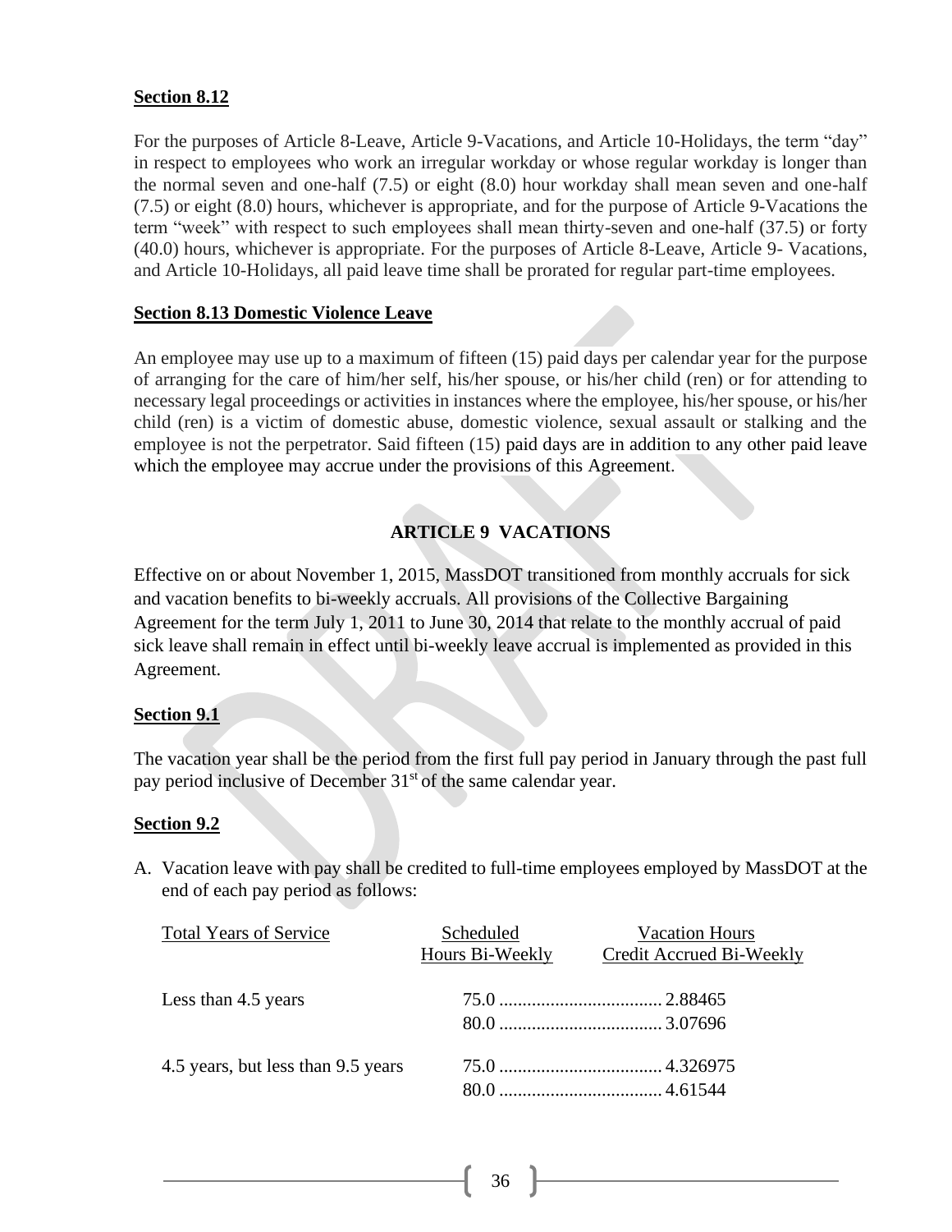**Section 8.12**

For the purposes of Article 8-Leave, Article 9-Vacations, and Article 10-Holidays, the term "day" in respect to employees who work an irregular workday or whose regular workday is longer than the normal seven and one-half (7.5) or eight (8.0) hour workday shall mean seven and one-half (7.5) or eight (8.0) hours, whichever is appropriate, and for the purpose of Article 9-Vacations the term "week" with respect to such employees shall mean thirty-seven and one-half (37.5) or forty (40.0) hours, whichever is appropriate. For the purposes of Article 8-Leave, Article 9- Vacations, and Article 10-Holidays, all paid leave time shall be prorated for regular part-time employees.

**Section 8.13 Domestic Violence Leave**

An employee may use up to a maximum of fifteen (15) paid days per calendar year for the purpose of arranging for the care of him/her self, his/her spouse, or his/her child (ren) or for attending to necessary legal proceedings or activities in instances where the employee, his/her spouse, or his/her child (ren) is a victim of domestic abuse, domestic violence, sexual assault or stalking and the employee is not the perpetrator. Said fifteen (15) paid days are in addition to any other paid leave which the employee may accrue under the provisions of this Agreement.

## ARTICLE 9 VACATIONS

Effective on or about November 1, 2015, MassDOT transitioned from monthly accruals for sick and vacation benefits to bi-weekly accruals. All provisions of the Collective Bargaining Agreement for the term July 1, 2011 to June 30, 2014 that relate to the monthly accrual of paid sick leave shall remain in effect until bi-weekly leave accrual is implemented as provided in this Agreement.

**Section 9.1**

The vacation year shall be the period from the first full pay period in January through the past full pay period inclusive of December 31st of the same calendar year.

**Section 9.2**

A. Vacation leave with pay shall be credited to full-time employees employed by MassDOT at the end of each pay period as follows:

| Total Years of Service | Scheduled Hours Bi-Weekly | Vacation Hours Credit Accrued Bi-Weekly |
|---|---|---|
| Less than 4.5 years | 75.0 | 2.88465 |
| | 80.0 | 3.07696 |
| 4.5 years, but less than 9.5 years | 75.0 | 4.326975 |
| | 80.0 | 4.61544 |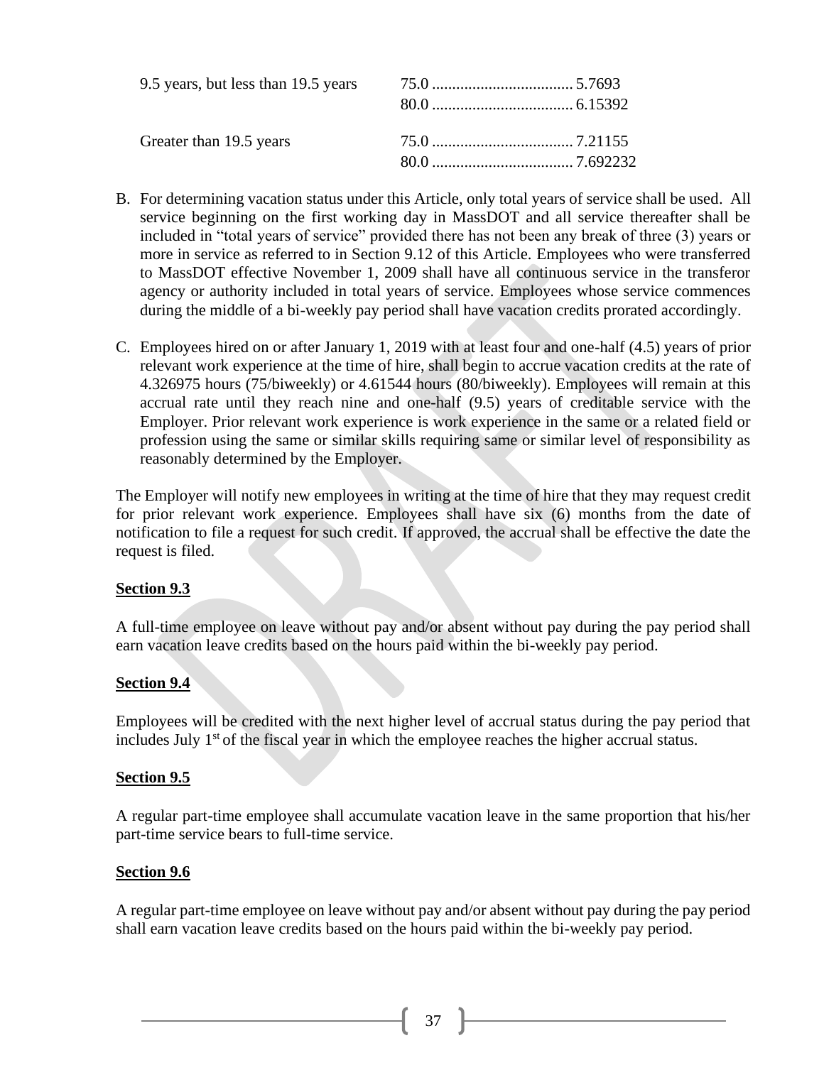| | |
|---|---|
| 9.5 years, but less than 19.5 years | 75.0 .................................. 5.7693 |
| | 80.0 .................................. 6.15392 |
| Greater than 19.5 years | 75.0 .................................. 7.21155 |
| | 80.0 .................................. 7.692232 |

B. For determining vacation status under this Article, only total years of service shall be used. All service beginning on the first working day in MassDOT and all service thereafter shall be included in "total years of service" provided there has not been any break of three (3) years or more in service as referred to in Section 9.12 of this Article. Employees who were transferred to MassDOT effective November 1, 2009 shall have all continuous service in the transferor agency or authority included in total years of service. Employees whose service commences during the middle of a bi-weekly pay period shall have vacation credits prorated accordingly.

C. Employees hired on or after January 1, 2019 with at least four and one-half (4.5) years of prior relevant work experience at the time of hire, shall begin to accrue vacation credits at the rate of 4.326975 hours (75/biweekly) or 4.61544 hours (80/biweekly). Employees will remain at this accrual rate until they reach nine and one-half (9.5) years of creditable service with the Employer. Prior relevant work experience is work experience in the same or a related field or profession using the same or similar skills requiring same or similar level of responsibility as reasonably determined by the Employer.

The Employer will notify new employees in writing at the time of hire that they may request credit for prior relevant work experience. Employees shall have six (6) months from the date of notification to file a request for such credit. If approved, the accrual shall be effective the date the request is filed.

**Section 9.3**

A full-time employee on leave without pay and/or absent without pay during the pay period shall earn vacation leave credits based on the hours paid within the bi-weekly pay period.

**Section 9.4**

Employees will be credited with the next higher level of accrual status during the pay period that includes July 1st of the fiscal year in which the employee reaches the higher accrual status.

**Section 9.5**

A regular part-time employee shall accumulate vacation leave in the same proportion that his/her part-time service bears to full-time service.

**Section 9.6**

A regular part-time employee on leave without pay and/or absent without pay during the pay period shall earn vacation leave credits based on the hours paid within the bi-weekly pay period.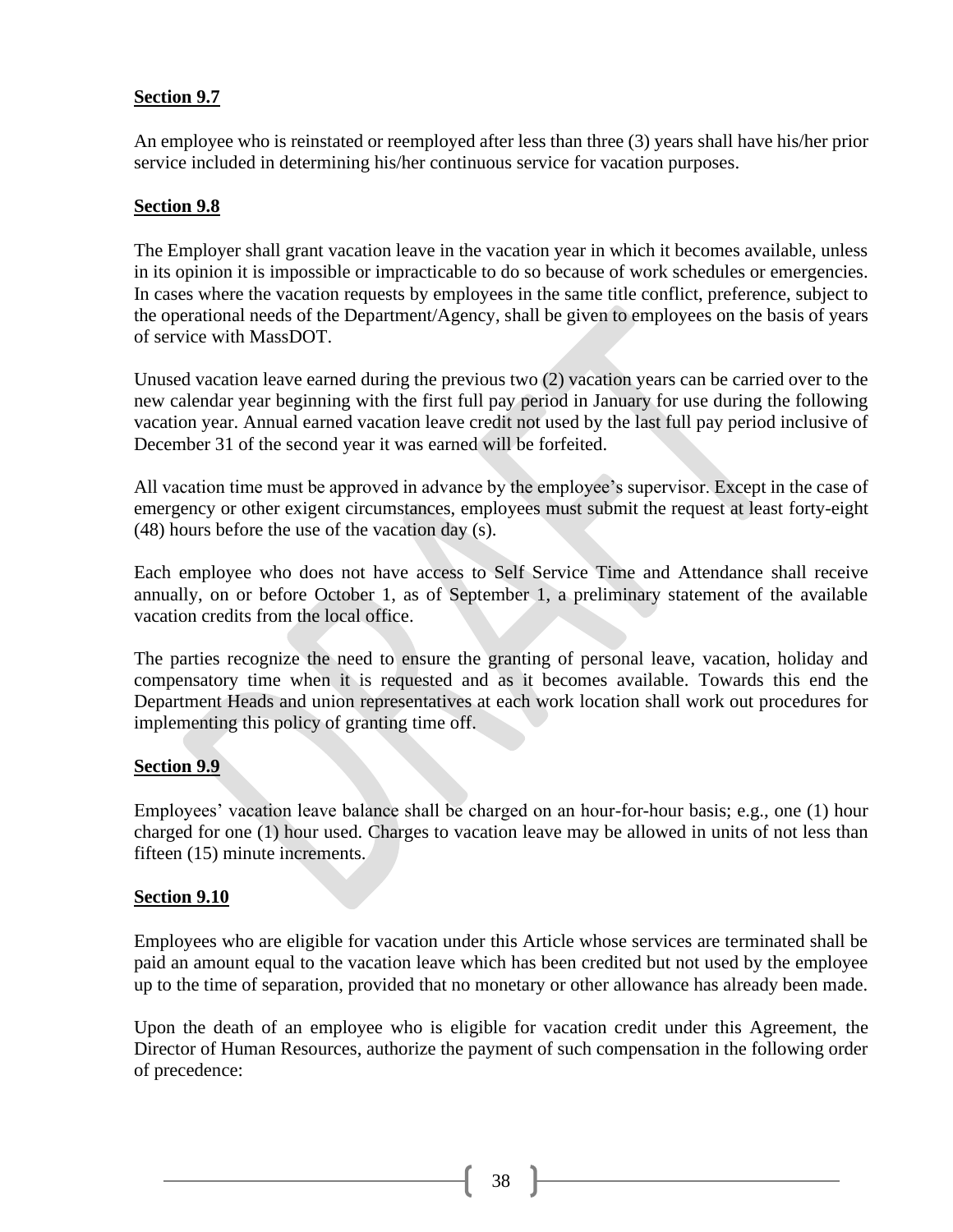**Section 9.7**

An employee who is reinstated or reemployed after less than three (3) years shall have his/her prior service included in determining his/her continuous service for vacation purposes.

**Section 9.8**

The Employer shall grant vacation leave in the vacation year in which it becomes available, unless in its opinion it is impossible or impracticable to do so because of work schedules or emergencies. In cases where the vacation requests by employees in the same title conflict, preference, subject to the operational needs of the Department/Agency, shall be given to employees on the basis of years of service with MassDOT.

Unused vacation leave earned during the previous two (2) vacation years can be carried over to the new calendar year beginning with the first full pay period in January for use during the following vacation year. Annual earned vacation leave credit not used by the last full pay period inclusive of December 31 of the second year it was earned will be forfeited.

All vacation time must be approved in advance by the employee's supervisor. Except in the case of emergency or other exigent circumstances, employees must submit the request at least forty-eight (48) hours before the use of the vacation day (s).

Each employee who does not have access to Self Service Time and Attendance shall receive annually, on or before October 1, as of September 1, a preliminary statement of the available vacation credits from the local office.

The parties recognize the need to ensure the granting of personal leave, vacation, holiday and compensatory time when it is requested and as it becomes available. Towards this end the Department Heads and union representatives at each work location shall work out procedures for implementing this policy of granting time off.

**Section 9.9**

Employees' vacation leave balance shall be charged on an hour-for-hour basis; e.g., one (1) hour charged for one (1) hour used. Charges to vacation leave may be allowed in units of not less than fifteen (15) minute increments.

**Section 9.10**

Employees who are eligible for vacation under this Article whose services are terminated shall be paid an amount equal to the vacation leave which has been credited but not used by the employee up to the time of separation, provided that no monetary or other allowance has already been made.

Upon the death of an employee who is eligible for vacation credit under this Agreement, the Director of Human Resources, authorize the payment of such compensation in the following order of precedence: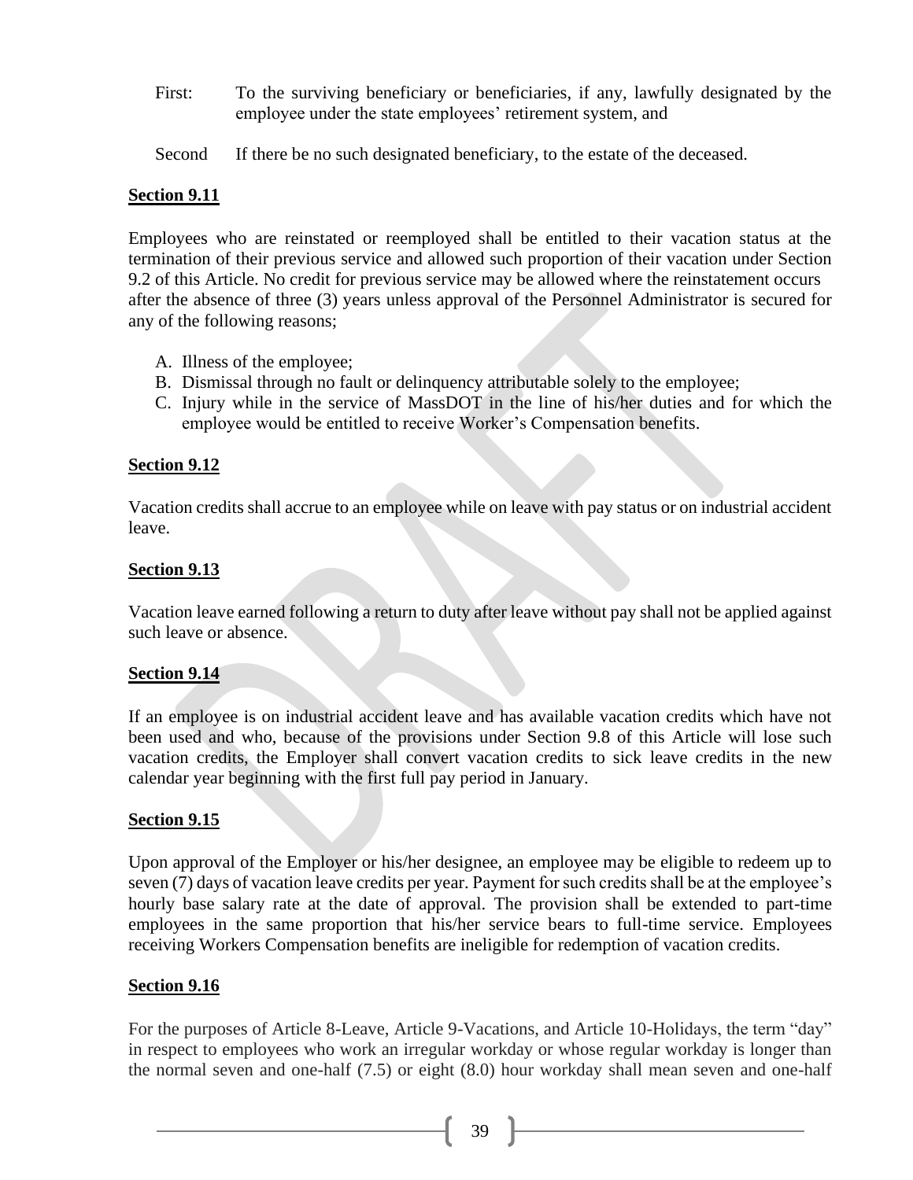First: To the surviving beneficiary or beneficiaries, if any, lawfully designated by the employee under the state employees' retirement system, and

Second If there be no such designated beneficiary, to the estate of the deceased.

**Section 9.11**

Employees who are reinstated or reemployed shall be entitled to their vacation status at the termination of their previous service and allowed such proportion of their vacation under Section 9.2 of this Article. No credit for previous service may be allowed where the reinstatement occurs after the absence of three (3) years unless approval of the Personnel Administrator is secured for any of the following reasons;

A. Illness of the employee;
B. Dismissal through no fault or delinquency attributable solely to the employee;
C. Injury while in the service of MassDOT in the line of his/her duties and for which the employee would be entitled to receive Worker's Compensation benefits.

**Section 9.12**

Vacation credits shall accrue to an employee while on leave with pay status or on industrial accident leave.

**Section 9.13**

Vacation leave earned following a return to duty after leave without pay shall not be applied against such leave or absence.

**Section 9.14**

If an employee is on industrial accident leave and has available vacation credits which have not been used and who, because of the provisions under Section 9.8 of this Article will lose such vacation credits, the Employer shall convert vacation credits to sick leave credits in the new calendar year beginning with the first full pay period in January.

**Section 9.15**

Upon approval of the Employer or his/her designee, an employee may be eligible to redeem up to seven (7) days of vacation leave credits per year. Payment for such credits shall be at the employee's hourly base salary rate at the date of approval. The provision shall be extended to part-time employees in the same proportion that his/her service bears to full-time service. Employees receiving Workers Compensation benefits are ineligible for redemption of vacation credits.

**Section 9.16**

For the purposes of Article 8-Leave, Article 9-Vacations, and Article 10-Holidays, the term "day" in respect to employees who work an irregular workday or whose regular workday is longer than the normal seven and one-half (7.5) or eight (8.0) hour workday shall mean seven and one-half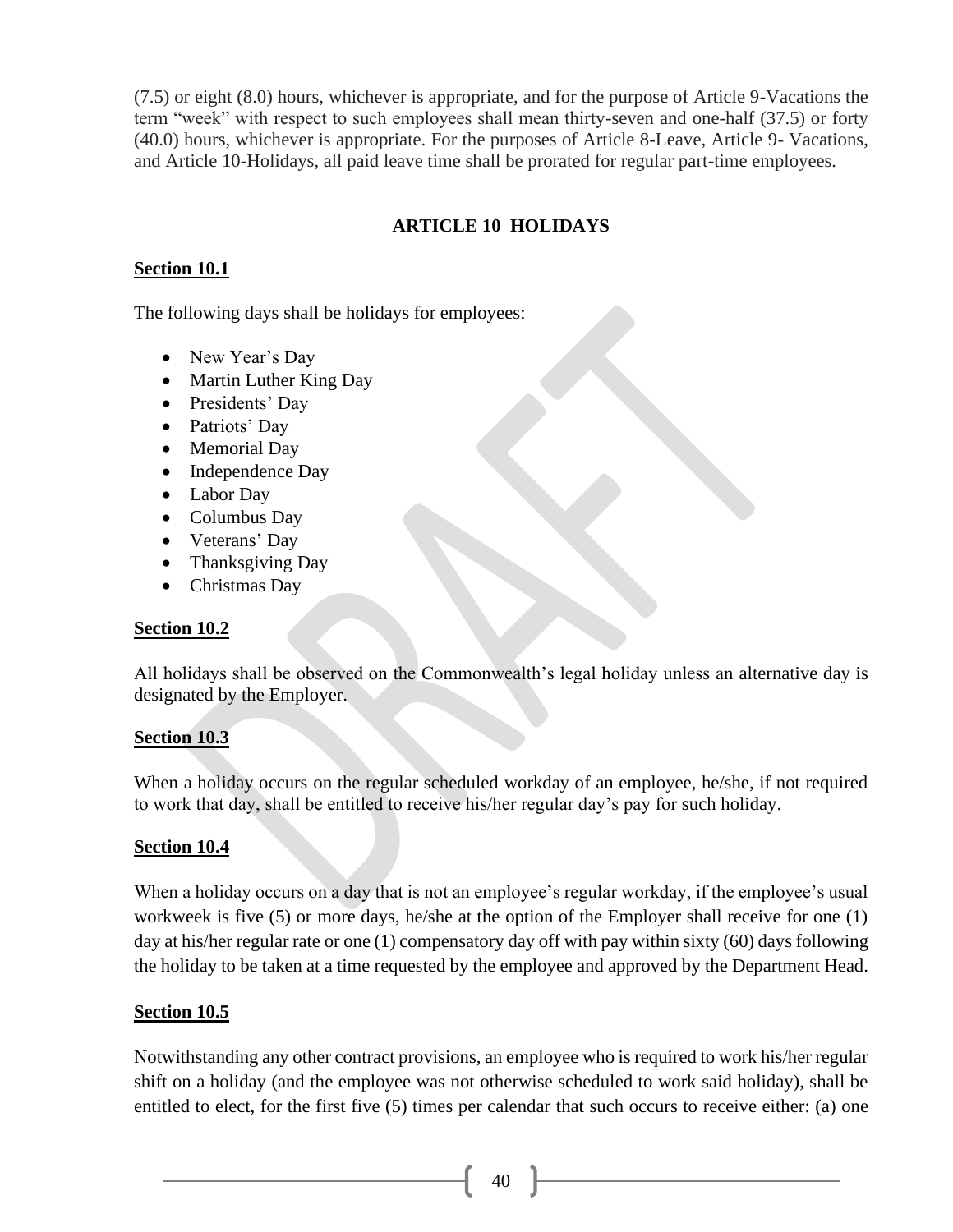(7.5) or eight (8.0) hours, whichever is appropriate, and for the purpose of Article 9-Vacations the term "week" with respect to such employees shall mean thirty-seven and one-half (37.5) or forty (40.0) hours, whichever is appropriate. For the purposes of Article 8-Leave, Article 9- Vacations, and Article 10-Holidays, all paid leave time shall be prorated for regular part-time employees.

## ARTICLE 10 HOLIDAYS

**Section 10.1**

The following days shall be holidays for employees:

- New Year's Day
- Martin Luther King Day
- Presidents' Day
- Patriots' Day
- Memorial Day
- Independence Day
- Labor Day
- Columbus Day
- Veterans' Day
- Thanksgiving Day
- Christmas Day

**Section 10.2**

All holidays shall be observed on the Commonwealth's legal holiday unless an alternative day is designated by the Employer.

**Section 10.3**

When a holiday occurs on the regular scheduled workday of an employee, he/she, if not required to work that day, shall be entitled to receive his/her regular day's pay for such holiday.

**Section 10.4**

When a holiday occurs on a day that is not an employee's regular workday, if the employee's usual workweek is five (5) or more days, he/she at the option of the Employer shall receive for one (1) day at his/her regular rate or one (1) compensatory day off with pay within sixty (60) days following the holiday to be taken at a time requested by the employee and approved by the Department Head.

**Section 10.5**

Notwithstanding any other contract provisions, an employee who is required to work his/her regular shift on a holiday (and the employee was not otherwise scheduled to work said holiday), shall be entitled to elect, for the first five (5) times per calendar that such occurs to receive either: (a) one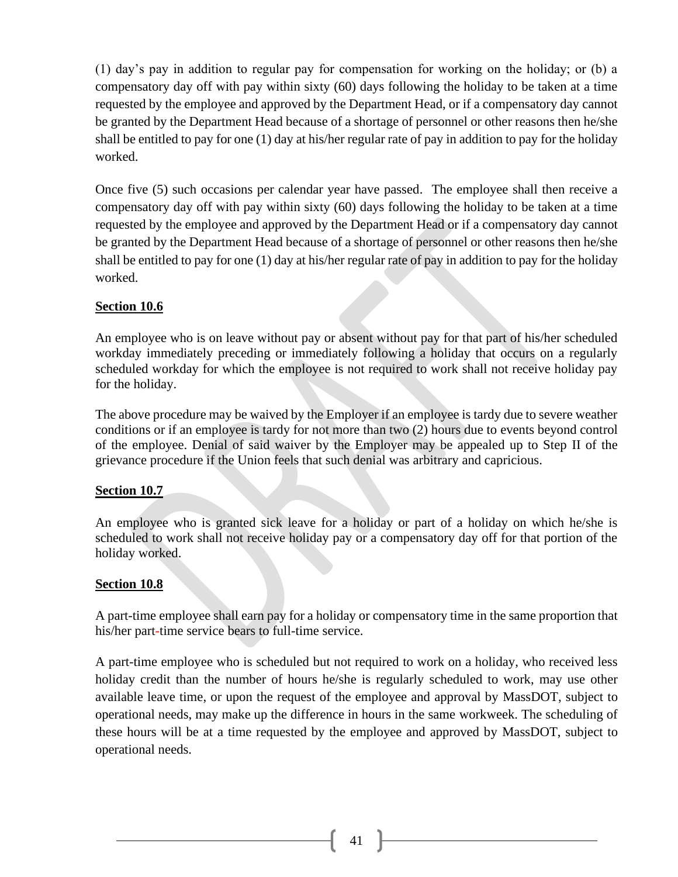(1) day's pay in addition to regular pay for compensation for working on the holiday; or (b) a compensatory day off with pay within sixty (60) days following the holiday to be taken at a time requested by the employee and approved by the Department Head, or if a compensatory day cannot be granted by the Department Head because of a shortage of personnel or other reasons then he/she shall be entitled to pay for one (1) day at his/her regular rate of pay in addition to pay for the holiday worked.

Once five (5) such occasions per calendar year have passed. The employee shall then receive a compensatory day off with pay within sixty (60) days following the holiday to be taken at a time requested by the employee and approved by the Department Head or if a compensatory day cannot be granted by the Department Head because of a shortage of personnel or other reasons then he/she shall be entitled to pay for one (1) day at his/her regular rate of pay in addition to pay for the holiday worked.

**Section 10.6**

An employee who is on leave without pay or absent without pay for that part of his/her scheduled workday immediately preceding or immediately following a holiday that occurs on a regularly scheduled workday for which the employee is not required to work shall not receive holiday pay for the holiday.

The above procedure may be waived by the Employer if an employee is tardy due to severe weather conditions or if an employee is tardy for not more than two (2) hours due to events beyond control of the employee. Denial of said waiver by the Employer may be appealed up to Step II of the grievance procedure if the Union feels that such denial was arbitrary and capricious.

**Section 10.7**

An employee who is granted sick leave for a holiday or part of a holiday on which he/she is scheduled to work shall not receive holiday pay or a compensatory day off for that portion of the holiday worked.

**Section 10.8**

A part-time employee shall earn pay for a holiday or compensatory time in the same proportion that his/her part-time service bears to full-time service.

A part-time employee who is scheduled but not required to work on a holiday, who received less holiday credit than the number of hours he/she is regularly scheduled to work, may use other available leave time, or upon the request of the employee and approval by MassDOT, subject to operational needs, may make up the difference in hours in the same workweek. The scheduling of these hours will be at a time requested by the employee and approved by MassDOT, subject to operational needs.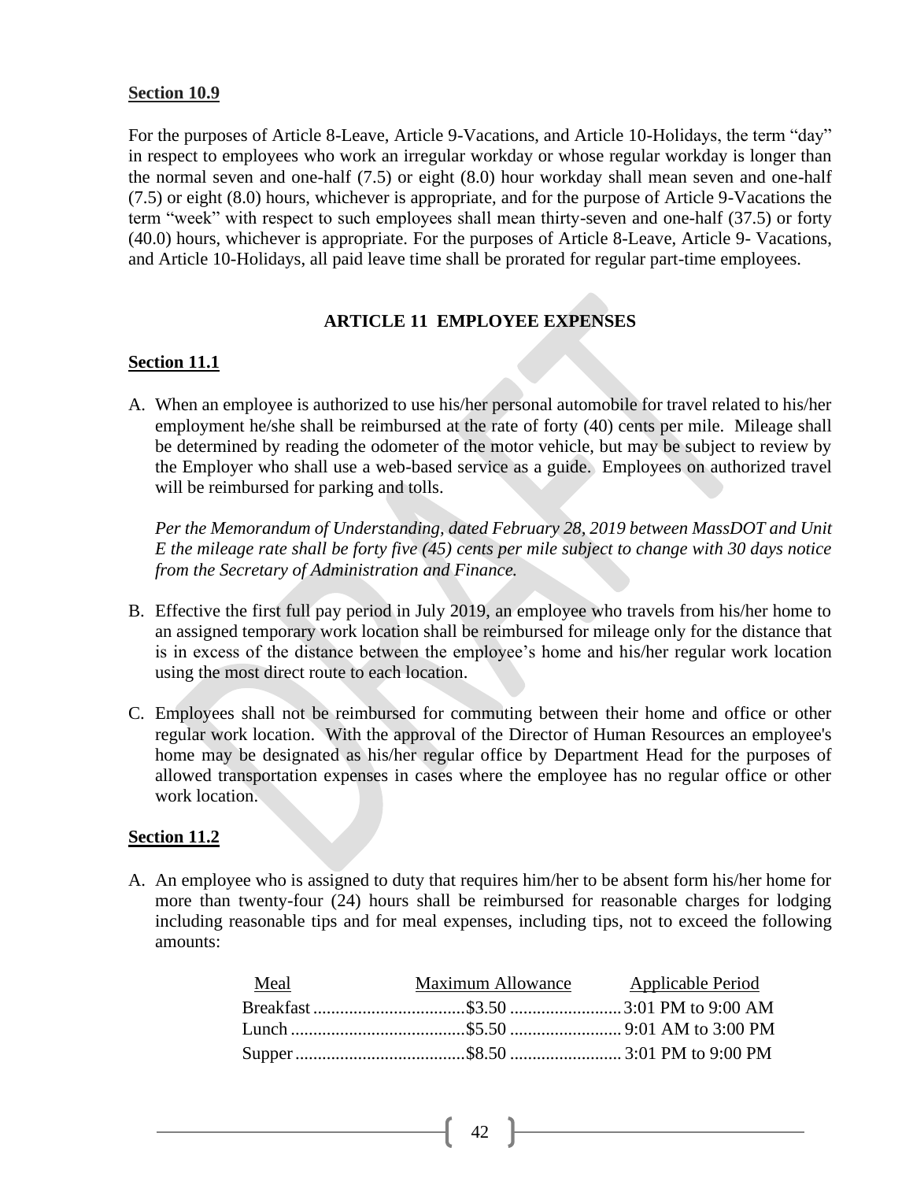**Section 10.9**

For the purposes of Article 8-Leave, Article 9-Vacations, and Article 10-Holidays, the term "day" in respect to employees who work an irregular workday or whose regular workday is longer than the normal seven and one-half (7.5) or eight (8.0) hour workday shall mean seven and one-half (7.5) or eight (8.0) hours, whichever is appropriate, and for the purpose of Article 9-Vacations the term "week" with respect to such employees shall mean thirty-seven and one-half (37.5) or forty (40.0) hours, whichever is appropriate. For the purposes of Article 8-Leave, Article 9- Vacations, and Article 10-Holidays, all paid leave time shall be prorated for regular part-time employees.

## ARTICLE 11 EMPLOYEE EXPENSES

**Section 11.1**

A. When an employee is authorized to use his/her personal automobile for travel related to his/her employment he/she shall be reimbursed at the rate of forty (40) cents per mile. Mileage shall be determined by reading the odometer of the motor vehicle, but may be subject to review by the Employer who shall use a web-based service as a guide. Employees on authorized travel will be reimbursed for parking and tolls.

   *Per the Memorandum of Understanding, dated February 28, 2019 between MassDOT and Unit E the mileage rate shall be forty five (45) cents per mile subject to change with 30 days notice from the Secretary of Administration and Finance.*

B. Effective the first full pay period in July 2019, an employee who travels from his/her home to an assigned temporary work location shall be reimbursed for mileage only for the distance that is in excess of the distance between the employee's home and his/her regular work location using the most direct route to each location.

C. Employees shall not be reimbursed for commuting between their home and office or other regular work location. With the approval of the Director of Human Resources an employee's home may be designated as his/her regular office by Department Head for the purposes of allowed transportation expenses in cases where the employee has no regular office or other work location.

**Section 11.2**

A. An employee who is assigned to duty that requires him/her to be absent form his/her home for more than twenty-four (24) hours shall be reimbursed for reasonable charges for lodging including reasonable tips and for meal expenses, including tips, not to exceed the following amounts:

| Meal | Maximum Allowance | Applicable Period |
|---|---|---|
| Breakfast | $3.50 | 3:01 PM to 9:00 AM |
| Lunch | $5.50 | 9:01 AM to 3:00 PM |
| Supper | $8.50 | 3:01 PM to 9:00 PM |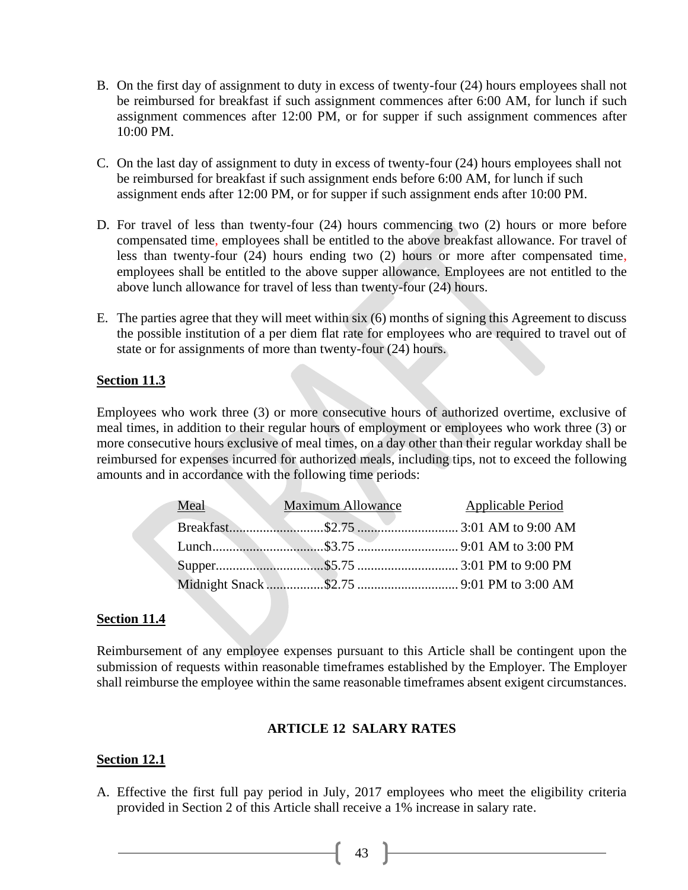B. On the first day of assignment to duty in excess of twenty-four (24) hours employees shall not be reimbursed for breakfast if such assignment commences after 6:00 AM, for lunch if such assignment commences after 12:00 PM, or for supper if such assignment commences after 10:00 PM.

C. On the last day of assignment to duty in excess of twenty-four (24) hours employees shall not be reimbursed for breakfast if such assignment ends before 6:00 AM, for lunch if such assignment ends after 12:00 PM, or for supper if such assignment ends after 10:00 PM.

D. For travel of less than twenty-four (24) hours commencing two (2) hours or more before compensated time, employees shall be entitled to the above breakfast allowance. For travel of less than twenty-four (24) hours ending two (2) hours or more after compensated time, employees shall be entitled to the above supper allowance. Employees are not entitled to the above lunch allowance for travel of less than twenty-four (24) hours.

E. The parties agree that they will meet within six (6) months of signing this Agreement to discuss the possible institution of a per diem flat rate for employees who are required to travel out of state or for assignments of more than twenty-four (24) hours.

**Section 11.3**

Employees who work three (3) or more consecutive hours of authorized overtime, exclusive of meal times, in addition to their regular hours of employment or employees who work three (3) or more consecutive hours exclusive of meal times, on a day other than their regular workday shall be reimbursed for expenses incurred for authorized meals, including tips, not to exceed the following amounts and in accordance with the following time periods:

| Meal | Maximum Allowance | Applicable Period |
|---|---|---|
| Breakfast | $2.75 | 3:01 AM to 9:00 AM |
| Lunch | $3.75 | 9:01 AM to 3:00 PM |
| Supper | $5.75 | 3:01 PM to 9:00 PM |
| Midnight Snack | $2.75 | 9:01 PM to 3:00 AM |

**Section 11.4**

Reimbursement of any employee expenses pursuant to this Article shall be contingent upon the submission of requests within reasonable timeframes established by the Employer. The Employer shall reimburse the employee within the same reasonable timeframes absent exigent circumstances.

## ARTICLE 12 SALARY RATES

**Section 12.1**

A. Effective the first full pay period in July, 2017 employees who meet the eligibility criteria provided in Section 2 of this Article shall receive a 1% increase in salary rate.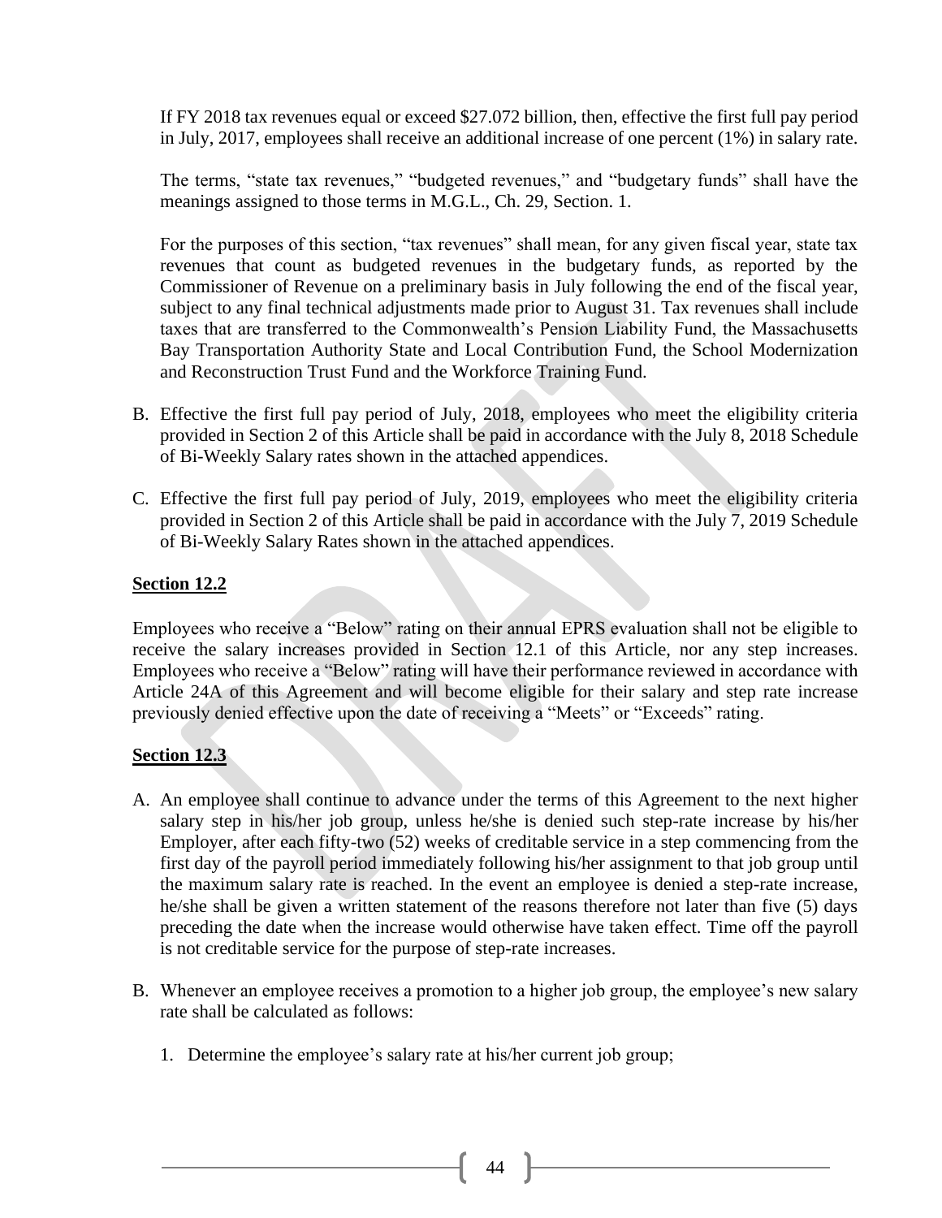If FY 2018 tax revenues equal or exceed $27.072 billion, then, effective the first full pay period in July, 2017, employees shall receive an additional increase of one percent (1%) in salary rate.

The terms, "state tax revenues," "budgeted revenues," and "budgetary funds" shall have the meanings assigned to those terms in M.G.L., Ch. 29, Section. 1.

For the purposes of this section, "tax revenues" shall mean, for any given fiscal year, state tax revenues that count as budgeted revenues in the budgetary funds, as reported by the Commissioner of Revenue on a preliminary basis in July following the end of the fiscal year, subject to any final technical adjustments made prior to August 31. Tax revenues shall include taxes that are transferred to the Commonwealth's Pension Liability Fund, the Massachusetts Bay Transportation Authority State and Local Contribution Fund, the School Modernization and Reconstruction Trust Fund and the Workforce Training Fund.

B. Effective the first full pay period of July, 2018, employees who meet the eligibility criteria provided in Section 2 of this Article shall be paid in accordance with the July 8, 2018 Schedule of Bi-Weekly Salary rates shown in the attached appendices.

C. Effective the first full pay period of July, 2019, employees who meet the eligibility criteria provided in Section 2 of this Article shall be paid in accordance with the July 7, 2019 Schedule of Bi-Weekly Salary Rates shown in the attached appendices.

**Section 12.2**

Employees who receive a "Below" rating on their annual EPRS evaluation shall not be eligible to receive the salary increases provided in Section 12.1 of this Article, nor any step increases. Employees who receive a "Below" rating will have their performance reviewed in accordance with Article 24A of this Agreement and will become eligible for their salary and step rate increase previously denied effective upon the date of receiving a "Meets" or "Exceeds" rating.

**Section 12.3**

A. An employee shall continue to advance under the terms of this Agreement to the next higher salary step in his/her job group, unless he/she is denied such step-rate increase by his/her Employer, after each fifty-two (52) weeks of creditable service in a step commencing from the first day of the payroll period immediately following his/her assignment to that job group until the maximum salary rate is reached. In the event an employee is denied a step-rate increase, he/she shall be given a written statement of the reasons therefore not later than five (5) days preceding the date when the increase would otherwise have taken effect. Time off the payroll is not creditable service for the purpose of step-rate increases.

B. Whenever an employee receives a promotion to a higher job group, the employee's new salary rate shall be calculated as follows:

   1. Determine the employee's salary rate at his/her current job group;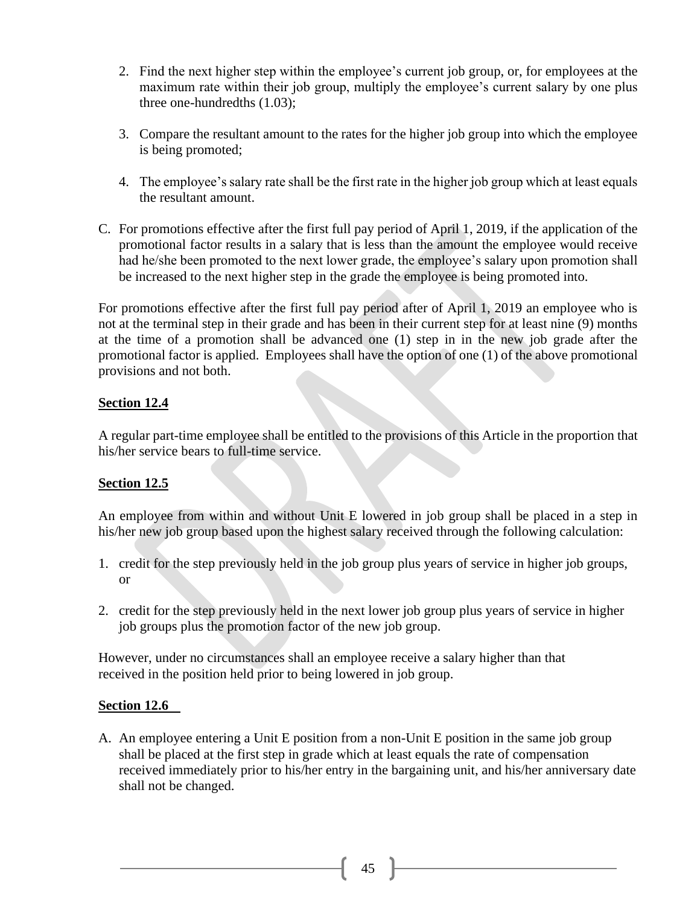2. Find the next higher step within the employee's current job group, or, for employees at the maximum rate within their job group, multiply the employee's current salary by one plus three one-hundredths (1.03);

3. Compare the resultant amount to the rates for the higher job group into which the employee is being promoted;

4. The employee's salary rate shall be the first rate in the higher job group which at least equals the resultant amount.

C. For promotions effective after the first full pay period of April 1, 2019, if the application of the promotional factor results in a salary that is less than the amount the employee would receive had he/she been promoted to the next lower grade, the employee's salary upon promotion shall be increased to the next higher step in the grade the employee is being promoted into.

For promotions effective after the first full pay period after of April 1, 2019 an employee who is not at the terminal step in their grade and has been in their current step for at least nine (9) months at the time of a promotion shall be advanced one (1) step in in the new job grade after the promotional factor is applied. Employees shall have the option of one (1) of the above promotional provisions and not both.

**Section 12.4**

A regular part-time employee shall be entitled to the provisions of this Article in the proportion that his/her service bears to full-time service.

**Section 12.5**

An employee from within and without Unit E lowered in job group shall be placed in a step in his/her new job group based upon the highest salary received through the following calculation:

1. credit for the step previously held in the job group plus years of service in higher job groups, or

2. credit for the step previously held in the next lower job group plus years of service in higher job groups plus the promotion factor of the new job group.

However, under no circumstances shall an employee receive a salary higher than that received in the position held prior to being lowered in job group.

**Section 12.6**

A. An employee entering a Unit E position from a non-Unit E position in the same job group shall be placed at the first step in grade which at least equals the rate of compensation received immediately prior to his/her entry in the bargaining unit, and his/her anniversary date shall not be changed.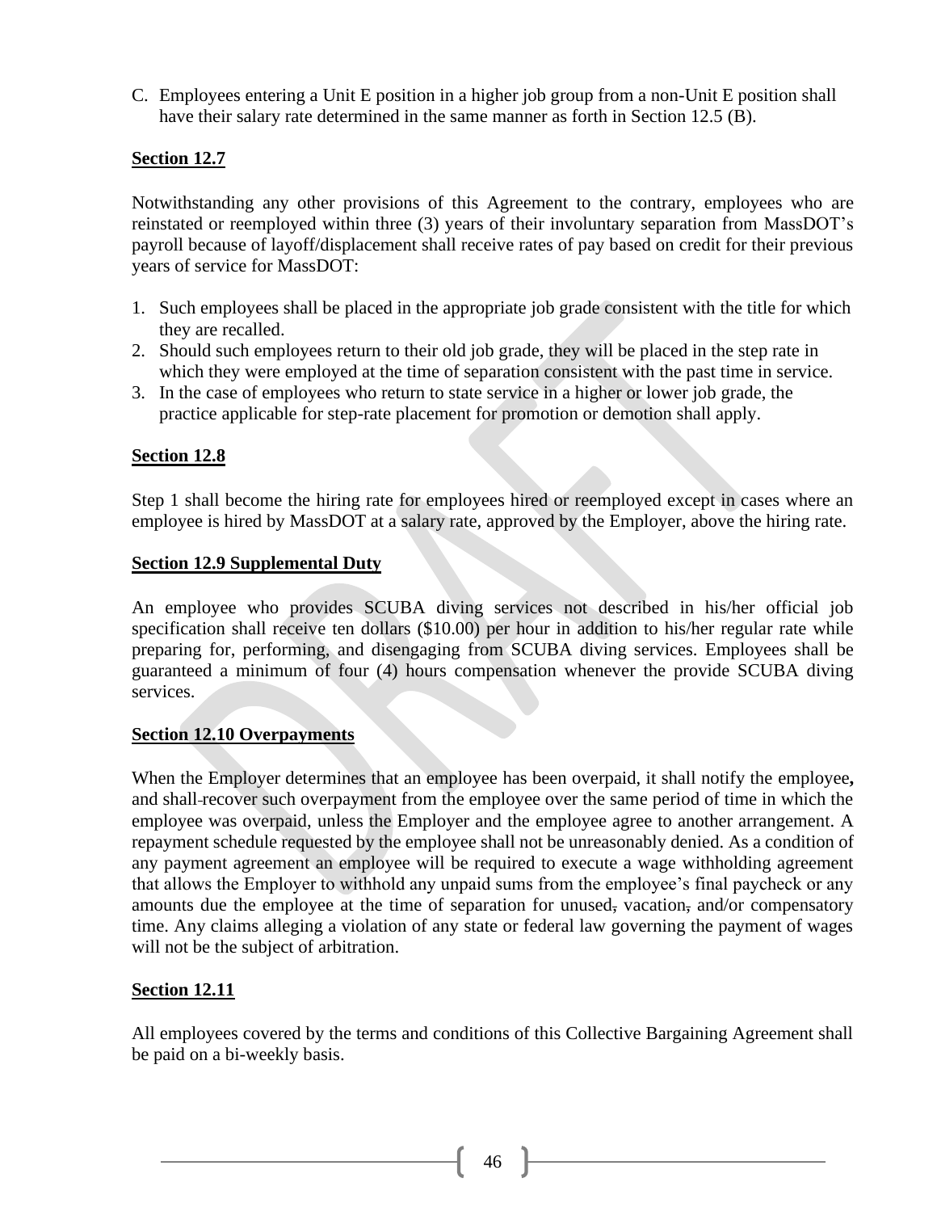C. Employees entering a Unit E position in a higher job group from a non-Unit E position shall have their salary rate determined in the same manner as forth in Section 12.5 (B).

**Section 12.7**

Notwithstanding any other provisions of this Agreement to the contrary, employees who are reinstated or reemployed within three (3) years of their involuntary separation from MassDOT's payroll because of layoff/displacement shall receive rates of pay based on credit for their previous years of service for MassDOT:

1. Such employees shall be placed in the appropriate job grade consistent with the title for which they are recalled.
2. Should such employees return to their old job grade, they will be placed in the step rate in which they were employed at the time of separation consistent with the past time in service.
3. In the case of employees who return to state service in a higher or lower job grade, the practice applicable for step-rate placement for promotion or demotion shall apply.

**Section 12.8**

Step 1 shall become the hiring rate for employees hired or reemployed except in cases where an employee is hired by MassDOT at a salary rate, approved by the Employer, above the hiring rate.

**Section 12.9 Supplemental Duty**

An employee who provides SCUBA diving services not described in his/her official job specification shall receive ten dollars ($10.00) per hour in addition to his/her regular rate while preparing for, performing, and disengaging from SCUBA diving services. Employees shall be guaranteed a minimum of four (4) hours compensation whenever the provide SCUBA diving services.

**Section 12.10 Overpayments**

When the Employer determines that an employee has been overpaid, it shall notify the employee**,** and shall recover such overpayment from the employee over the same period of time in which the employee was overpaid, unless the Employer and the employee agree to another arrangement. A repayment schedule requested by the employee shall not be unreasonably denied. As a condition of any payment agreement an employee will be required to execute a wage withholding agreement that allows the Employer to withhold any unpaid sums from the employee's final paycheck or any amounts due the employee at the time of separation for unused~~,~~ vacation~~,~~ and/or compensatory time. Any claims alleging a violation of any state or federal law governing the payment of wages will not be the subject of arbitration.

**Section 12.11**

All employees covered by the terms and conditions of this Collective Bargaining Agreement shall be paid on a bi-weekly basis.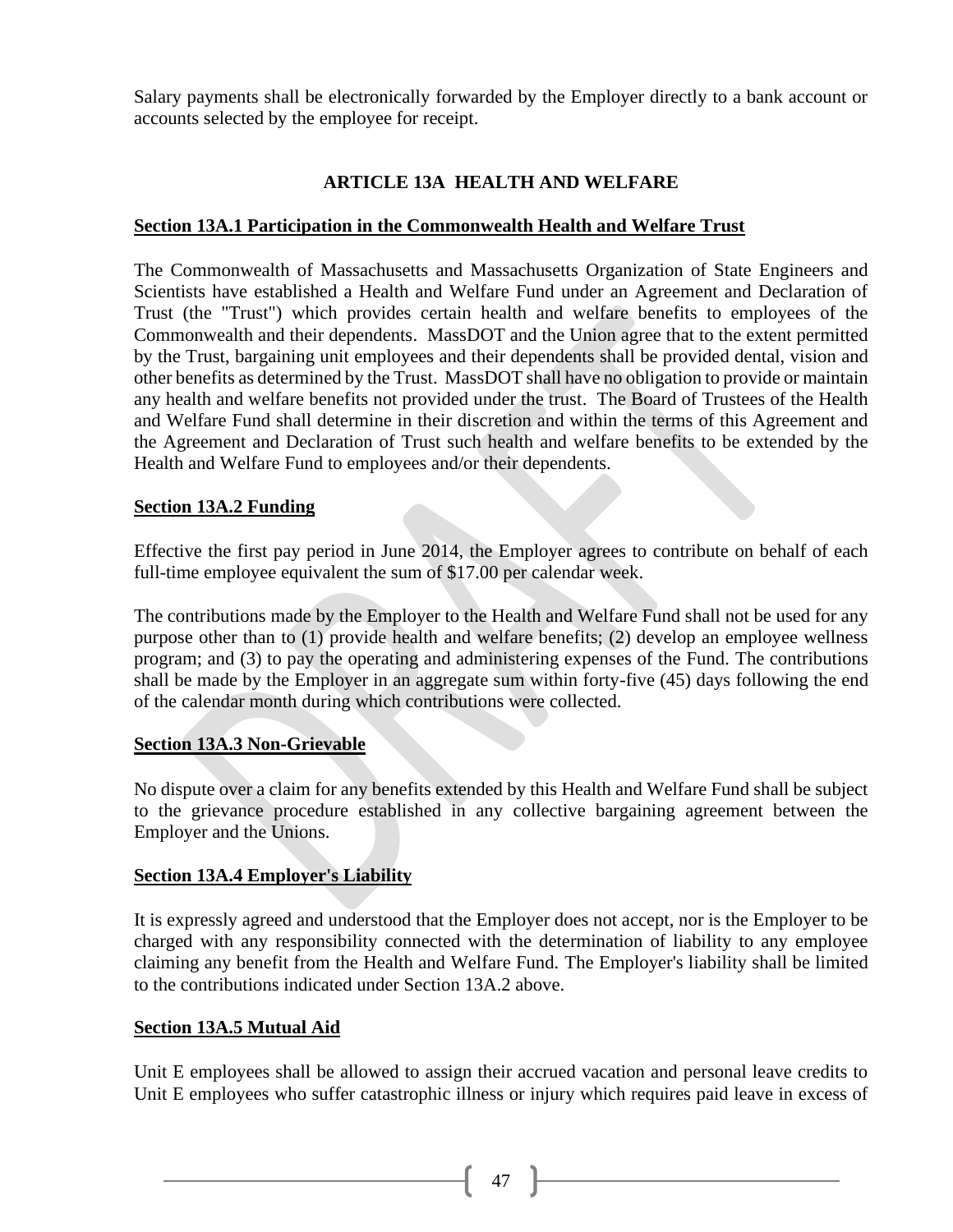Salary payments shall be electronically forwarded by the Employer directly to a bank account or accounts selected by the employee for receipt.

## ARTICLE 13A HEALTH AND WELFARE

### Section 13A.1 Participation in the Commonwealth Health and Welfare Trust

The Commonwealth of Massachusetts and Massachusetts Organization of State Engineers and Scientists have established a Health and Welfare Fund under an Agreement and Declaration of Trust (the "Trust") which provides certain health and welfare benefits to employees of the Commonwealth and their dependents. MassDOT and the Union agree that to the extent permitted by the Trust, bargaining unit employees and their dependents shall be provided dental, vision and other benefits as determined by the Trust. MassDOT shall have no obligation to provide or maintain any health and welfare benefits not provided under the trust. The Board of Trustees of the Health and Welfare Fund shall determine in their discretion and within the terms of this Agreement and the Agreement and Declaration of Trust such health and welfare benefits to be extended by the Health and Welfare Fund to employees and/or their dependents.

### Section 13A.2 Funding

Effective the first pay period in June 2014, the Employer agrees to contribute on behalf of each full-time employee equivalent the sum of $17.00 per calendar week.

The contributions made by the Employer to the Health and Welfare Fund shall not be used for any purpose other than to (1) provide health and welfare benefits; (2) develop an employee wellness program; and (3) to pay the operating and administering expenses of the Fund. The contributions shall be made by the Employer in an aggregate sum within forty-five (45) days following the end of the calendar month during which contributions were collected.

### Section 13A.3 Non-Grievable

No dispute over a claim for any benefits extended by this Health and Welfare Fund shall be subject to the grievance procedure established in any collective bargaining agreement between the Employer and the Unions.

### Section 13A.4 Employer's Liability

It is expressly agreed and understood that the Employer does not accept, nor is the Employer to be charged with any responsibility connected with the determination of liability to any employee claiming any benefit from the Health and Welfare Fund. The Employer's liability shall be limited to the contributions indicated under Section 13A.2 above.

### Section 13A.5 Mutual Aid

Unit E employees shall be allowed to assign their accrued vacation and personal leave credits to Unit E employees who suffer catastrophic illness or injury which requires paid leave in excess of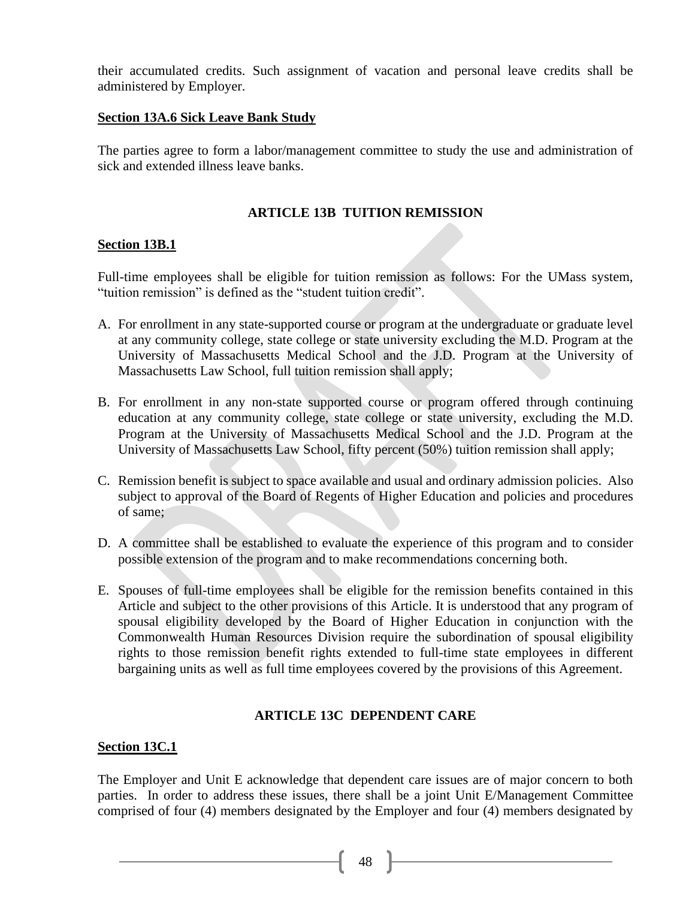their accumulated credits. Such assignment of vacation and personal leave credits shall be administered by Employer.

**Section 13A.6 Sick Leave Bank Study**

The parties agree to form a labor/management committee to study the use and administration of sick and extended illness leave banks.

## ARTICLE 13B TUITION REMISSION

**Section 13B.1**

Full-time employees shall be eligible for tuition remission as follows: For the UMass system, "tuition remission" is defined as the "student tuition credit".

A. For enrollment in any state-supported course or program at the undergraduate or graduate level at any community college, state college or state university excluding the M.D. Program at the University of Massachusetts Medical School and the J.D. Program at the University of Massachusetts Law School, full tuition remission shall apply;

B. For enrollment in any non-state supported course or program offered through continuing education at any community college, state college or state university, excluding the M.D. Program at the University of Massachusetts Medical School and the J.D. Program at the University of Massachusetts Law School, fifty percent (50%) tuition remission shall apply;

C. Remission benefit is subject to space available and usual and ordinary admission policies. Also subject to approval of the Board of Regents of Higher Education and policies and procedures of same;

D. A committee shall be established to evaluate the experience of this program and to consider possible extension of the program and to make recommendations concerning both.

E. Spouses of full-time employees shall be eligible for the remission benefits contained in this Article and subject to the other provisions of this Article. It is understood that any program of spousal eligibility developed by the Board of Higher Education in conjunction with the Commonwealth Human Resources Division require the subordination of spousal eligibility rights to those remission benefit rights extended to full-time state employees in different bargaining units as well as full time employees covered by the provisions of this Agreement.

## ARTICLE 13C DEPENDENT CARE

**Section 13C.1**

The Employer and Unit E acknowledge that dependent care issues are of major concern to both parties. In order to address these issues, there shall be a joint Unit E/Management Committee comprised of four (4) members designated by the Employer and four (4) members designated by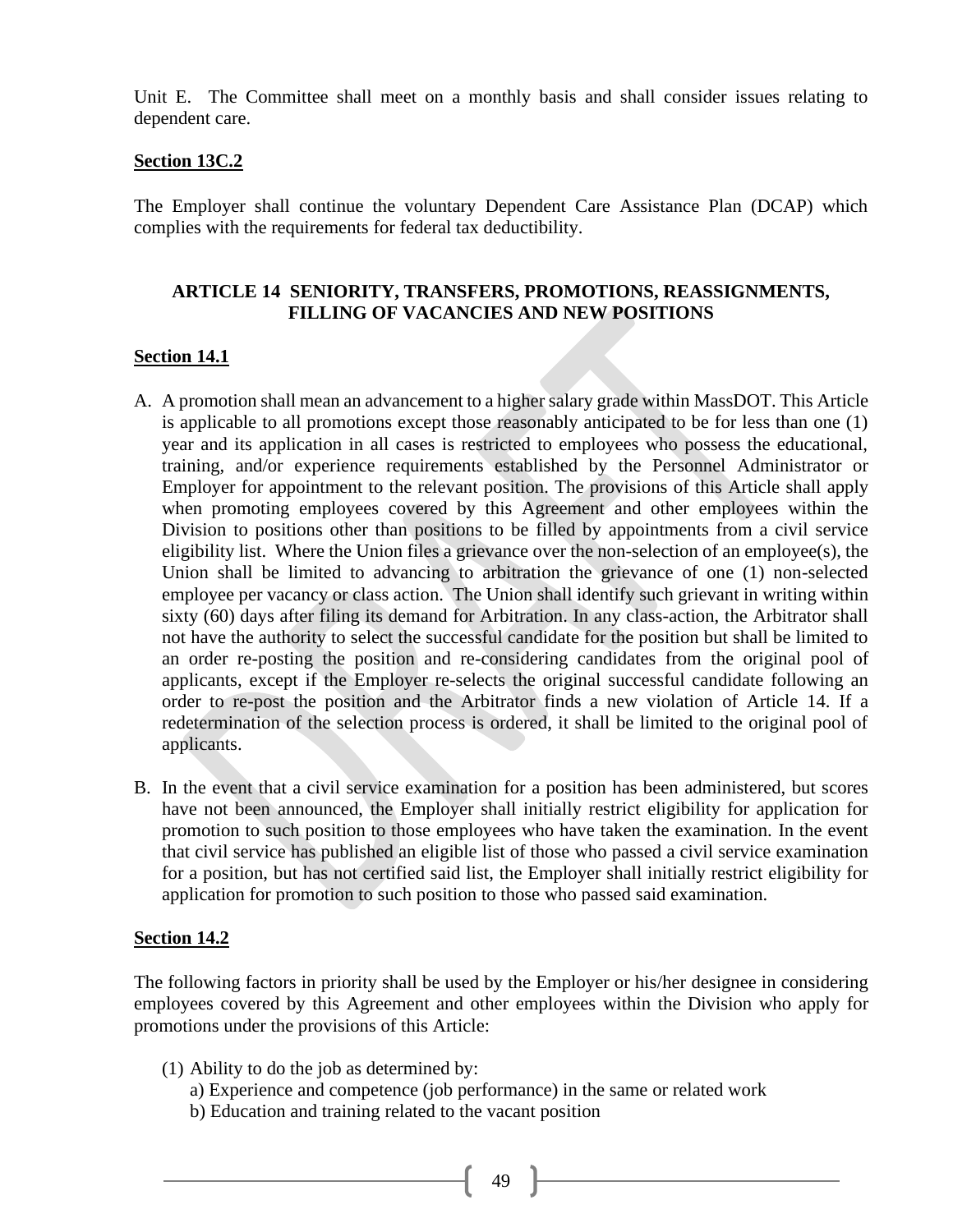Unit E. The Committee shall meet on a monthly basis and shall consider issues relating to dependent care.

**Section 13C.2**

The Employer shall continue the voluntary Dependent Care Assistance Plan (DCAP) which complies with the requirements for federal tax deductibility.

## ARTICLE 14 SENIORITY, TRANSFERS, PROMOTIONS, REASSIGNMENTS, FILLING OF VACANCIES AND NEW POSITIONS

**Section 14.1**

A. A promotion shall mean an advancement to a higher salary grade within MassDOT. This Article is applicable to all promotions except those reasonably anticipated to be for less than one (1) year and its application in all cases is restricted to employees who possess the educational, training, and/or experience requirements established by the Personnel Administrator or Employer for appointment to the relevant position. The provisions of this Article shall apply when promoting employees covered by this Agreement and other employees within the Division to positions other than positions to be filled by appointments from a civil service eligibility list. Where the Union files a grievance over the non-selection of an employee(s), the Union shall be limited to advancing to arbitration the grievance of one (1) non-selected employee per vacancy or class action. The Union shall identify such grievant in writing within sixty (60) days after filing its demand for Arbitration. In any class-action, the Arbitrator shall not have the authority to select the successful candidate for the position but shall be limited to an order re-posting the position and re-considering candidates from the original pool of applicants, except if the Employer re-selects the original successful candidate following an order to re-post the position and the Arbitrator finds a new violation of Article 14. If a redetermination of the selection process is ordered, it shall be limited to the original pool of applicants.

B. In the event that a civil service examination for a position has been administered, but scores have not been announced, the Employer shall initially restrict eligibility for application for promotion to such position to those employees who have taken the examination. In the event that civil service has published an eligible list of those who passed a civil service examination for a position, but has not certified said list, the Employer shall initially restrict eligibility for application for promotion to such position to those who passed said examination.

**Section 14.2**

The following factors in priority shall be used by the Employer or his/her designee in considering employees covered by this Agreement and other employees within the Division who apply for promotions under the provisions of this Article:

(1) Ability to do the job as determined by:
   a) Experience and competence (job performance) in the same or related work
   b) Education and training related to the vacant position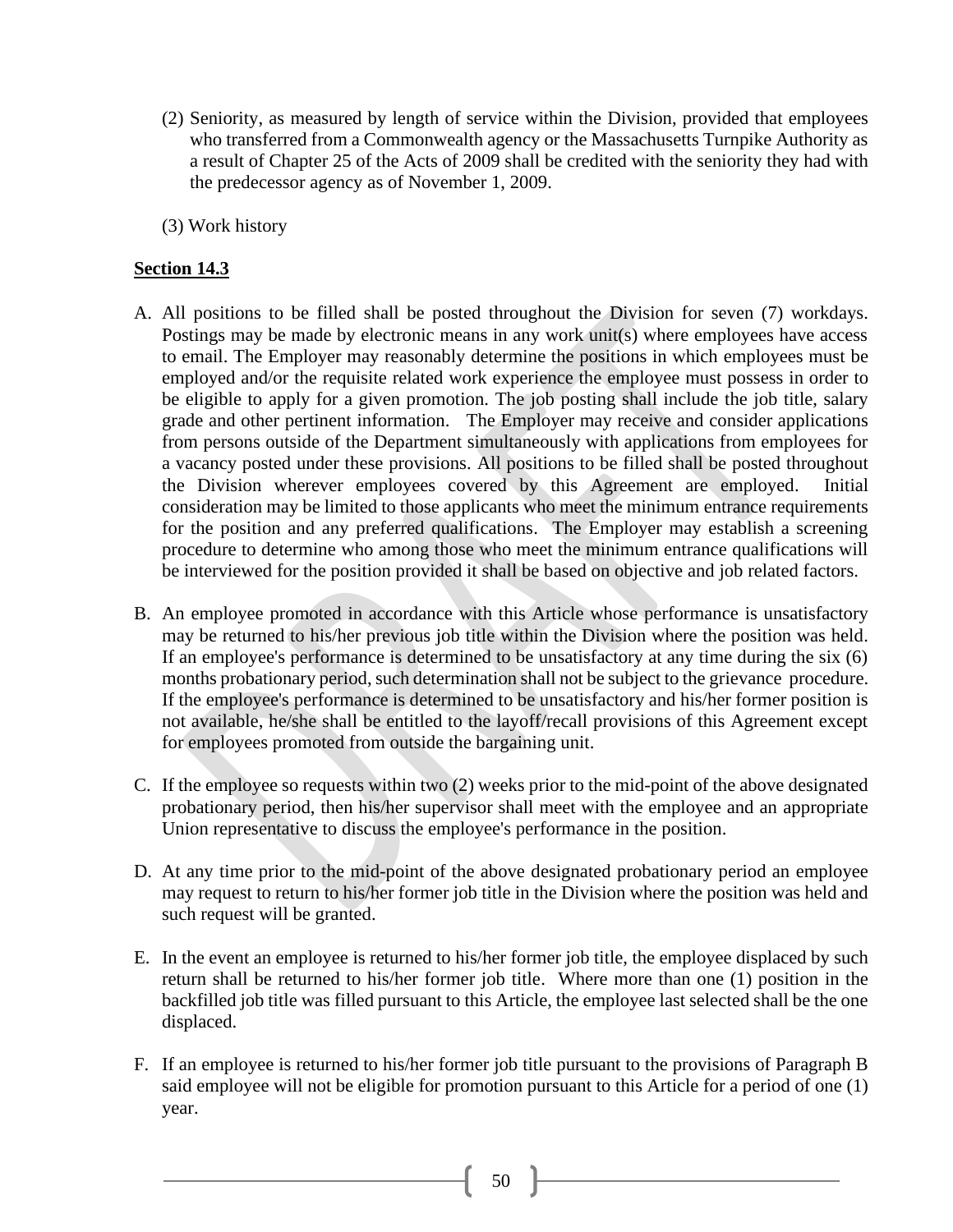(2) Seniority, as measured by length of service within the Division, provided that employees who transferred from a Commonwealth agency or the Massachusetts Turnpike Authority as a result of Chapter 25 of the Acts of 2009 shall be credited with the seniority they had with the predecessor agency as of November 1, 2009.

(3) Work history

**Section 14.3**

A. All positions to be filled shall be posted throughout the Division for seven (7) workdays. Postings may be made by electronic means in any work unit(s) where employees have access to email. The Employer may reasonably determine the positions in which employees must be employed and/or the requisite related work experience the employee must possess in order to be eligible to apply for a given promotion. The job posting shall include the job title, salary grade and other pertinent information. The Employer may receive and consider applications from persons outside of the Department simultaneously with applications from employees for a vacancy posted under these provisions. All positions to be filled shall be posted throughout the Division wherever employees covered by this Agreement are employed. Initial consideration may be limited to those applicants who meet the minimum entrance requirements for the position and any preferred qualifications. The Employer may establish a screening procedure to determine who among those who meet the minimum entrance qualifications will be interviewed for the position provided it shall be based on objective and job related factors.

B. An employee promoted in accordance with this Article whose performance is unsatisfactory may be returned to his/her previous job title within the Division where the position was held. If an employee's performance is determined to be unsatisfactory at any time during the six (6) months probationary period, such determination shall not be subject to the grievance procedure. If the employee's performance is determined to be unsatisfactory and his/her former position is not available, he/she shall be entitled to the layoff/recall provisions of this Agreement except for employees promoted from outside the bargaining unit.

C. If the employee so requests within two (2) weeks prior to the mid-point of the above designated probationary period, then his/her supervisor shall meet with the employee and an appropriate Union representative to discuss the employee's performance in the position.

D. At any time prior to the mid-point of the above designated probationary period an employee may request to return to his/her former job title in the Division where the position was held and such request will be granted.

E. In the event an employee is returned to his/her former job title, the employee displaced by such return shall be returned to his/her former job title. Where more than one (1) position in the backfilled job title was filled pursuant to this Article, the employee last selected shall be the one displaced.

F. If an employee is returned to his/her former job title pursuant to the provisions of Paragraph B said employee will not be eligible for promotion pursuant to this Article for a period of one (1) year.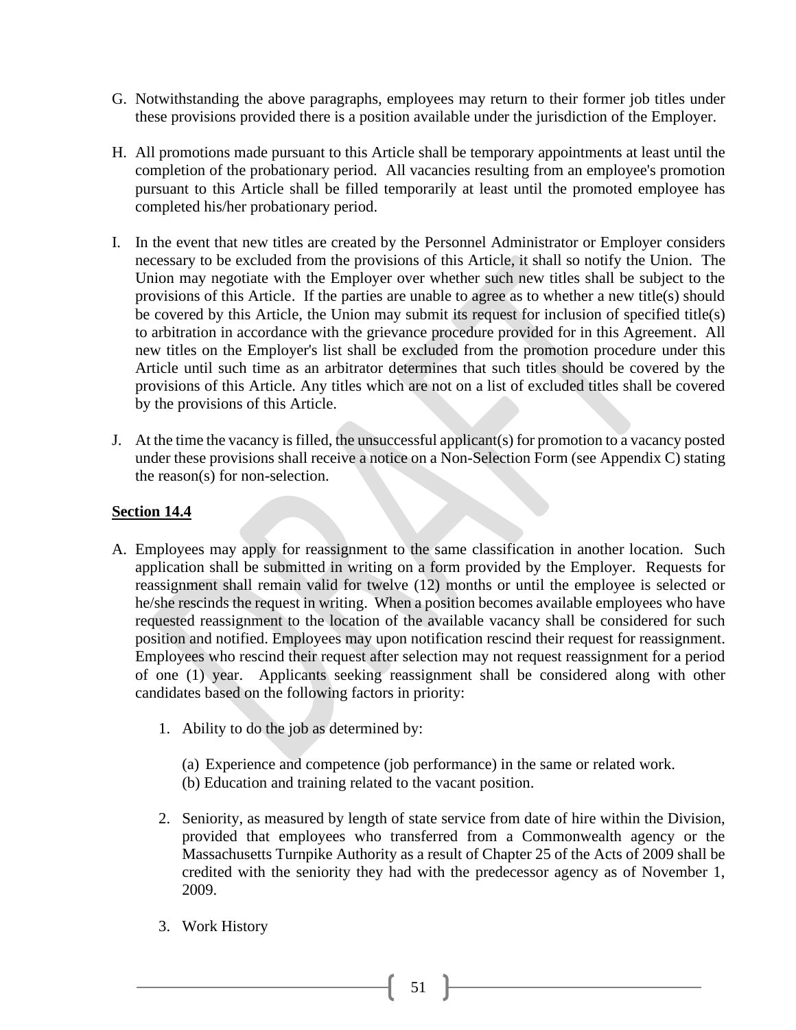G. Notwithstanding the above paragraphs, employees may return to their former job titles under these provisions provided there is a position available under the jurisdiction of the Employer.

H. All promotions made pursuant to this Article shall be temporary appointments at least until the completion of the probationary period. All vacancies resulting from an employee's promotion pursuant to this Article shall be filled temporarily at least until the promoted employee has completed his/her probationary period.

I. In the event that new titles are created by the Personnel Administrator or Employer considers necessary to be excluded from the provisions of this Article, it shall so notify the Union. The Union may negotiate with the Employer over whether such new titles shall be subject to the provisions of this Article. If the parties are unable to agree as to whether a new title(s) should be covered by this Article, the Union may submit its request for inclusion of specified title(s) to arbitration in accordance with the grievance procedure provided for in this Agreement. All new titles on the Employer's list shall be excluded from the promotion procedure under this Article until such time as an arbitrator determines that such titles should be covered by the provisions of this Article. Any titles which are not on a list of excluded titles shall be covered by the provisions of this Article.

J. At the time the vacancy is filled, the unsuccessful applicant(s) for promotion to a vacancy posted under these provisions shall receive a notice on a Non-Selection Form (see Appendix C) stating the reason(s) for non-selection.

**Section 14.4**

A. Employees may apply for reassignment to the same classification in another location. Such application shall be submitted in writing on a form provided by the Employer. Requests for reassignment shall remain valid for twelve (12) months or until the employee is selected or he/she rescinds the request in writing. When a position becomes available employees who have requested reassignment to the location of the available vacancy shall be considered for such position and notified. Employees may upon notification rescind their request for reassignment. Employees who rescind their request after selection may not request reassignment for a period of one (1) year. Applicants seeking reassignment shall be considered along with other candidates based on the following factors in priority:

   1. Ability to do the job as determined by:

      (a) Experience and competence (job performance) in the same or related work.
      (b) Education and training related to the vacant position.

   2. Seniority, as measured by length of state service from date of hire within the Division, provided that employees who transferred from a Commonwealth agency or the Massachusetts Turnpike Authority as a result of Chapter 25 of the Acts of 2009 shall be credited with the seniority they had with the predecessor agency as of November 1, 2009.

   3. Work History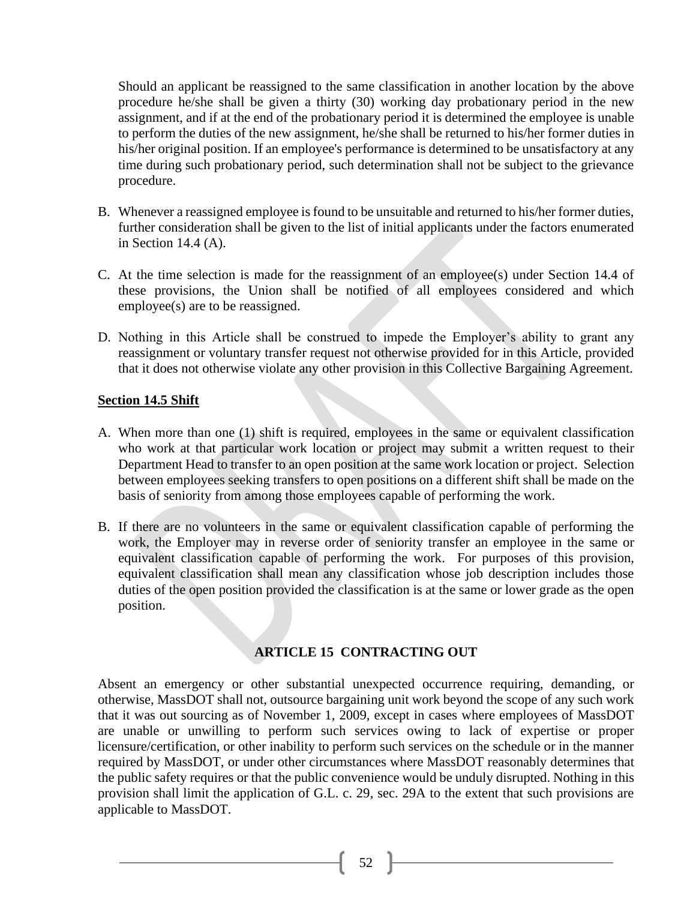Should an applicant be reassigned to the same classification in another location by the above procedure he/she shall be given a thirty (30) working day probationary period in the new assignment, and if at the end of the probationary period it is determined the employee is unable to perform the duties of the new assignment, he/she shall be returned to his/her former duties in his/her original position. If an employee's performance is determined to be unsatisfactory at any time during such probationary period, such determination shall not be subject to the grievance procedure.

B. Whenever a reassigned employee is found to be unsuitable and returned to his/her former duties, further consideration shall be given to the list of initial applicants under the factors enumerated in Section 14.4 (A).

C. At the time selection is made for the reassignment of an employee(s) under Section 14.4 of these provisions, the Union shall be notified of all employees considered and which employee(s) are to be reassigned.

D. Nothing in this Article shall be construed to impede the Employer's ability to grant any reassignment or voluntary transfer request not otherwise provided for in this Article, provided that it does not otherwise violate any other provision in this Collective Bargaining Agreement.

**Section 14.5 Shift**

A. When more than one (1) shift is required, employees in the same or equivalent classification who work at that particular work location or project may submit a written request to their Department Head to transfer to an open position at the same work location or project. Selection between employees seeking transfers to open positions on a different shift shall be made on the basis of seniority from among those employees capable of performing the work.

B. If there are no volunteers in the same or equivalent classification capable of performing the work, the Employer may in reverse order of seniority transfer an employee in the same or equivalent classification capable of performing the work. For purposes of this provision, equivalent classification shall mean any classification whose job description includes those duties of the open position provided the classification is at the same or lower grade as the open position.

## ARTICLE 15 CONTRACTING OUT

Absent an emergency or other substantial unexpected occurrence requiring, demanding, or otherwise, MassDOT shall not, outsource bargaining unit work beyond the scope of any such work that it was out sourcing as of November 1, 2009, except in cases where employees of MassDOT are unable or unwilling to perform such services owing to lack of expertise or proper licensure/certification, or other inability to perform such services on the schedule or in the manner required by MassDOT, or under other circumstances where MassDOT reasonably determines that the public safety requires or that the public convenience would be unduly disrupted. Nothing in this provision shall limit the application of G.L. c. 29, sec. 29A to the extent that such provisions are applicable to MassDOT.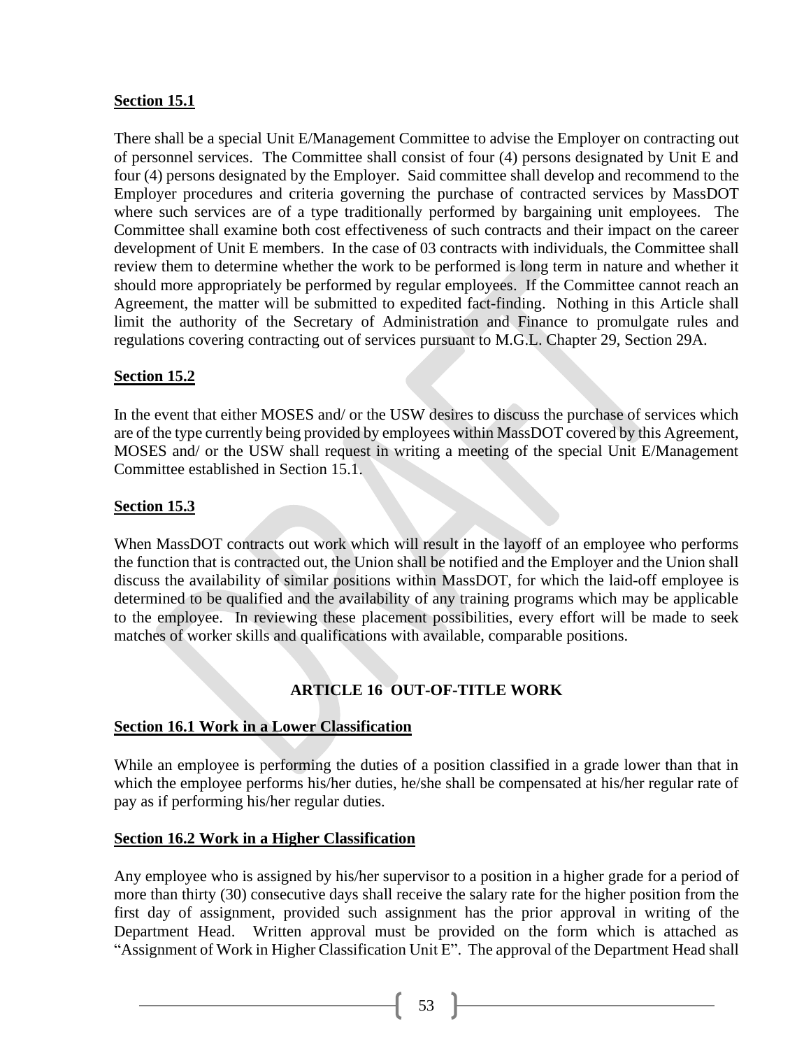**Section 15.1**

There shall be a special Unit E/Management Committee to advise the Employer on contracting out of personnel services. The Committee shall consist of four (4) persons designated by Unit E and four (4) persons designated by the Employer. Said committee shall develop and recommend to the Employer procedures and criteria governing the purchase of contracted services by MassDOT where such services are of a type traditionally performed by bargaining unit employees. The Committee shall examine both cost effectiveness of such contracts and their impact on the career development of Unit E members. In the case of 03 contracts with individuals, the Committee shall review them to determine whether the work to be performed is long term in nature and whether it should more appropriately be performed by regular employees. If the Committee cannot reach an Agreement, the matter will be submitted to expedited fact-finding. Nothing in this Article shall limit the authority of the Secretary of Administration and Finance to promulgate rules and regulations covering contracting out of services pursuant to M.G.L. Chapter 29, Section 29A.

**Section 15.2**

In the event that either MOSES and/ or the USW desires to discuss the purchase of services which are of the type currently being provided by employees within MassDOT covered by this Agreement, MOSES and/ or the USW shall request in writing a meeting of the special Unit E/Management Committee established in Section 15.1.

**Section 15.3**

When MassDOT contracts out work which will result in the layoff of an employee who performs the function that is contracted out, the Union shall be notified and the Employer and the Union shall discuss the availability of similar positions within MassDOT, for which the laid-off employee is determined to be qualified and the availability of any training programs which may be applicable to the employee. In reviewing these placement possibilities, every effort will be made to seek matches of worker skills and qualifications with available, comparable positions.

## ARTICLE 16 OUT-OF-TITLE WORK

**Section 16.1 Work in a Lower Classification**

While an employee is performing the duties of a position classified in a grade lower than that in which the employee performs his/her duties, he/she shall be compensated at his/her regular rate of pay as if performing his/her regular duties.

**Section 16.2 Work in a Higher Classification**

Any employee who is assigned by his/her supervisor to a position in a higher grade for a period of more than thirty (30) consecutive days shall receive the salary rate for the higher position from the first day of assignment, provided such assignment has the prior approval in writing of the Department Head. Written approval must be provided on the form which is attached as "Assignment of Work in Higher Classification Unit E". The approval of the Department Head shall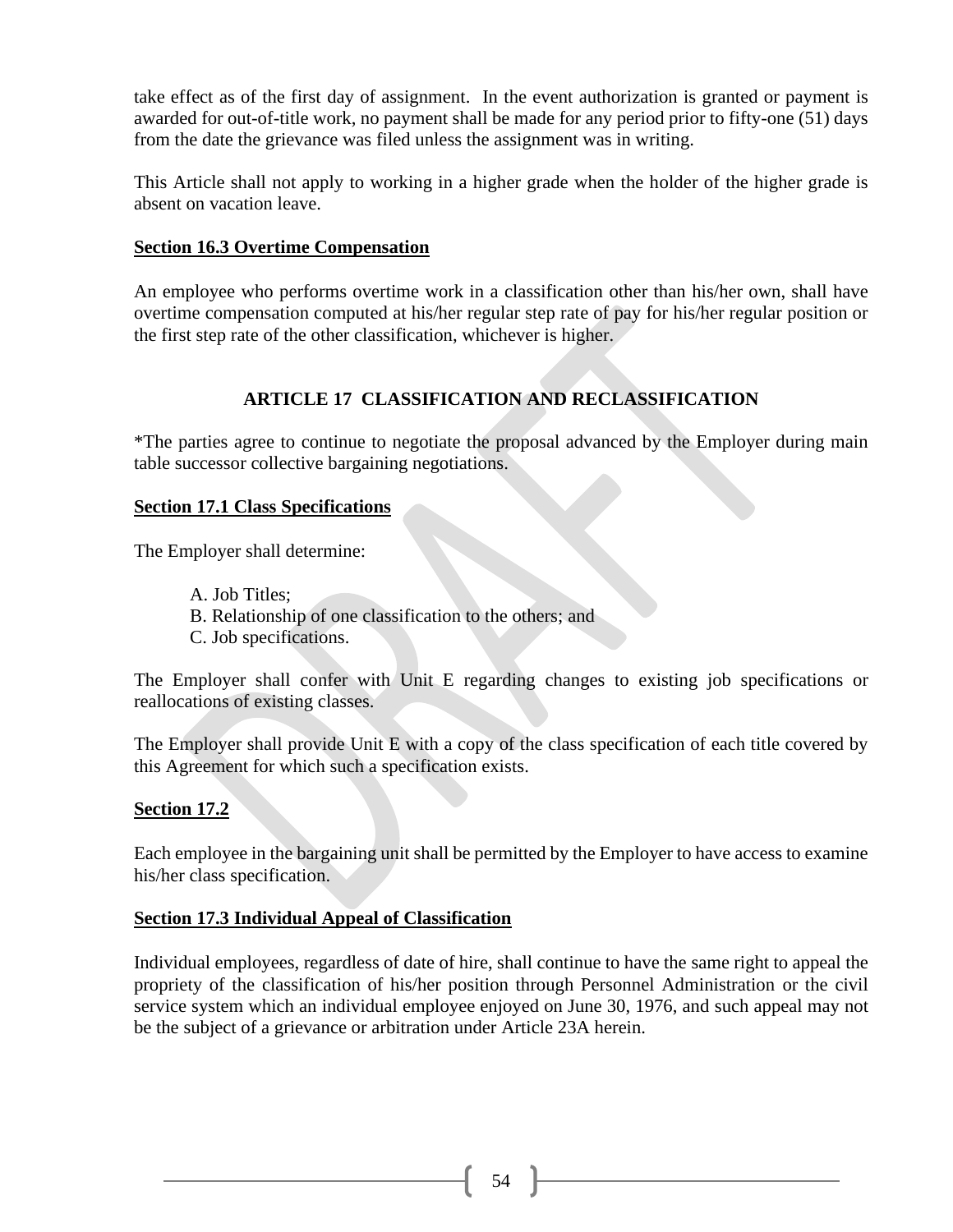take effect as of the first day of assignment. In the event authorization is granted or payment is awarded for out-of-title work, no payment shall be made for any period prior to fifty-one (51) days from the date the grievance was filed unless the assignment was in writing.

This Article shall not apply to working in a higher grade when the holder of the higher grade is absent on vacation leave.

**Section 16.3 Overtime Compensation**

An employee who performs overtime work in a classification other than his/her own, shall have overtime compensation computed at his/her regular step rate of pay for his/her regular position or the first step rate of the other classification, whichever is higher.

## ARTICLE 17 CLASSIFICATION AND RECLASSIFICATION

*The parties agree to continue to negotiate the proposal advanced by the Employer during main table successor collective bargaining negotiations.

**Section 17.1 Class Specifications**

The Employer shall determine:

A. Job Titles;
B. Relationship of one classification to the others; and
C. Job specifications.

The Employer shall confer with Unit E regarding changes to existing job specifications or reallocations of existing classes.

The Employer shall provide Unit E with a copy of the class specification of each title covered by this Agreement for which such a specification exists.

**Section 17.2**

Each employee in the bargaining unit shall be permitted by the Employer to have access to examine his/her class specification.

**Section 17.3 Individual Appeal of Classification**

Individual employees, regardless of date of hire, shall continue to have the same right to appeal the propriety of the classification of his/her position through Personnel Administration or the civil service system which an individual employee enjoyed on June 30, 1976, and such appeal may not be the subject of a grievance or arbitration under Article 23A herein.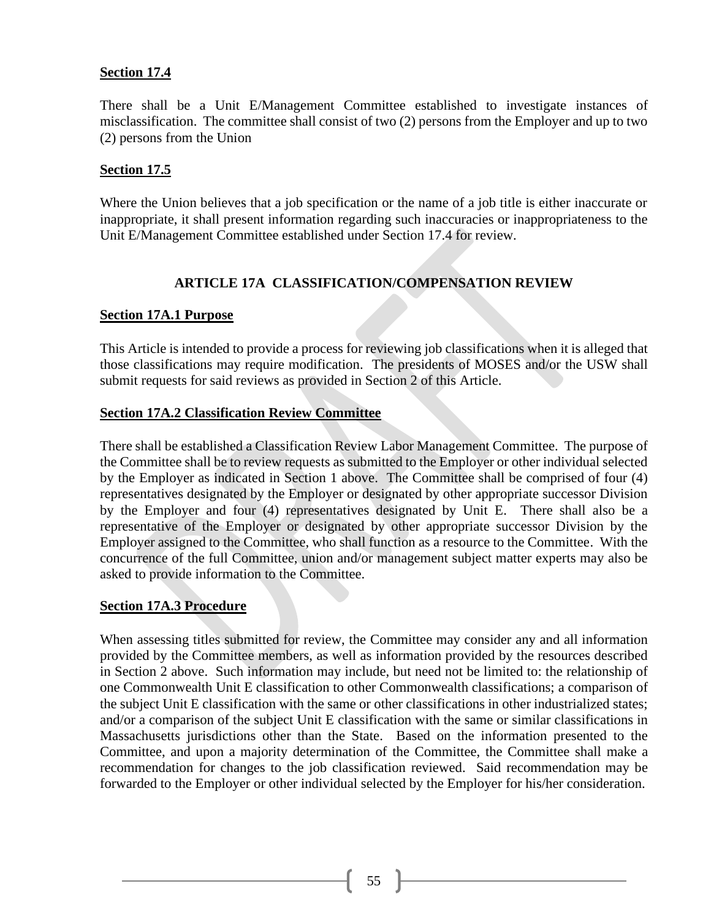**Section 17.4**

There shall be a Unit E/Management Committee established to investigate instances of misclassification. The committee shall consist of two (2) persons from the Employer and up to two (2) persons from the Union

**Section 17.5**

Where the Union believes that a job specification or the name of a job title is either inaccurate or inappropriate, it shall present information regarding such inaccuracies or inappropriateness to the Unit E/Management Committee established under Section 17.4 for review.

## ARTICLE 17A CLASSIFICATION/COMPENSATION REVIEW

**Section 17A.1 Purpose**

This Article is intended to provide a process for reviewing job classifications when it is alleged that those classifications may require modification. The presidents of MOSES and/or the USW shall submit requests for said reviews as provided in Section 2 of this Article.

**Section 17A.2 Classification Review Committee**

There shall be established a Classification Review Labor Management Committee. The purpose of the Committee shall be to review requests as submitted to the Employer or other individual selected by the Employer as indicated in Section 1 above. The Committee shall be comprised of four (4) representatives designated by the Employer or designated by other appropriate successor Division by the Employer and four (4) representatives designated by Unit E. There shall also be a representative of the Employer or designated by other appropriate successor Division by the Employer assigned to the Committee, who shall function as a resource to the Committee. With the concurrence of the full Committee, union and/or management subject matter experts may also be asked to provide information to the Committee.

**Section 17A.3 Procedure**

When assessing titles submitted for review, the Committee may consider any and all information provided by the Committee members, as well as information provided by the resources described in Section 2 above. Such information may include, but need not be limited to: the relationship of one Commonwealth Unit E classification to other Commonwealth classifications; a comparison of the subject Unit E classification with the same or other classifications in other industrialized states; and/or a comparison of the subject Unit E classification with the same or similar classifications in Massachusetts jurisdictions other than the State. Based on the information presented to the Committee, and upon a majority determination of the Committee, the Committee shall make a recommendation for changes to the job classification reviewed. Said recommendation may be forwarded to the Employer or other individual selected by the Employer for his/her consideration.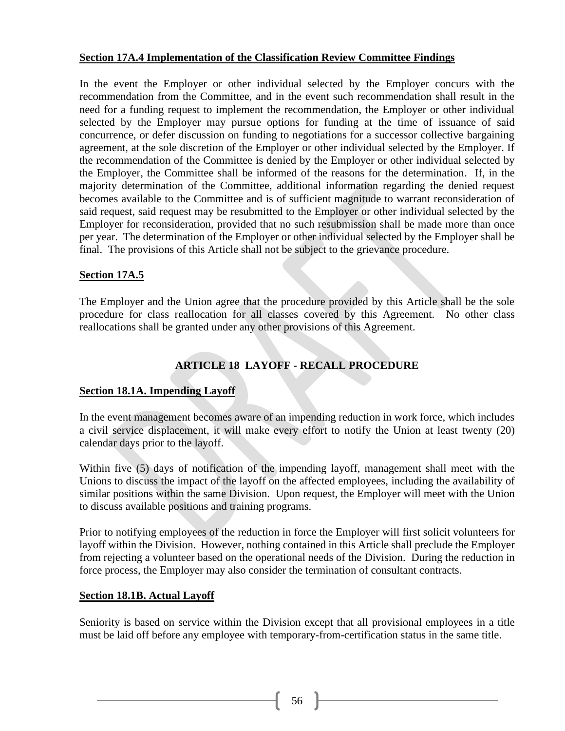**Section 17A.4 Implementation of the Classification Review Committee Findings**

In the event the Employer or other individual selected by the Employer concurs with the recommendation from the Committee, and in the event such recommendation shall result in the need for a funding request to implement the recommendation, the Employer or other individual selected by the Employer may pursue options for funding at the time of issuance of said concurrence, or defer discussion on funding to negotiations for a successor collective bargaining agreement, at the sole discretion of the Employer or other individual selected by the Employer. If the recommendation of the Committee is denied by the Employer or other individual selected by the Employer, the Committee shall be informed of the reasons for the determination. If, in the majority determination of the Committee, additional information regarding the denied request becomes available to the Committee and is of sufficient magnitude to warrant reconsideration of said request, said request may be resubmitted to the Employer or other individual selected by the Employer for reconsideration, provided that no such resubmission shall be made more than once per year. The determination of the Employer or other individual selected by the Employer shall be final. The provisions of this Article shall not be subject to the grievance procedure.

**Section 17A.5**

The Employer and the Union agree that the procedure provided by this Article shall be the sole procedure for class reallocation for all classes covered by this Agreement. No other class reallocations shall be granted under any other provisions of this Agreement.

## ARTICLE 18 LAYOFF - RECALL PROCEDURE

**Section 18.1A. Impending Layoff**

In the event management becomes aware of an impending reduction in work force, which includes a civil service displacement, it will make every effort to notify the Union at least twenty (20) calendar days prior to the layoff.

Within five (5) days of notification of the impending layoff, management shall meet with the Unions to discuss the impact of the layoff on the affected employees, including the availability of similar positions within the same Division. Upon request, the Employer will meet with the Union to discuss available positions and training programs.

Prior to notifying employees of the reduction in force the Employer will first solicit volunteers for layoff within the Division. However, nothing contained in this Article shall preclude the Employer from rejecting a volunteer based on the operational needs of the Division. During the reduction in force process, the Employer may also consider the termination of consultant contracts.

**Section 18.1B. Actual Layoff**

Seniority is based on service within the Division except that all provisional employees in a title must be laid off before any employee with temporary-from-certification status in the same title.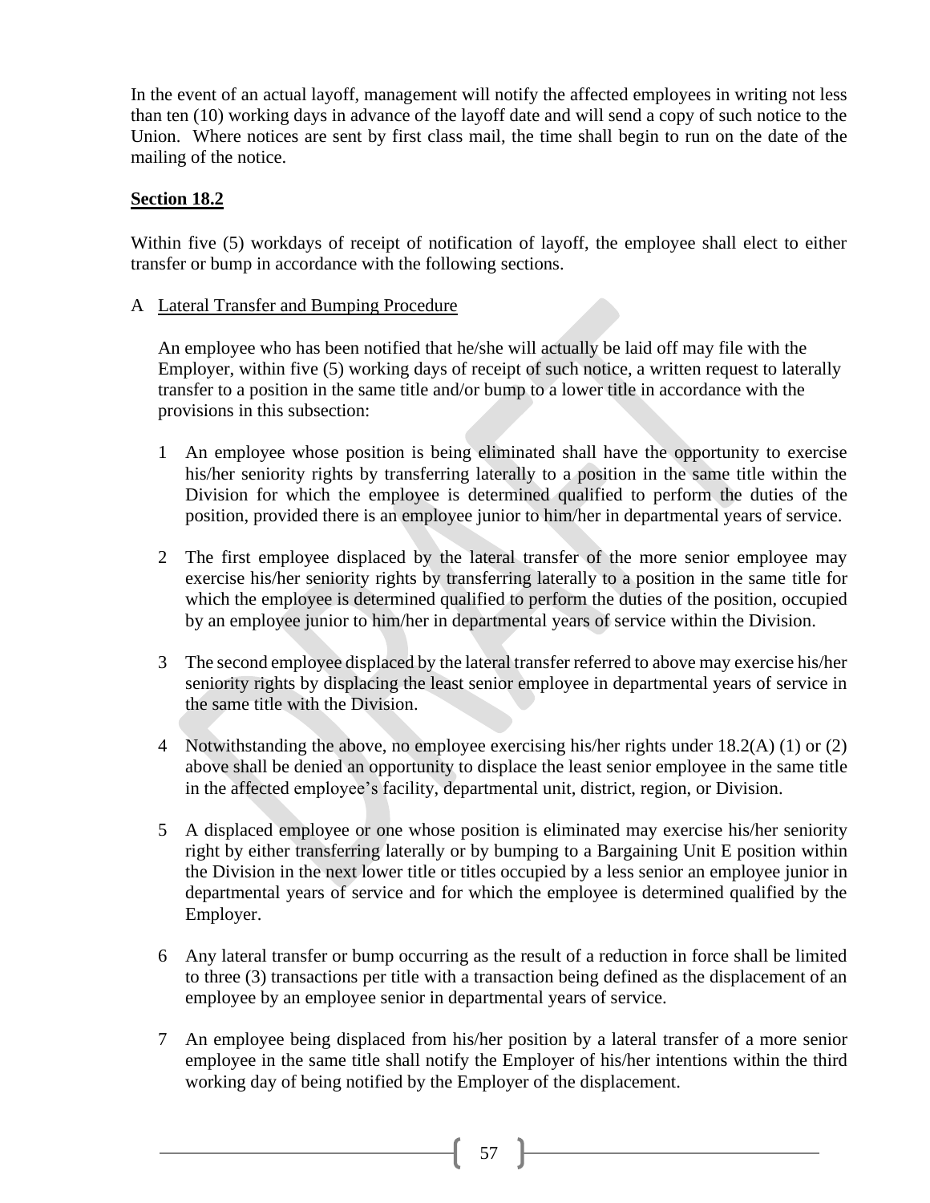In the event of an actual layoff, management will notify the affected employees in writing not less than ten (10) working days in advance of the layoff date and will send a copy of such notice to the Union. Where notices are sent by first class mail, the time shall begin to run on the date of the mailing of the notice.

**Section 18.2**

Within five (5) workdays of receipt of notification of layoff, the employee shall elect to either transfer or bump in accordance with the following sections.

A Lateral Transfer and Bumping Procedure

An employee who has been notified that he/she will actually be laid off may file with the Employer, within five (5) working days of receipt of such notice, a written request to laterally transfer to a position in the same title and/or bump to a lower title in accordance with the provisions in this subsection:

1 An employee whose position is being eliminated shall have the opportunity to exercise his/her seniority rights by transferring laterally to a position in the same title within the Division for which the employee is determined qualified to perform the duties of the position, provided there is an employee junior to him/her in departmental years of service.

2 The first employee displaced by the lateral transfer of the more senior employee may exercise his/her seniority rights by transferring laterally to a position in the same title for which the employee is determined qualified to perform the duties of the position, occupied by an employee junior to him/her in departmental years of service within the Division.

3 The second employee displaced by the lateral transfer referred to above may exercise his/her seniority rights by displacing the least senior employee in departmental years of service in the same title with the Division.

4 Notwithstanding the above, no employee exercising his/her rights under 18.2(A) (1) or (2) above shall be denied an opportunity to displace the least senior employee in the same title in the affected employee's facility, departmental unit, district, region, or Division.

5 A displaced employee or one whose position is eliminated may exercise his/her seniority right by either transferring laterally or by bumping to a Bargaining Unit E position within the Division in the next lower title or titles occupied by a less senior an employee junior in departmental years of service and for which the employee is determined qualified by the Employer.

6 Any lateral transfer or bump occurring as the result of a reduction in force shall be limited to three (3) transactions per title with a transaction being defined as the displacement of an employee by an employee senior in departmental years of service.

7 An employee being displaced from his/her position by a lateral transfer of a more senior employee in the same title shall notify the Employer of his/her intentions within the third working day of being notified by the Employer of the displacement.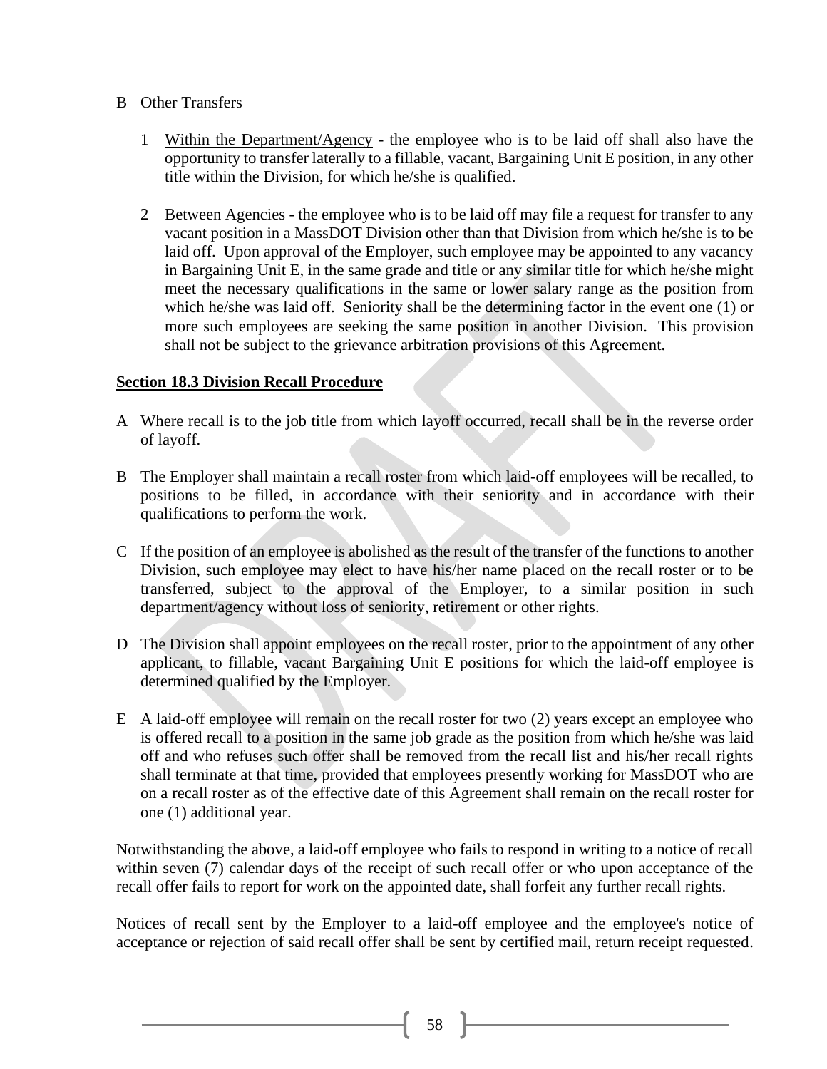B Other Transfers

1 Within the Department/Agency - the employee who is to be laid off shall also have the opportunity to transfer laterally to a fillable, vacant, Bargaining Unit E position, in any other title within the Division, for which he/she is qualified.

2 Between Agencies - the employee who is to be laid off may file a request for transfer to any vacant position in a MassDOT Division other than that Division from which he/she is to be laid off. Upon approval of the Employer, such employee may be appointed to any vacancy in Bargaining Unit E, in the same grade and title or any similar title for which he/she might meet the necessary qualifications in the same or lower salary range as the position from which he/she was laid off. Seniority shall be the determining factor in the event one (1) or more such employees are seeking the same position in another Division. This provision shall not be subject to the grievance arbitration provisions of this Agreement.

**Section 18.3 Division Recall Procedure**

A Where recall is to the job title from which layoff occurred, recall shall be in the reverse order of layoff.

B The Employer shall maintain a recall roster from which laid-off employees will be recalled, to positions to be filled, in accordance with their seniority and in accordance with their qualifications to perform the work.

C If the position of an employee is abolished as the result of the transfer of the functions to another Division, such employee may elect to have his/her name placed on the recall roster or to be transferred, subject to the approval of the Employer, to a similar position in such department/agency without loss of seniority, retirement or other rights.

D The Division shall appoint employees on the recall roster, prior to the appointment of any other applicant, to fillable, vacant Bargaining Unit E positions for which the laid-off employee is determined qualified by the Employer.

E A laid-off employee will remain on the recall roster for two (2) years except an employee who is offered recall to a position in the same job grade as the position from which he/she was laid off and who refuses such offer shall be removed from the recall list and his/her recall rights shall terminate at that time, provided that employees presently working for MassDOT who are on a recall roster as of the effective date of this Agreement shall remain on the recall roster for one (1) additional year.

Notwithstanding the above, a laid-off employee who fails to respond in writing to a notice of recall within seven (7) calendar days of the receipt of such recall offer or who upon acceptance of the recall offer fails to report for work on the appointed date, shall forfeit any further recall rights.

Notices of recall sent by the Employer to a laid-off employee and the employee's notice of acceptance or rejection of said recall offer shall be sent by certified mail, return receipt requested.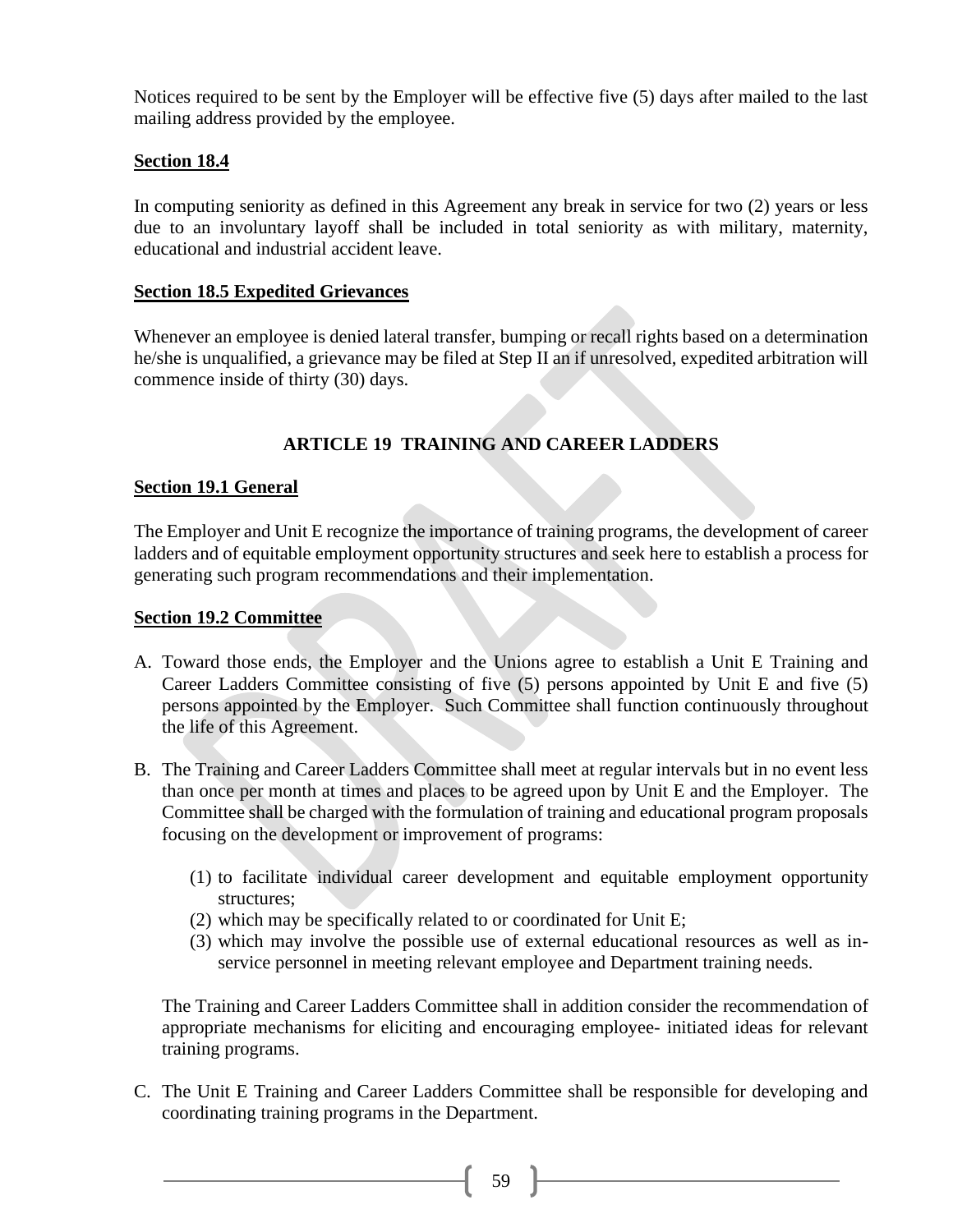Notices required to be sent by the Employer will be effective five (5) days after mailed to the last mailing address provided by the employee.

**Section 18.4**

In computing seniority as defined in this Agreement any break in service for two (2) years or less due to an involuntary layoff shall be included in total seniority as with military, maternity, educational and industrial accident leave.

**Section 18.5 Expedited Grievances**

Whenever an employee is denied lateral transfer, bumping or recall rights based on a determination he/she is unqualified, a grievance may be filed at Step II an if unresolved, expedited arbitration will commence inside of thirty (30) days.

## ARTICLE 19 TRAINING AND CAREER LADDERS

**Section 19.1 General**

The Employer and Unit E recognize the importance of training programs, the development of career ladders and of equitable employment opportunity structures and seek here to establish a process for generating such program recommendations and their implementation.

**Section 19.2 Committee**

A. Toward those ends, the Employer and the Unions agree to establish a Unit E Training and Career Ladders Committee consisting of five (5) persons appointed by Unit E and five (5) persons appointed by the Employer. Such Committee shall function continuously throughout the life of this Agreement.

B. The Training and Career Ladders Committee shall meet at regular intervals but in no event less than once per month at times and places to be agreed upon by Unit E and the Employer. The Committee shall be charged with the formulation of training and educational program proposals focusing on the development or improvement of programs:

   (1) to facilitate individual career development and equitable employment opportunity structures;
   (2) which may be specifically related to or coordinated for Unit E;
   (3) which may involve the possible use of external educational resources as well as in-service personnel in meeting relevant employee and Department training needs.

   The Training and Career Ladders Committee shall in addition consider the recommendation of appropriate mechanisms for eliciting and encouraging employee- initiated ideas for relevant training programs.

C. The Unit E Training and Career Ladders Committee shall be responsible for developing and coordinating training programs in the Department.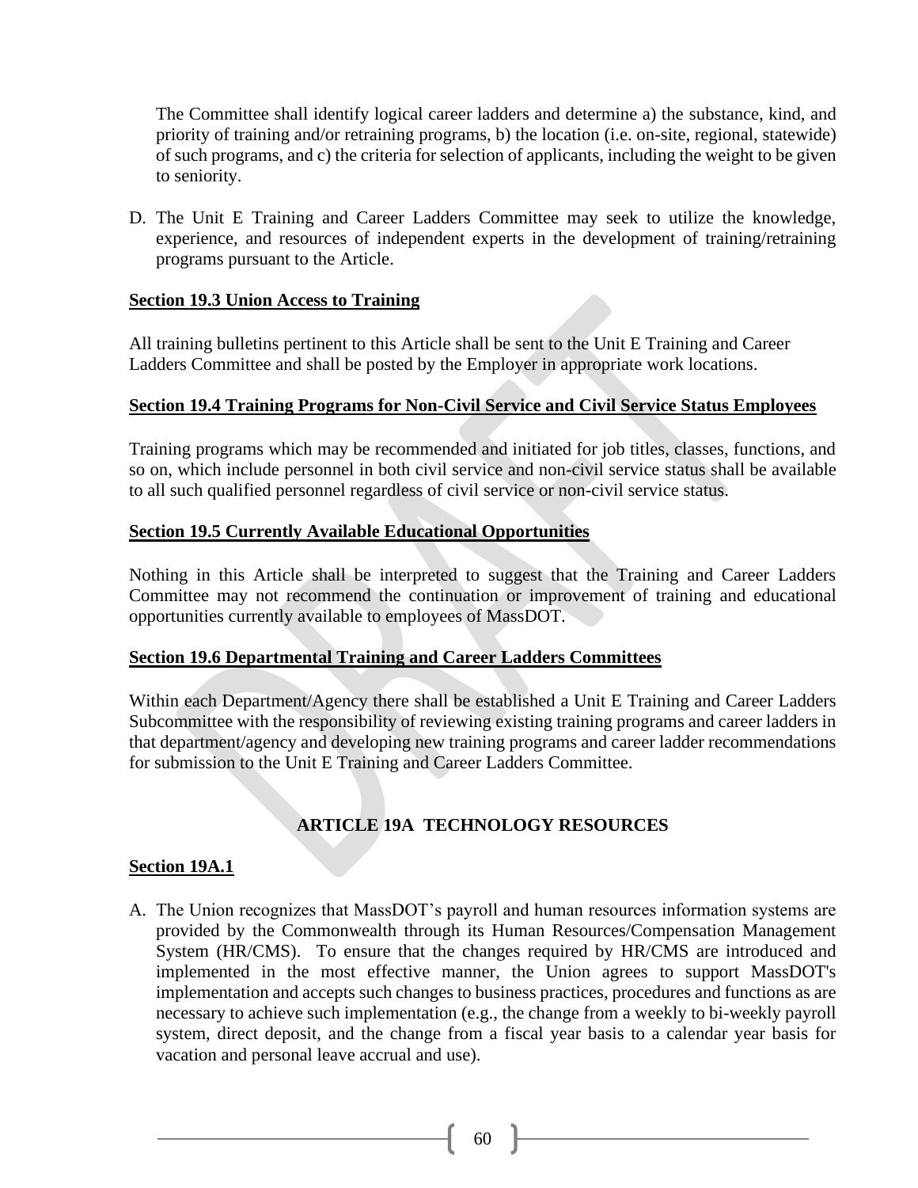The Committee shall identify logical career ladders and determine a) the substance, kind, and priority of training and/or retraining programs, b) the location (i.e. on-site, regional, statewide) of such programs, and c) the criteria for selection of applicants, including the weight to be given to seniority.

D. The Unit E Training and Career Ladders Committee may seek to utilize the knowledge, experience, and resources of independent experts in the development of training/retraining programs pursuant to the Article.

**Section 19.3 Union Access to Training**

All training bulletins pertinent to this Article shall be sent to the Unit E Training and Career Ladders Committee and shall be posted by the Employer in appropriate work locations.

**Section 19.4 Training Programs for Non-Civil Service and Civil Service Status Employees**

Training programs which may be recommended and initiated for job titles, classes, functions, and so on, which include personnel in both civil service and non-civil service status shall be available to all such qualified personnel regardless of civil service or non-civil service status.

**Section 19.5 Currently Available Educational Opportunities**

Nothing in this Article shall be interpreted to suggest that the Training and Career Ladders Committee may not recommend the continuation or improvement of training and educational opportunities currently available to employees of MassDOT.

**Section 19.6 Departmental Training and Career Ladders Committees**

Within each Department/Agency there shall be established a Unit E Training and Career Ladders Subcommittee with the responsibility of reviewing existing training programs and career ladders in that department/agency and developing new training programs and career ladder recommendations for submission to the Unit E Training and Career Ladders Committee.

## ARTICLE 19A TECHNOLOGY RESOURCES

**Section 19A.1**

A. The Union recognizes that MassDOT's payroll and human resources information systems are provided by the Commonwealth through its Human Resources/Compensation Management System (HR/CMS). To ensure that the changes required by HR/CMS are introduced and implemented in the most effective manner, the Union agrees to support MassDOT's implementation and accepts such changes to business practices, procedures and functions as are necessary to achieve such implementation (e.g., the change from a weekly to bi-weekly payroll system, direct deposit, and the change from a fiscal year basis to a calendar year basis for vacation and personal leave accrual and use).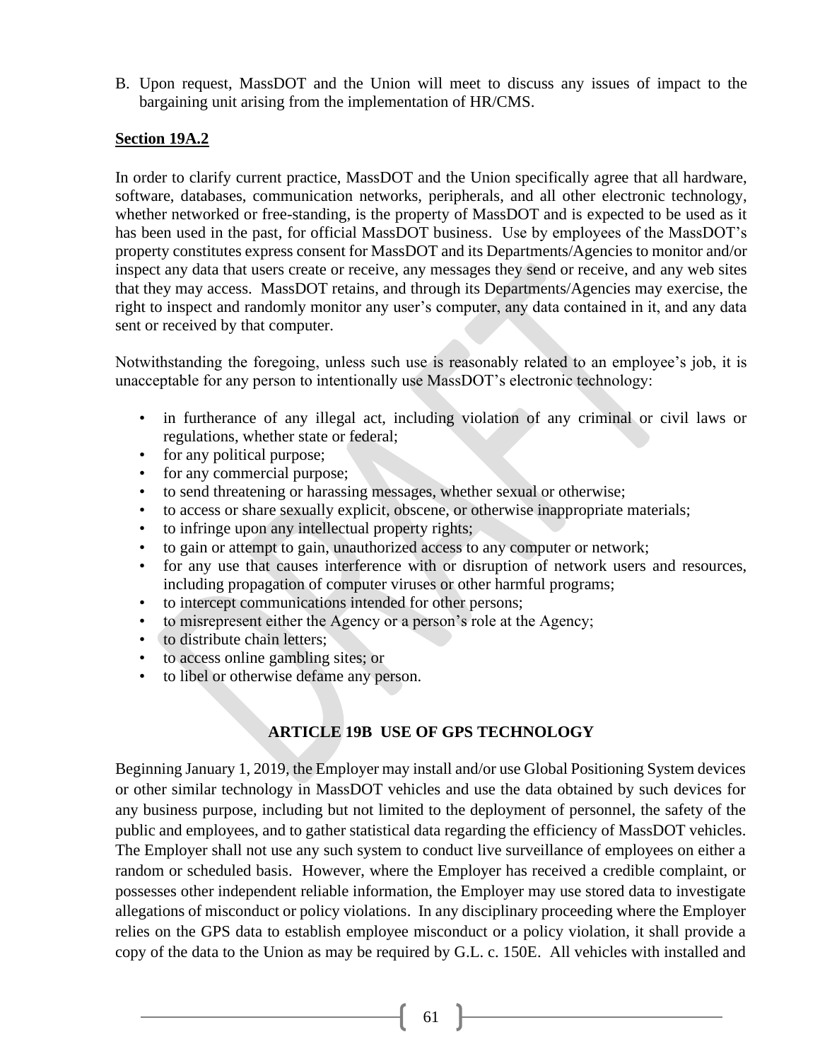B. Upon request, MassDOT and the Union will meet to discuss any issues of impact to the bargaining unit arising from the implementation of HR/CMS.

**Section 19A.2**

In order to clarify current practice, MassDOT and the Union specifically agree that all hardware, software, databases, communication networks, peripherals, and all other electronic technology, whether networked or free-standing, is the property of MassDOT and is expected to be used as it has been used in the past, for official MassDOT business. Use by employees of the MassDOT's property constitutes express consent for MassDOT and its Departments/Agencies to monitor and/or inspect any data that users create or receive, any messages they send or receive, and any web sites that they may access. MassDOT retains, and through its Departments/Agencies may exercise, the right to inspect and randomly monitor any user's computer, any data contained in it, and any data sent or received by that computer.

Notwithstanding the foregoing, unless such use is reasonably related to an employee's job, it is unacceptable for any person to intentionally use MassDOT's electronic technology:

- in furtherance of any illegal act, including violation of any criminal or civil laws or regulations, whether state or federal;
- for any political purpose;
- for any commercial purpose;
- to send threatening or harassing messages, whether sexual or otherwise;
- to access or share sexually explicit, obscene, or otherwise inappropriate materials;
- to infringe upon any intellectual property rights;
- to gain or attempt to gain, unauthorized access to any computer or network;
- for any use that causes interference with or disruption of network users and resources, including propagation of computer viruses or other harmful programs;
- to intercept communications intended for other persons;
- to misrepresent either the Agency or a person's role at the Agency;
- to distribute chain letters;
- to access online gambling sites; or
- to libel or otherwise defame any person.

## ARTICLE 19B USE OF GPS TECHNOLOGY

Beginning January 1, 2019, the Employer may install and/or use Global Positioning System devices or other similar technology in MassDOT vehicles and use the data obtained by such devices for any business purpose, including but not limited to the deployment of personnel, the safety of the public and employees, and to gather statistical data regarding the efficiency of MassDOT vehicles. The Employer shall not use any such system to conduct live surveillance of employees on either a random or scheduled basis. However, where the Employer has received a credible complaint, or possesses other independent reliable information, the Employer may use stored data to investigate allegations of misconduct or policy violations. In any disciplinary proceeding where the Employer relies on the GPS data to establish employee misconduct or a policy violation, it shall provide a copy of the data to the Union as may be required by G.L. c. 150E. All vehicles with installed and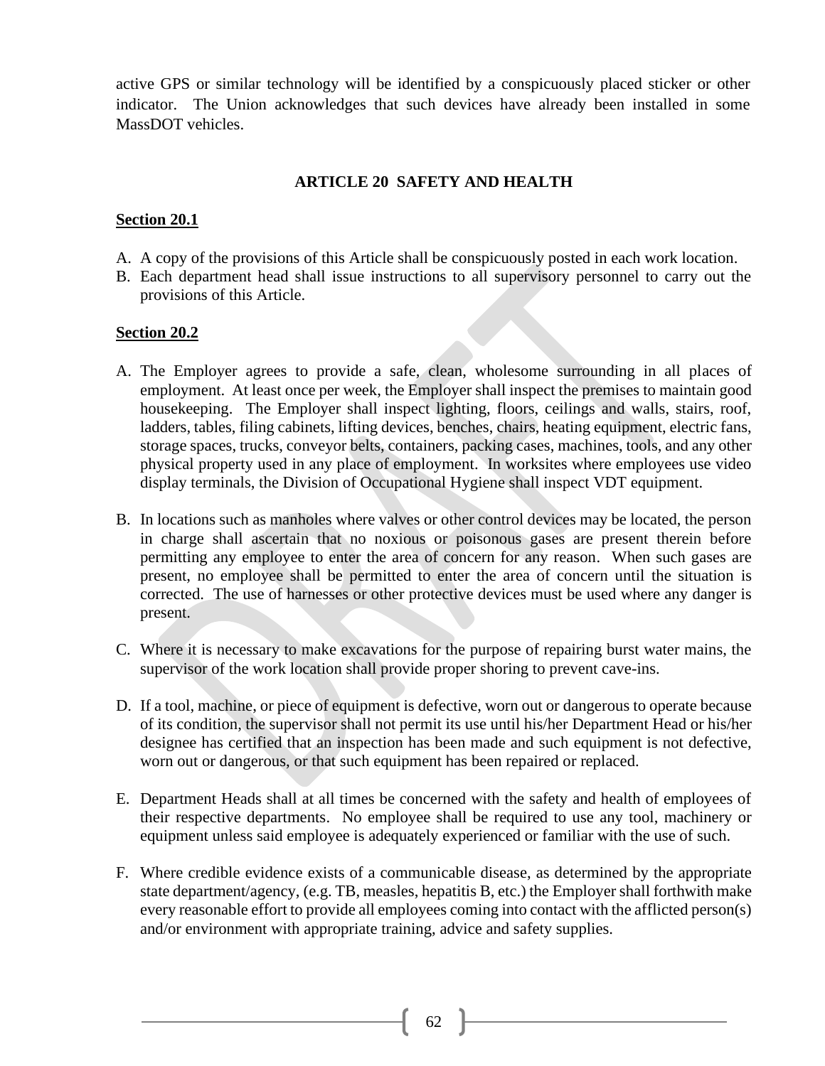active GPS or similar technology will be identified by a conspicuously placed sticker or other indicator. The Union acknowledges that such devices have already been installed in some MassDOT vehicles.

## ARTICLE 20 SAFETY AND HEALTH

### Section 20.1

A. A copy of the provisions of this Article shall be conspicuously posted in each work location.
B. Each department head shall issue instructions to all supervisory personnel to carry out the provisions of this Article.

### Section 20.2

A. The Employer agrees to provide a safe, clean, wholesome surrounding in all places of employment. At least once per week, the Employer shall inspect the premises to maintain good housekeeping. The Employer shall inspect lighting, floors, ceilings and walls, stairs, roof, ladders, tables, filing cabinets, lifting devices, benches, chairs, heating equipment, electric fans, storage spaces, trucks, conveyor belts, containers, packing cases, machines, tools, and any other physical property used in any place of employment. In worksites where employees use video display terminals, the Division of Occupational Hygiene shall inspect VDT equipment.

B. In locations such as manholes where valves or other control devices may be located, the person in charge shall ascertain that no noxious or poisonous gases are present therein before permitting any employee to enter the area of concern for any reason. When such gases are present, no employee shall be permitted to enter the area of concern until the situation is corrected. The use of harnesses or other protective devices must be used where any danger is present.

C. Where it is necessary to make excavations for the purpose of repairing burst water mains, the supervisor of the work location shall provide proper shoring to prevent cave-ins.

D. If a tool, machine, or piece of equipment is defective, worn out or dangerous to operate because of its condition, the supervisor shall not permit its use until his/her Department Head or his/her designee has certified that an inspection has been made and such equipment is not defective, worn out or dangerous, or that such equipment has been repaired or replaced.

E. Department Heads shall at all times be concerned with the safety and health of employees of their respective departments. No employee shall be required to use any tool, machinery or equipment unless said employee is adequately experienced or familiar with the use of such.

F. Where credible evidence exists of a communicable disease, as determined by the appropriate state department/agency, (e.g. TB, measles, hepatitis B, etc.) the Employer shall forthwith make every reasonable effort to provide all employees coming into contact with the afflicted person(s) and/or environment with appropriate training, advice and safety supplies.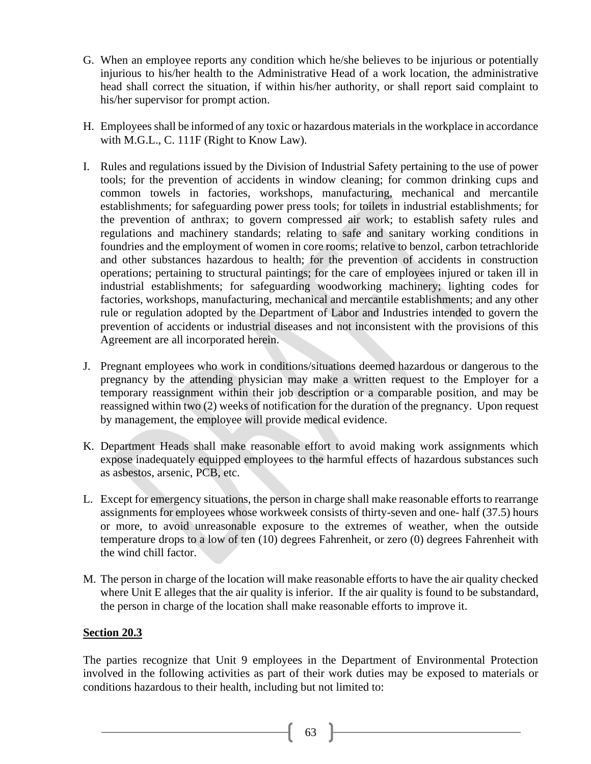G. When an employee reports any condition which he/she believes to be injurious or potentially injurious to his/her health to the Administrative Head of a work location, the administrative head shall correct the situation, if within his/her authority, or shall report said complaint to his/her supervisor for prompt action.

H. Employees shall be informed of any toxic or hazardous materials in the workplace in accordance with M.G.L., C. 111F (Right to Know Law).

I. Rules and regulations issued by the Division of Industrial Safety pertaining to the use of power tools; for the prevention of accidents in window cleaning; for common drinking cups and common towels in factories, workshops, manufacturing, mechanical and mercantile establishments; for safeguarding power press tools; for toilets in industrial establishments; for the prevention of anthrax; to govern compressed air work; to establish safety rules and regulations and machinery standards; relating to safe and sanitary working conditions in foundries and the employment of women in core rooms; relative to benzol, carbon tetrachloride and other substances hazardous to health; for the prevention of accidents in construction operations; pertaining to structural paintings; for the care of employees injured or taken ill in industrial establishments; for safeguarding woodworking machinery; lighting codes for factories, workshops, manufacturing, mechanical and mercantile establishments; and any other rule or regulation adopted by the Department of Labor and Industries intended to govern the prevention of accidents or industrial diseases and not inconsistent with the provisions of this Agreement are all incorporated herein.

J. Pregnant employees who work in conditions/situations deemed hazardous or dangerous to the pregnancy by the attending physician may make a written request to the Employer for a temporary reassignment within their job description or a comparable position, and may be reassigned within two (2) weeks of notification for the duration of the pregnancy. Upon request by management, the employee will provide medical evidence.

K. Department Heads shall make reasonable effort to avoid making work assignments which expose inadequately equipped employees to the harmful effects of hazardous substances such as asbestos, arsenic, PCB, etc.

L. Except for emergency situations, the person in charge shall make reasonable efforts to rearrange assignments for employees whose workweek consists of thirty-seven and one- half (37.5) hours or more, to avoid unreasonable exposure to the extremes of weather, when the outside temperature drops to a low of ten (10) degrees Fahrenheit, or zero (0) degrees Fahrenheit with the wind chill factor.

M. The person in charge of the location will make reasonable efforts to have the air quality checked where Unit E alleges that the air quality is inferior. If the air quality is found to be substandard, the person in charge of the location shall make reasonable efforts to improve it.

**Section 20.3**

The parties recognize that Unit 9 employees in the Department of Environmental Protection involved in the following activities as part of their work duties may be exposed to materials or conditions hazardous to their health, including but not limited to: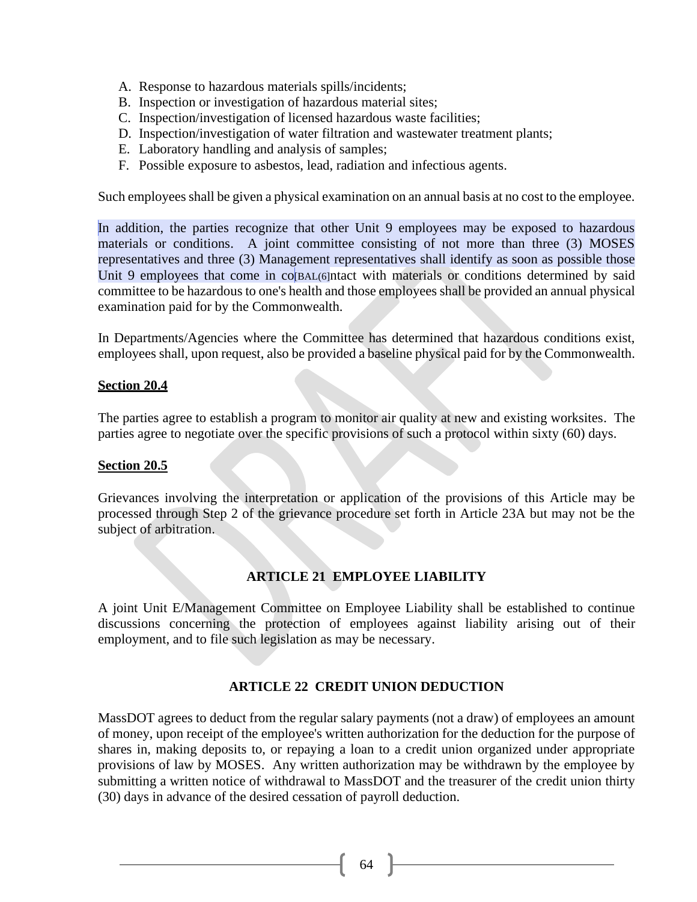A. Response to hazardous materials spills/incidents;
B. Inspection or investigation of hazardous material sites;
C. Inspection/investigation of licensed hazardous waste facilities;
D. Inspection/investigation of water filtration and wastewater treatment plants;
E. Laboratory handling and analysis of samples;
F. Possible exposure to asbestos, lead, radiation and infectious agents.

Such employees shall be given a physical examination on an annual basis at no cost to the employee.

In addition, the parties recognize that other Unit 9 employees may be exposed to hazardous materials or conditions. A joint committee consisting of not more than three (3) MOSES representatives and three (3) Management representatives shall identify as soon as possible those Unit 9 employees that come in co[BAL(6]ntact with materials or conditions determined by said committee to be hazardous to one's health and those employees shall be provided an annual physical examination paid for by the Commonwealth.

In Departments/Agencies where the Committee has determined that hazardous conditions exist, employees shall, upon request, also be provided a baseline physical paid for by the Commonwealth.

**Section 20.4**

The parties agree to establish a program to monitor air quality at new and existing worksites. The parties agree to negotiate over the specific provisions of such a protocol within sixty (60) days.

**Section 20.5**

Grievances involving the interpretation or application of the provisions of this Article may be processed through Step 2 of the grievance procedure set forth in Article 23A but may not be the subject of arbitration.

## ARTICLE 21 EMPLOYEE LIABILITY

A joint Unit E/Management Committee on Employee Liability shall be established to continue discussions concerning the protection of employees against liability arising out of their employment, and to file such legislation as may be necessary.

## ARTICLE 22 CREDIT UNION DEDUCTION

MassDOT agrees to deduct from the regular salary payments (not a draw) of employees an amount of money, upon receipt of the employee's written authorization for the deduction for the purpose of shares in, making deposits to, or repaying a loan to a credit union organized under appropriate provisions of law by MOSES. Any written authorization may be withdrawn by the employee by submitting a written notice of withdrawal to MassDOT and the treasurer of the credit union thirty (30) days in advance of the desired cessation of payroll deduction.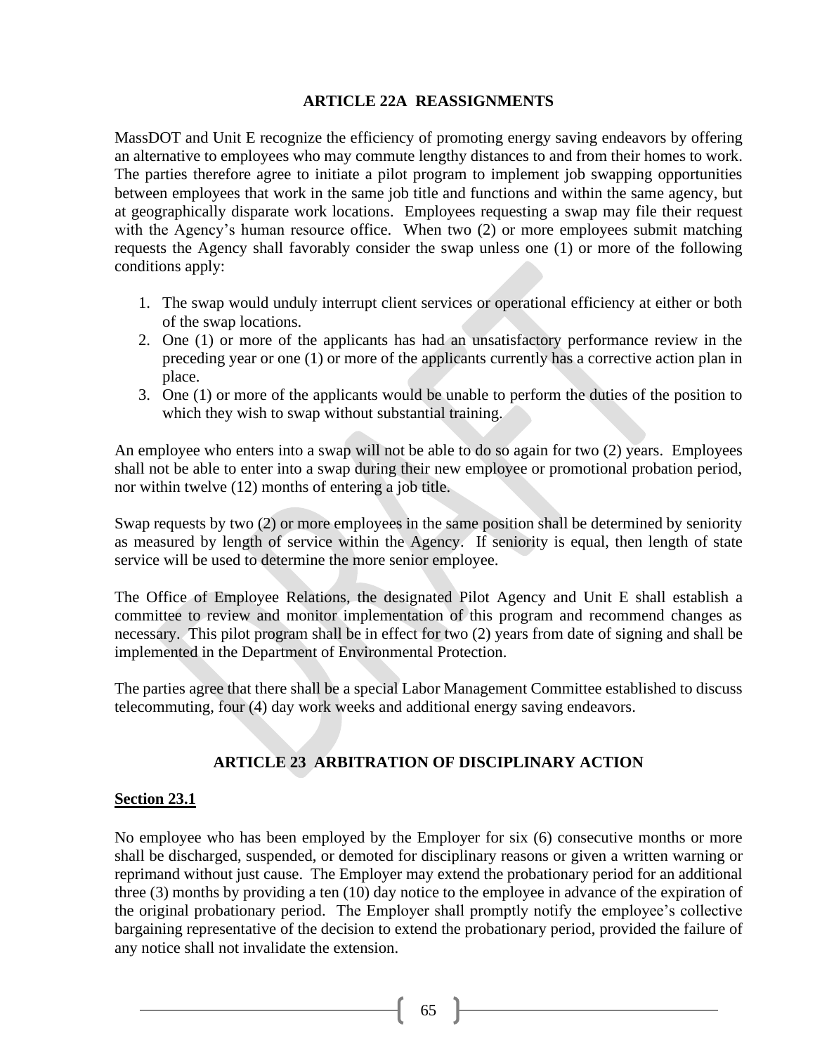## ARTICLE 22A REASSIGNMENTS

MassDOT and Unit E recognize the efficiency of promoting energy saving endeavors by offering an alternative to employees who may commute lengthy distances to and from their homes to work. The parties therefore agree to initiate a pilot program to implement job swapping opportunities between employees that work in the same job title and functions and within the same agency, but at geographically disparate work locations. Employees requesting a swap may file their request with the Agency's human resource office. When two (2) or more employees submit matching requests the Agency shall favorably consider the swap unless one (1) or more of the following conditions apply:

1. The swap would unduly interrupt client services or operational efficiency at either or both of the swap locations.
2. One (1) or more of the applicants has had an unsatisfactory performance review in the preceding year or one (1) or more of the applicants currently has a corrective action plan in place.
3. One (1) or more of the applicants would be unable to perform the duties of the position to which they wish to swap without substantial training.

An employee who enters into a swap will not be able to do so again for two (2) years. Employees shall not be able to enter into a swap during their new employee or promotional probation period, nor within twelve (12) months of entering a job title.

Swap requests by two (2) or more employees in the same position shall be determined by seniority as measured by length of service within the Agency. If seniority is equal, then length of state service will be used to determine the more senior employee.

The Office of Employee Relations, the designated Pilot Agency and Unit E shall establish a committee to review and monitor implementation of this program and recommend changes as necessary. This pilot program shall be in effect for two (2) years from date of signing and shall be implemented in the Department of Environmental Protection.

The parties agree that there shall be a special Labor Management Committee established to discuss telecommuting, four (4) day work weeks and additional energy saving endeavors.

## ARTICLE 23 ARBITRATION OF DISCIPLINARY ACTION

### Section 23.1

No employee who has been employed by the Employer for six (6) consecutive months or more shall be discharged, suspended, or demoted for disciplinary reasons or given a written warning or reprimand without just cause. The Employer may extend the probationary period for an additional three (3) months by providing a ten (10) day notice to the employee in advance of the expiration of the original probationary period. The Employer shall promptly notify the employee's collective bargaining representative of the decision to extend the probationary period, provided the failure of any notice shall not invalidate the extension.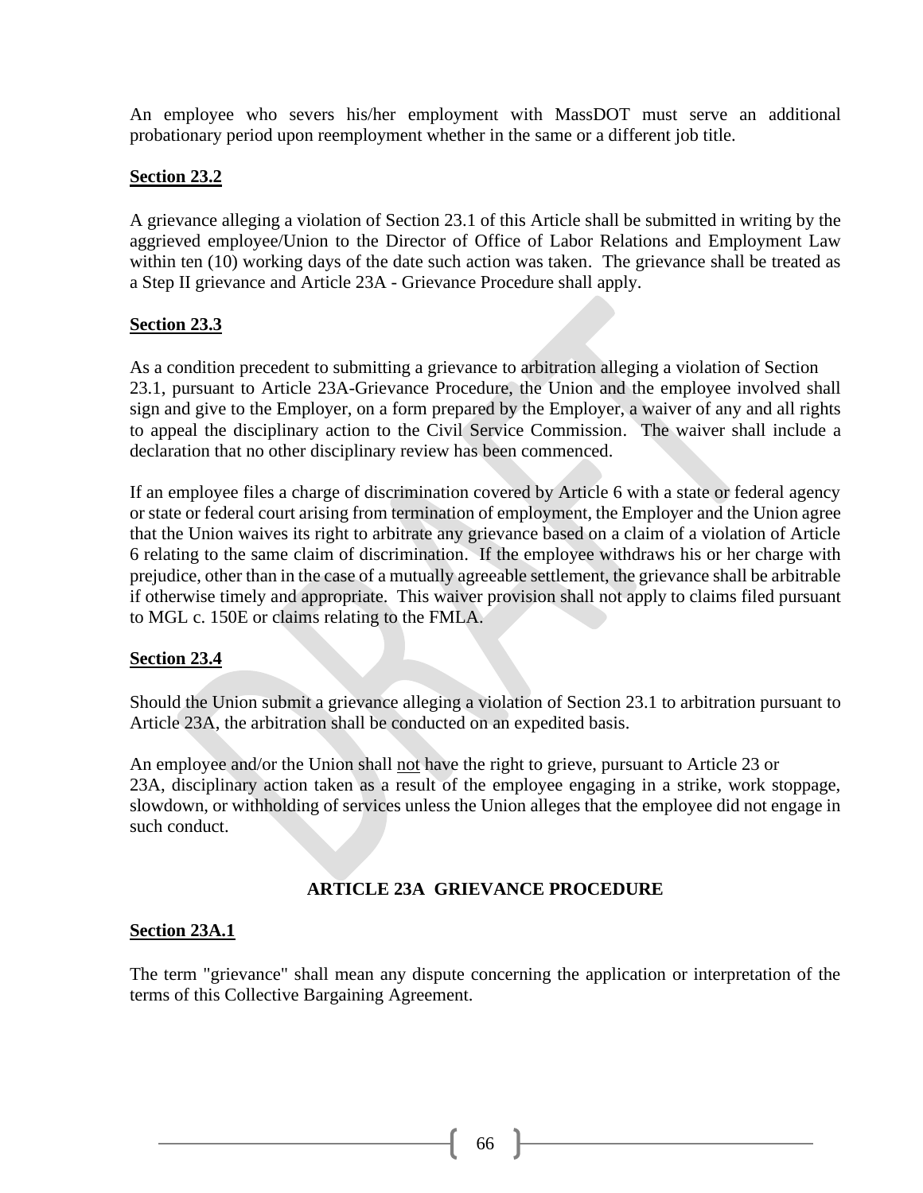An employee who severs his/her employment with MassDOT must serve an additional probationary period upon reemployment whether in the same or a different job title.

**Section 23.2**

A grievance alleging a violation of Section 23.1 of this Article shall be submitted in writing by the aggrieved employee/Union to the Director of Office of Labor Relations and Employment Law within ten (10) working days of the date such action was taken. The grievance shall be treated as a Step II grievance and Article 23A - Grievance Procedure shall apply.

**Section 23.3**

As a condition precedent to submitting a grievance to arbitration alleging a violation of Section 23.1, pursuant to Article 23A-Grievance Procedure, the Union and the employee involved shall sign and give to the Employer, on a form prepared by the Employer, a waiver of any and all rights to appeal the disciplinary action to the Civil Service Commission. The waiver shall include a declaration that no other disciplinary review has been commenced.

If an employee files a charge of discrimination covered by Article 6 with a state or federal agency or state or federal court arising from termination of employment, the Employer and the Union agree that the Union waives its right to arbitrate any grievance based on a claim of a violation of Article 6 relating to the same claim of discrimination. If the employee withdraws his or her charge with prejudice, other than in the case of a mutually agreeable settlement, the grievance shall be arbitrable if otherwise timely and appropriate. This waiver provision shall not apply to claims filed pursuant to MGL c. 150E or claims relating to the FMLA.

**Section 23.4**

Should the Union submit a grievance alleging a violation of Section 23.1 to arbitration pursuant to Article 23A, the arbitration shall be conducted on an expedited basis.

An employee and/or the Union shall not have the right to grieve, pursuant to Article 23 or 23A, disciplinary action taken as a result of the employee engaging in a strike, work stoppage, slowdown, or withholding of services unless the Union alleges that the employee did not engage in such conduct.

## ARTICLE 23A GRIEVANCE PROCEDURE

**Section 23A.1**

The term "grievance" shall mean any dispute concerning the application or interpretation of the terms of this Collective Bargaining Agreement.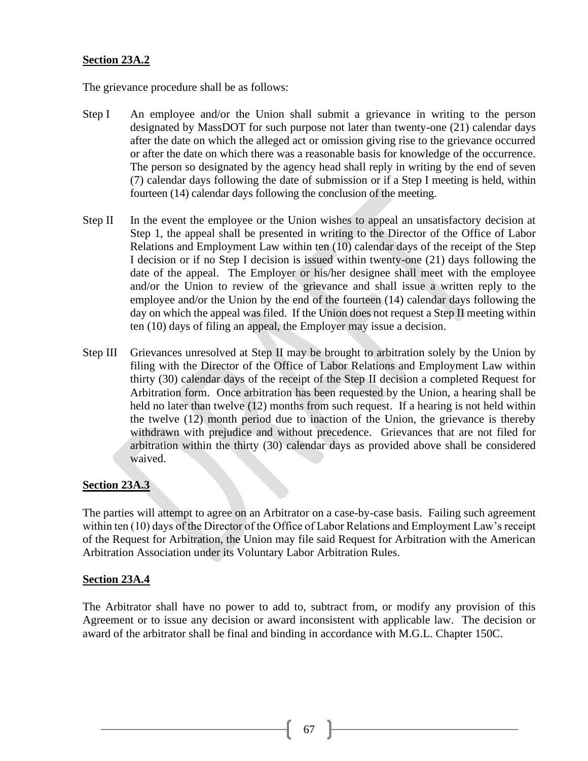**Section 23A.2**

The grievance procedure shall be as follows:

Step I An employee and/or the Union shall submit a grievance in writing to the person designated by MassDOT for such purpose not later than twenty-one (21) calendar days after the date on which the alleged act or omission giving rise to the grievance occurred or after the date on which there was a reasonable basis for knowledge of the occurrence. The person so designated by the agency head shall reply in writing by the end of seven (7) calendar days following the date of submission or if a Step I meeting is held, within fourteen (14) calendar days following the conclusion of the meeting.

Step II In the event the employee or the Union wishes to appeal an unsatisfactory decision at Step 1, the appeal shall be presented in writing to the Director of the Office of Labor Relations and Employment Law within ten (10) calendar days of the receipt of the Step I decision or if no Step I decision is issued within twenty-one (21) days following the date of the appeal. The Employer or his/her designee shall meet with the employee and/or the Union to review of the grievance and shall issue a written reply to the employee and/or the Union by the end of the fourteen (14) calendar days following the day on which the appeal was filed. If the Union does not request a Step II meeting within ten (10) days of filing an appeal, the Employer may issue a decision.

Step III Grievances unresolved at Step II may be brought to arbitration solely by the Union by filing with the Director of the Office of Labor Relations and Employment Law within thirty (30) calendar days of the receipt of the Step II decision a completed Request for Arbitration form. Once arbitration has been requested by the Union, a hearing shall be held no later than twelve (12) months from such request. If a hearing is not held within the twelve (12) month period due to inaction of the Union, the grievance is thereby withdrawn with prejudice and without precedence. Grievances that are not filed for arbitration within the thirty (30) calendar days as provided above shall be considered waived.

**Section 23A.3**

The parties will attempt to agree on an Arbitrator on a case-by-case basis. Failing such agreement within ten (10) days of the Director of the Office of Labor Relations and Employment Law's receipt of the Request for Arbitration, the Union may file said Request for Arbitration with the American Arbitration Association under its Voluntary Labor Arbitration Rules.

**Section 23A.4**

The Arbitrator shall have no power to add to, subtract from, or modify any provision of this Agreement or to issue any decision or award inconsistent with applicable law. The decision or award of the arbitrator shall be final and binding in accordance with M.G.L. Chapter 150C.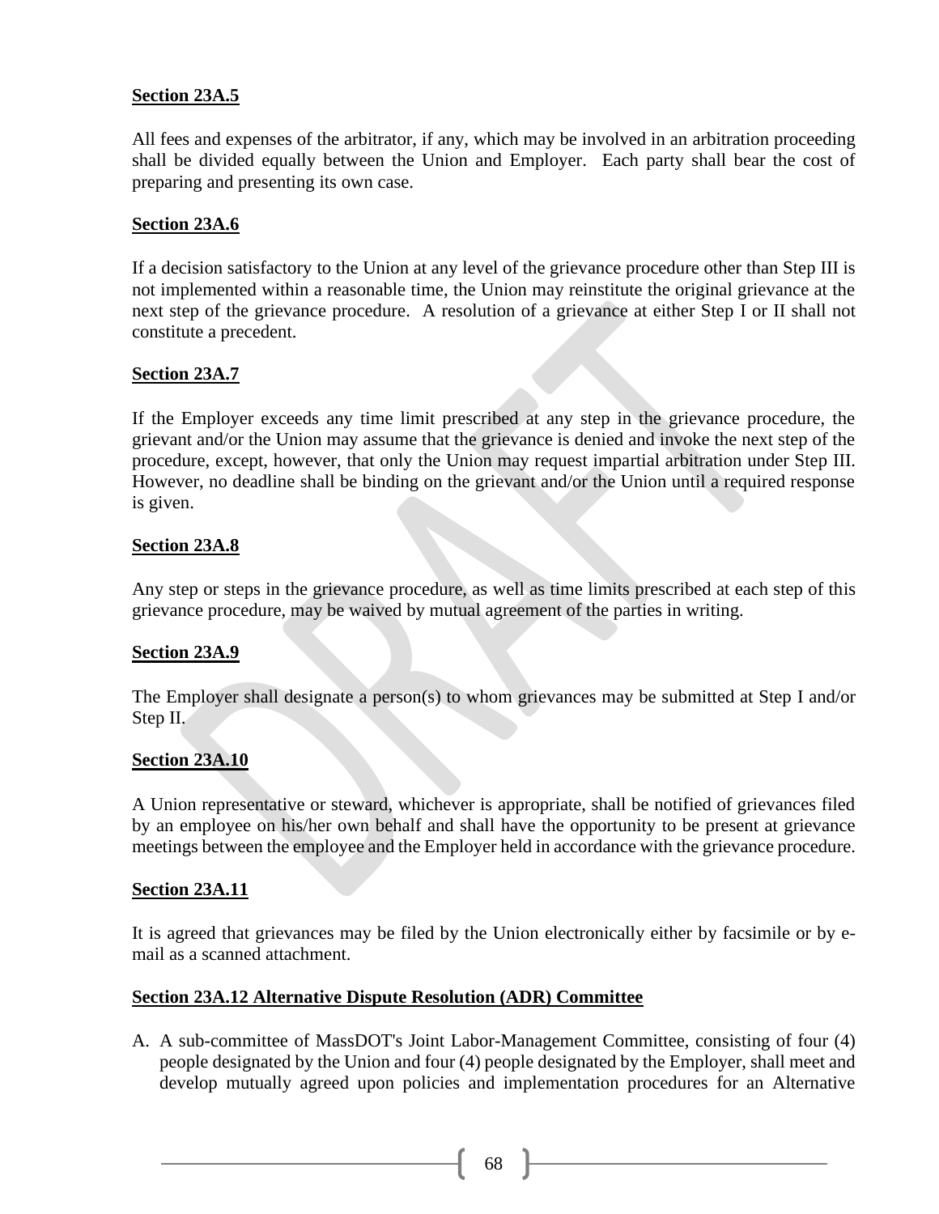**Section 23A.5**

All fees and expenses of the arbitrator, if any, which may be involved in an arbitration proceeding shall be divided equally between the Union and Employer. Each party shall bear the cost of preparing and presenting its own case.

**Section 23A.6**

If a decision satisfactory to the Union at any level of the grievance procedure other than Step III is not implemented within a reasonable time, the Union may reinstitute the original grievance at the next step of the grievance procedure. A resolution of a grievance at either Step I or II shall not constitute a precedent.

**Section 23A.7**

If the Employer exceeds any time limit prescribed at any step in the grievance procedure, the grievant and/or the Union may assume that the grievance is denied and invoke the next step of the procedure, except, however, that only the Union may request impartial arbitration under Step III. However, no deadline shall be binding on the grievant and/or the Union until a required response is given.

**Section 23A.8**

Any step or steps in the grievance procedure, as well as time limits prescribed at each step of this grievance procedure, may be waived by mutual agreement of the parties in writing.

**Section 23A.9**

The Employer shall designate a person(s) to whom grievances may be submitted at Step I and/or Step II.

**Section 23A.10**

A Union representative or steward, whichever is appropriate, shall be notified of grievances filed by an employee on his/her own behalf and shall have the opportunity to be present at grievance meetings between the employee and the Employer held in accordance with the grievance procedure.

**Section 23A.11**

It is agreed that grievances may be filed by the Union electronically either by facsimile or by e-mail as a scanned attachment.

**Section 23A.12 Alternative Dispute Resolution (ADR) Committee**

A. A sub-committee of MassDOT's Joint Labor-Management Committee, consisting of four (4) people designated by the Union and four (4) people designated by the Employer, shall meet and develop mutually agreed upon policies and implementation procedures for an Alternative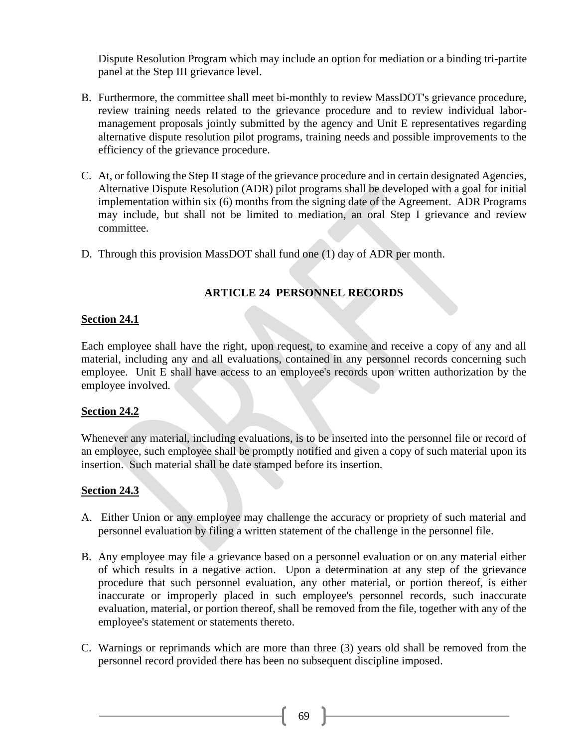Dispute Resolution Program which may include an option for mediation or a binding tri-partite panel at the Step III grievance level.

B. Furthermore, the committee shall meet bi-monthly to review MassDOT's grievance procedure, review training needs related to the grievance procedure and to review individual labor-management proposals jointly submitted by the agency and Unit E representatives regarding alternative dispute resolution pilot programs, training needs and possible improvements to the efficiency of the grievance procedure.

C. At, or following the Step II stage of the grievance procedure and in certain designated Agencies, Alternative Dispute Resolution (ADR) pilot programs shall be developed with a goal for initial implementation within six (6) months from the signing date of the Agreement. ADR Programs may include, but shall not be limited to mediation, an oral Step I grievance and review committee.

D. Through this provision MassDOT shall fund one (1) day of ADR per month.

## ARTICLE 24 PERSONNEL RECORDS

### Section 24.1

Each employee shall have the right, upon request, to examine and receive a copy of any and all material, including any and all evaluations, contained in any personnel records concerning such employee. Unit E shall have access to an employee's records upon written authorization by the employee involved.

### Section 24.2

Whenever any material, including evaluations, is to be inserted into the personnel file or record of an employee, such employee shall be promptly notified and given a copy of such material upon its insertion. Such material shall be date stamped before its insertion.

### Section 24.3

A. Either Union or any employee may challenge the accuracy or propriety of such material and personnel evaluation by filing a written statement of the challenge in the personnel file.

B. Any employee may file a grievance based on a personnel evaluation or on any material either of which results in a negative action. Upon a determination at any step of the grievance procedure that such personnel evaluation, any other material, or portion thereof, is either inaccurate or improperly placed in such employee's personnel records, such inaccurate evaluation, material, or portion thereof, shall be removed from the file, together with any of the employee's statement or statements thereto.

C. Warnings or reprimands which are more than three (3) years old shall be removed from the personnel record provided there has been no subsequent discipline imposed.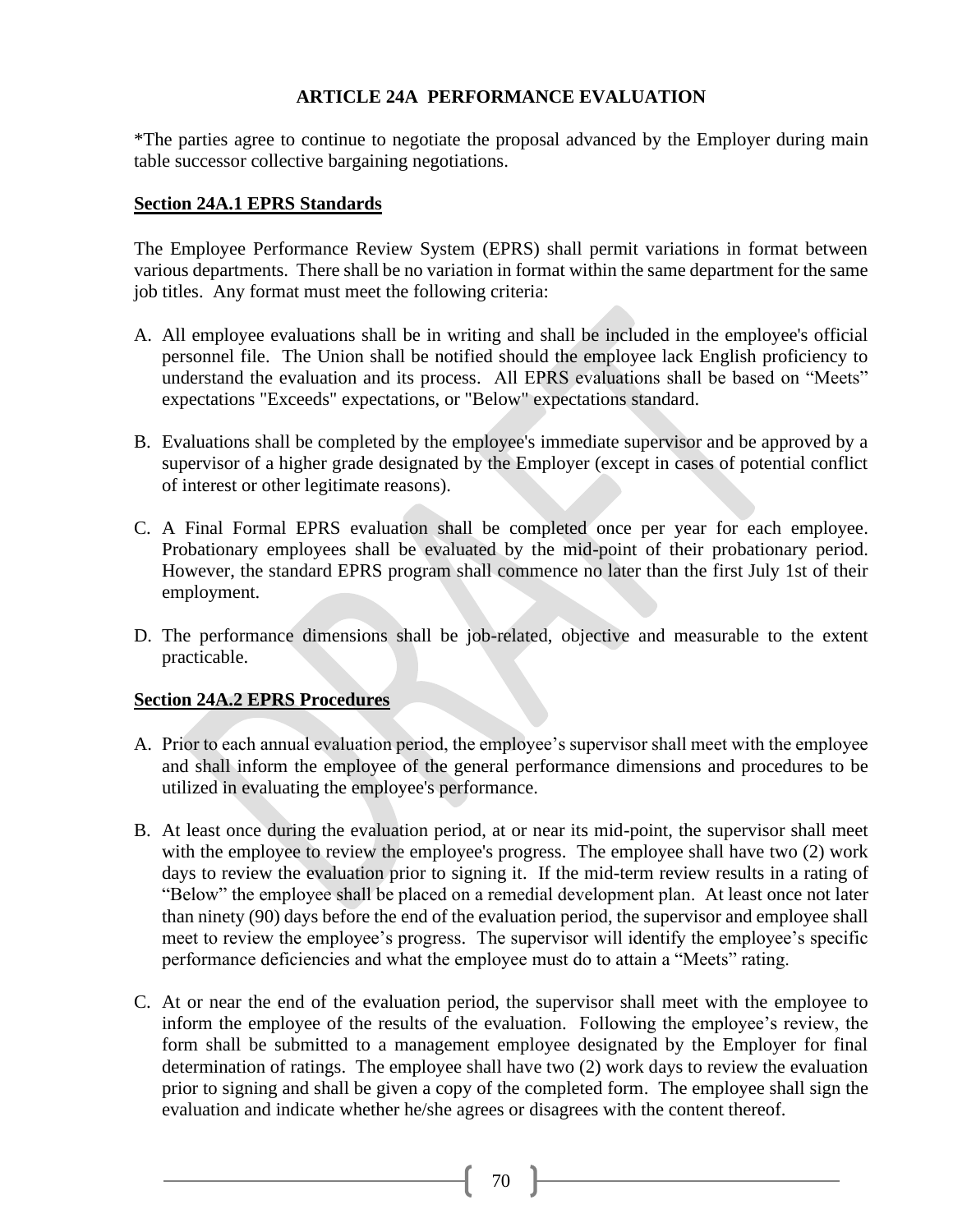# ARTICLE 24A PERFORMANCE EVALUATION

*The parties agree to continue to negotiate the proposal advanced by the Employer during main table successor collective bargaining negotiations.

## Section 24A.1 EPRS Standards

The Employee Performance Review System (EPRS) shall permit variations in format between various departments. There shall be no variation in format within the same department for the same job titles. Any format must meet the following criteria:

A. All employee evaluations shall be in writing and shall be included in the employee's official personnel file. The Union shall be notified should the employee lack English proficiency to understand the evaluation and its process. All EPRS evaluations shall be based on "Meets" expectations "Exceeds" expectations, or "Below" expectations standard.

B. Evaluations shall be completed by the employee's immediate supervisor and be approved by a supervisor of a higher grade designated by the Employer (except in cases of potential conflict of interest or other legitimate reasons).

C. A Final Formal EPRS evaluation shall be completed once per year for each employee. Probationary employees shall be evaluated by the mid-point of their probationary period. However, the standard EPRS program shall commence no later than the first July 1st of their employment.

D. The performance dimensions shall be job-related, objective and measurable to the extent practicable.

## Section 24A.2 EPRS Procedures

A. Prior to each annual evaluation period, the employee's supervisor shall meet with the employee and shall inform the employee of the general performance dimensions and procedures to be utilized in evaluating the employee's performance.

B. At least once during the evaluation period, at or near its mid-point, the supervisor shall meet with the employee to review the employee's progress. The employee shall have two (2) work days to review the evaluation prior to signing it. If the mid-term review results in a rating of "Below" the employee shall be placed on a remedial development plan. At least once not later than ninety (90) days before the end of the evaluation period, the supervisor and employee shall meet to review the employee's progress. The supervisor will identify the employee's specific performance deficiencies and what the employee must do to attain a "Meets" rating.

C. At or near the end of the evaluation period, the supervisor shall meet with the employee to inform the employee of the results of the evaluation. Following the employee's review, the form shall be submitted to a management employee designated by the Employer for final determination of ratings. The employee shall have two (2) work days to review the evaluation prior to signing and shall be given a copy of the completed form. The employee shall sign the evaluation and indicate whether he/she agrees or disagrees with the content thereof.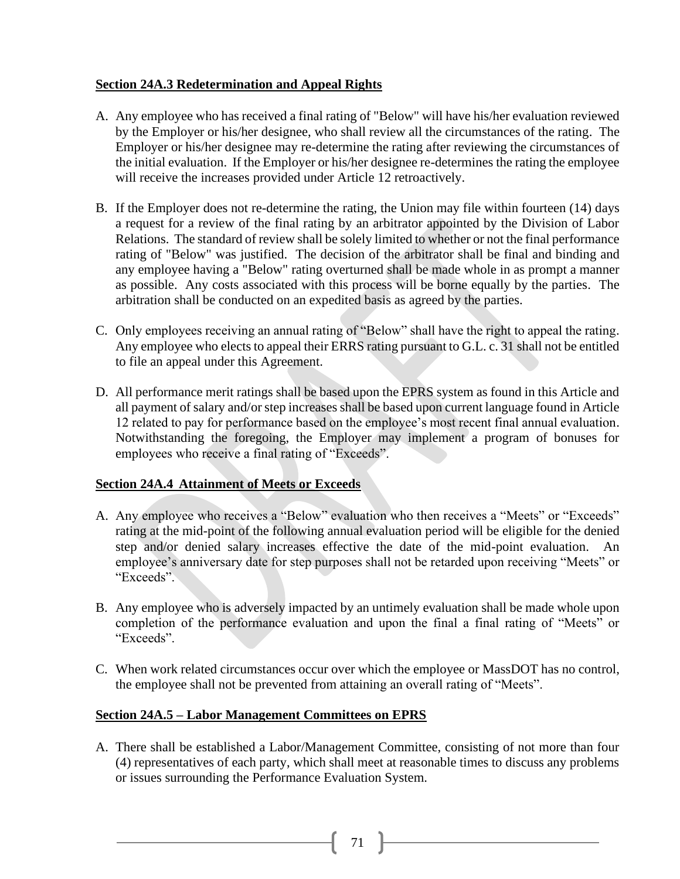**Section 24A.3 Redetermination and Appeal Rights**

A. Any employee who has received a final rating of "Below" will have his/her evaluation reviewed by the Employer or his/her designee, who shall review all the circumstances of the rating. The Employer or his/her designee may re-determine the rating after reviewing the circumstances of the initial evaluation. If the Employer or his/her designee re-determines the rating the employee will receive the increases provided under Article 12 retroactively.

B. If the Employer does not re-determine the rating, the Union may file within fourteen (14) days a request for a review of the final rating by an arbitrator appointed by the Division of Labor Relations. The standard of review shall be solely limited to whether or not the final performance rating of "Below" was justified. The decision of the arbitrator shall be final and binding and any employee having a "Below" rating overturned shall be made whole in as prompt a manner as possible. Any costs associated with this process will be borne equally by the parties. The arbitration shall be conducted on an expedited basis as agreed by the parties.

C. Only employees receiving an annual rating of "Below" shall have the right to appeal the rating. Any employee who elects to appeal their ERRS rating pursuant to G.L. c. 31 shall not be entitled to file an appeal under this Agreement.

D. All performance merit ratings shall be based upon the EPRS system as found in this Article and all payment of salary and/or step increases shall be based upon current language found in Article 12 related to pay for performance based on the employee's most recent final annual evaluation. Notwithstanding the foregoing, the Employer may implement a program of bonuses for employees who receive a final rating of "Exceeds".

**Section 24A.4 Attainment of Meets or Exceeds**

A. Any employee who receives a "Below" evaluation who then receives a "Meets" or "Exceeds" rating at the mid-point of the following annual evaluation period will be eligible for the denied step and/or denied salary increases effective the date of the mid-point evaluation. An employee's anniversary date for step purposes shall not be retarded upon receiving "Meets" or "Exceeds".

B. Any employee who is adversely impacted by an untimely evaluation shall be made whole upon completion of the performance evaluation and upon the final a final rating of "Meets" or "Exceeds".

C. When work related circumstances occur over which the employee or MassDOT has no control, the employee shall not be prevented from attaining an overall rating of "Meets".

**Section 24A.5 – Labor Management Committees on EPRS**

A. There shall be established a Labor/Management Committee, consisting of not more than four (4) representatives of each party, which shall meet at reasonable times to discuss any problems or issues surrounding the Performance Evaluation System.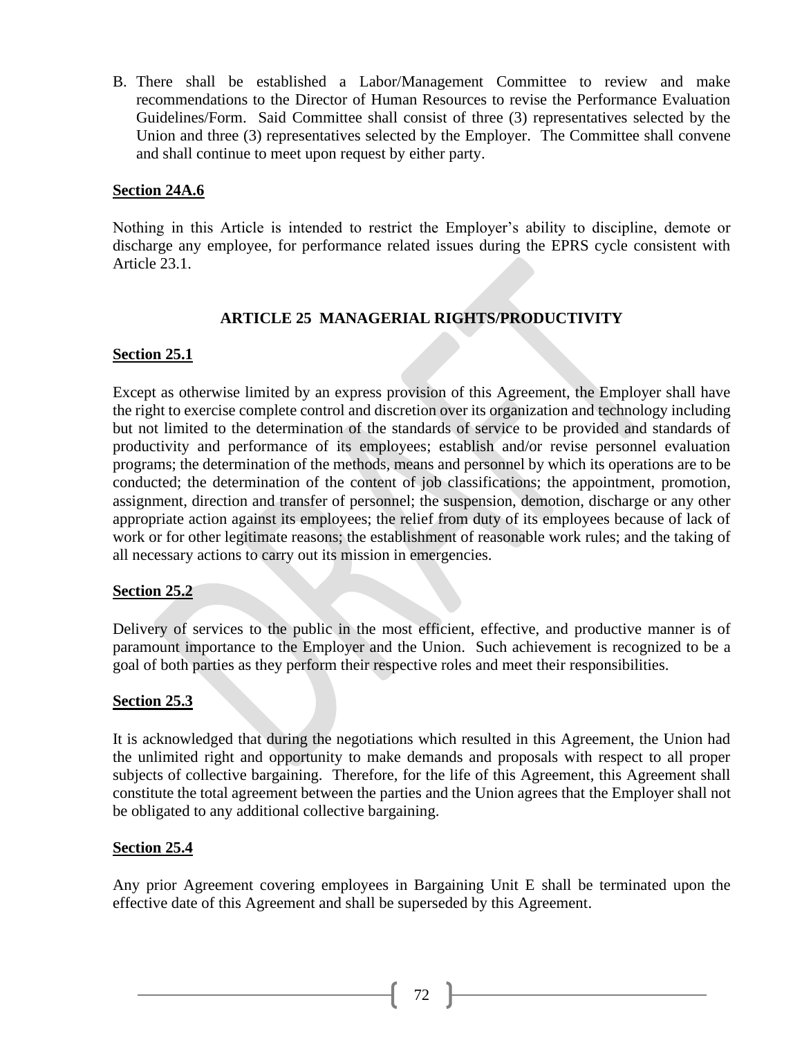B. There shall be established a Labor/Management Committee to review and make recommendations to the Director of Human Resources to revise the Performance Evaluation Guidelines/Form. Said Committee shall consist of three (3) representatives selected by the Union and three (3) representatives selected by the Employer. The Committee shall convene and shall continue to meet upon request by either party.

**Section 24A.6**

Nothing in this Article is intended to restrict the Employer's ability to discipline, demote or discharge any employee, for performance related issues during the EPRS cycle consistent with Article 23.1.

## ARTICLE 25 MANAGERIAL RIGHTS/PRODUCTIVITY

**Section 25.1**

Except as otherwise limited by an express provision of this Agreement, the Employer shall have the right to exercise complete control and discretion over its organization and technology including but not limited to the determination of the standards of service to be provided and standards of productivity and performance of its employees; establish and/or revise personnel evaluation programs; the determination of the methods, means and personnel by which its operations are to be conducted; the determination of the content of job classifications; the appointment, promotion, assignment, direction and transfer of personnel; the suspension, demotion, discharge or any other appropriate action against its employees; the relief from duty of its employees because of lack of work or for other legitimate reasons; the establishment of reasonable work rules; and the taking of all necessary actions to carry out its mission in emergencies.

**Section 25.2**

Delivery of services to the public in the most efficient, effective, and productive manner is of paramount importance to the Employer and the Union. Such achievement is recognized to be a goal of both parties as they perform their respective roles and meet their responsibilities.

**Section 25.3**

It is acknowledged that during the negotiations which resulted in this Agreement, the Union had the unlimited right and opportunity to make demands and proposals with respect to all proper subjects of collective bargaining. Therefore, for the life of this Agreement, this Agreement shall constitute the total agreement between the parties and the Union agrees that the Employer shall not be obligated to any additional collective bargaining.

**Section 25.4**

Any prior Agreement covering employees in Bargaining Unit E shall be terminated upon the effective date of this Agreement and shall be superseded by this Agreement.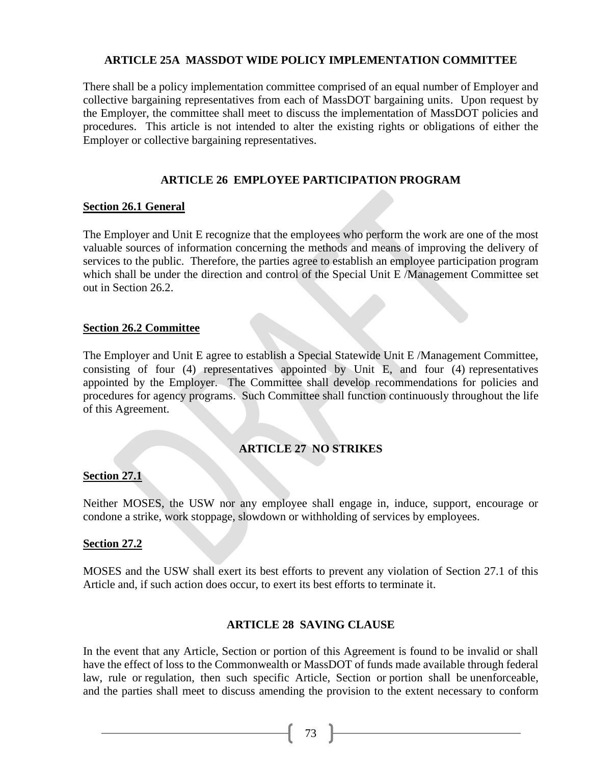## ARTICLE 25A MASSDOT WIDE POLICY IMPLEMENTATION COMMITTEE

There shall be a policy implementation committee comprised of an equal number of Employer and collective bargaining representatives from each of MassDOT bargaining units. Upon request by the Employer, the committee shall meet to discuss the implementation of MassDOT policies and procedures. This article is not intended to alter the existing rights or obligations of either the Employer or collective bargaining representatives.

## ARTICLE 26 EMPLOYEE PARTICIPATION PROGRAM

### Section 26.1 General

The Employer and Unit E recognize that the employees who perform the work are one of the most valuable sources of information concerning the methods and means of improving the delivery of services to the public. Therefore, the parties agree to establish an employee participation program which shall be under the direction and control of the Special Unit E /Management Committee set out in Section 26.2.

### Section 26.2 Committee

The Employer and Unit E agree to establish a Special Statewide Unit E /Management Committee, consisting of four (4) representatives appointed by Unit E, and four (4) representatives appointed by the Employer. The Committee shall develop recommendations for policies and procedures for agency programs. Such Committee shall function continuously throughout the life of this Agreement.

## ARTICLE 27 NO STRIKES

### Section 27.1

Neither MOSES, the USW nor any employee shall engage in, induce, support, encourage or condone a strike, work stoppage, slowdown or withholding of services by employees.

### Section 27.2

MOSES and the USW shall exert its best efforts to prevent any violation of Section 27.1 of this Article and, if such action does occur, to exert its best efforts to terminate it.

## ARTICLE 28 SAVING CLAUSE

In the event that any Article, Section or portion of this Agreement is found to be invalid or shall have the effect of loss to the Commonwealth or MassDOT of funds made available through federal law, rule or regulation, then such specific Article, Section or portion shall be unenforceable, and the parties shall meet to discuss amending the provision to the extent necessary to conform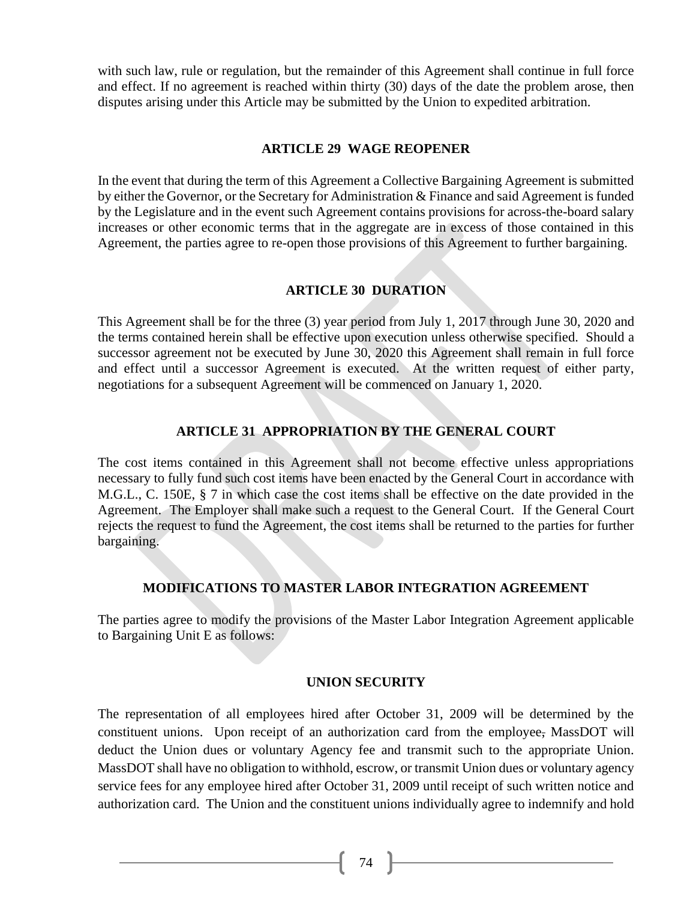with such law, rule or regulation, but the remainder of this Agreement shall continue in full force and effect. If no agreement is reached within thirty (30) days of the date the problem arose, then disputes arising under this Article may be submitted by the Union to expedited arbitration.

## ARTICLE 29 WAGE REOPENER

In the event that during the term of this Agreement a Collective Bargaining Agreement is submitted by either the Governor, or the Secretary for Administration & Finance and said Agreement is funded by the Legislature and in the event such Agreement contains provisions for across-the-board salary increases or other economic terms that in the aggregate are in excess of those contained in this Agreement, the parties agree to re-open those provisions of this Agreement to further bargaining.

## ARTICLE 30 DURATION

This Agreement shall be for the three (3) year period from July 1, 2017 through June 30, 2020 and the terms contained herein shall be effective upon execution unless otherwise specified. Should a successor agreement not be executed by June 30, 2020 this Agreement shall remain in full force and effect until a successor Agreement is executed. At the written request of either party, negotiations for a subsequent Agreement will be commenced on January 1, 2020.

## ARTICLE 31 APPROPRIATION BY THE GENERAL COURT

The cost items contained in this Agreement shall not become effective unless appropriations necessary to fully fund such cost items have been enacted by the General Court in accordance with M.G.L., C. 150E, § 7 in which case the cost items shall be effective on the date provided in the Agreement. The Employer shall make such a request to the General Court. If the General Court rejects the request to fund the Agreement, the cost items shall be returned to the parties for further bargaining.

## MODIFICATIONS TO MASTER LABOR INTEGRATION AGREEMENT

The parties agree to modify the provisions of the Master Labor Integration Agreement applicable to Bargaining Unit E as follows:

### UNION SECURITY

The representation of all employees hired after October 31, 2009 will be determined by the constituent unions. Upon receipt of an authorization card from the employee, MassDOT will deduct the Union dues or voluntary Agency fee and transmit such to the appropriate Union. MassDOT shall have no obligation to withhold, escrow, or transmit Union dues or voluntary agency service fees for any employee hired after October 31, 2009 until receipt of such written notice and authorization card. The Union and the constituent unions individually agree to indemnify and hold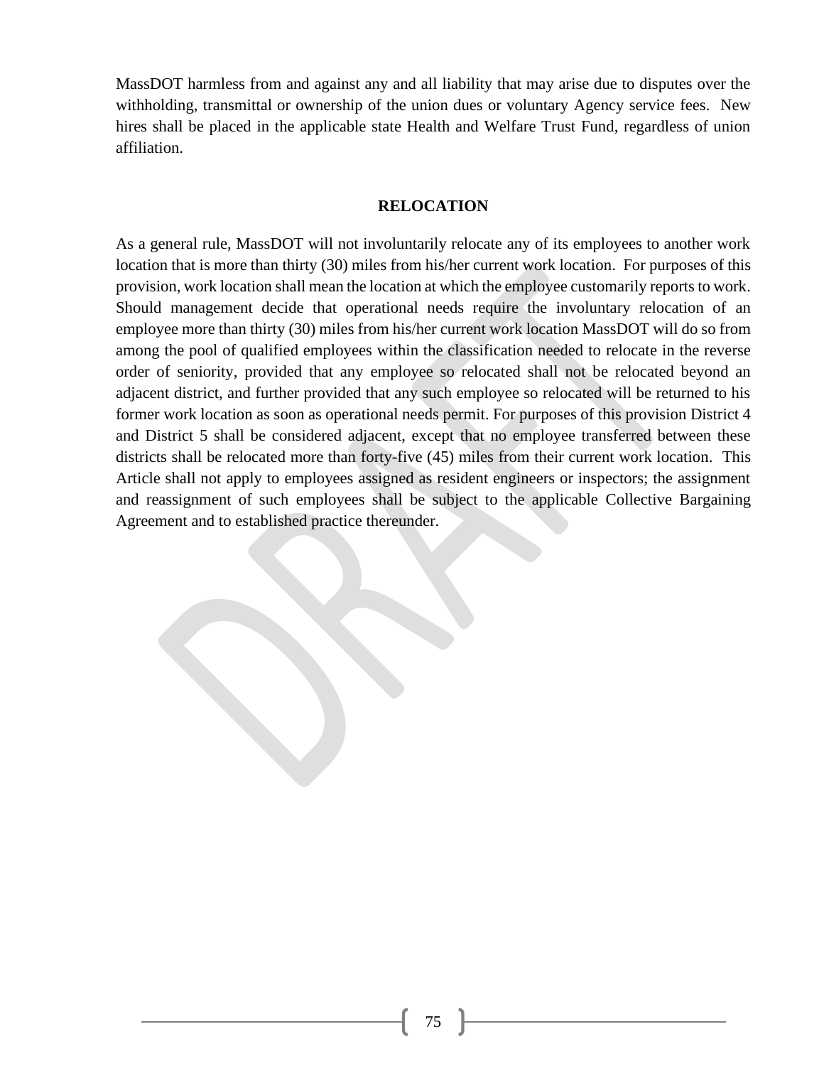MassDOT harmless from and against any and all liability that may arise due to disputes over the withholding, transmittal or ownership of the union dues or voluntary Agency service fees. New hires shall be placed in the applicable state Health and Welfare Trust Fund, regardless of union affiliation.

## RELOCATION

As a general rule, MassDOT will not involuntarily relocate any of its employees to another work location that is more than thirty (30) miles from his/her current work location. For purposes of this provision, work location shall mean the location at which the employee customarily reports to work. Should management decide that operational needs require the involuntary relocation of an employee more than thirty (30) miles from his/her current work location MassDOT will do so from among the pool of qualified employees within the classification needed to relocate in the reverse order of seniority, provided that any employee so relocated shall not be relocated beyond an adjacent district, and further provided that any such employee so relocated will be returned to his former work location as soon as operational needs permit. For purposes of this provision District 4 and District 5 shall be considered adjacent, except that no employee transferred between these districts shall be relocated more than forty-five (45) miles from their current work location. This Article shall not apply to employees assigned as resident engineers or inspectors; the assignment and reassignment of such employees shall be subject to the applicable Collective Bargaining Agreement and to established practice thereunder.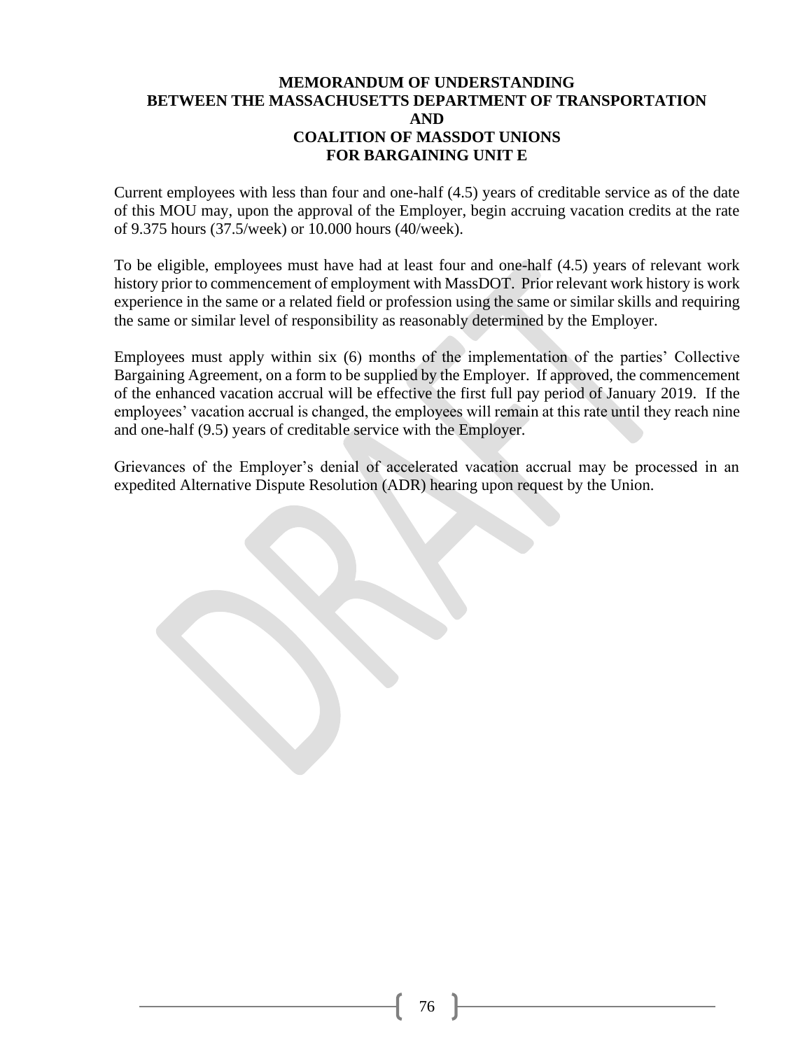**MEMORANDUM OF UNDERSTANDING**
**BETWEEN THE MASSACHUSETTS DEPARTMENT OF TRANSPORTATION**
**AND**
**COALITION OF MASSDOT UNIONS**
**FOR BARGAINING UNIT E**

Current employees with less than four and one-half (4.5) years of creditable service as of the date of this MOU may, upon the approval of the Employer, begin accruing vacation credits at the rate of 9.375 hours (37.5/week) or 10.000 hours (40/week).

To be eligible, employees must have had at least four and one-half (4.5) years of relevant work history prior to commencement of employment with MassDOT. Prior relevant work history is work experience in the same or a related field or profession using the same or similar skills and requiring the same or similar level of responsibility as reasonably determined by the Employer.

Employees must apply within six (6) months of the implementation of the parties' Collective Bargaining Agreement, on a form to be supplied by the Employer. If approved, the commencement of the enhanced vacation accrual will be effective the first full pay period of January 2019. If the employees' vacation accrual is changed, the employees will remain at this rate until they reach nine and one-half (9.5) years of creditable service with the Employer.

Grievances of the Employer's denial of accelerated vacation accrual may be processed in an expedited Alternative Dispute Resolution (ADR) hearing upon request by the Union.